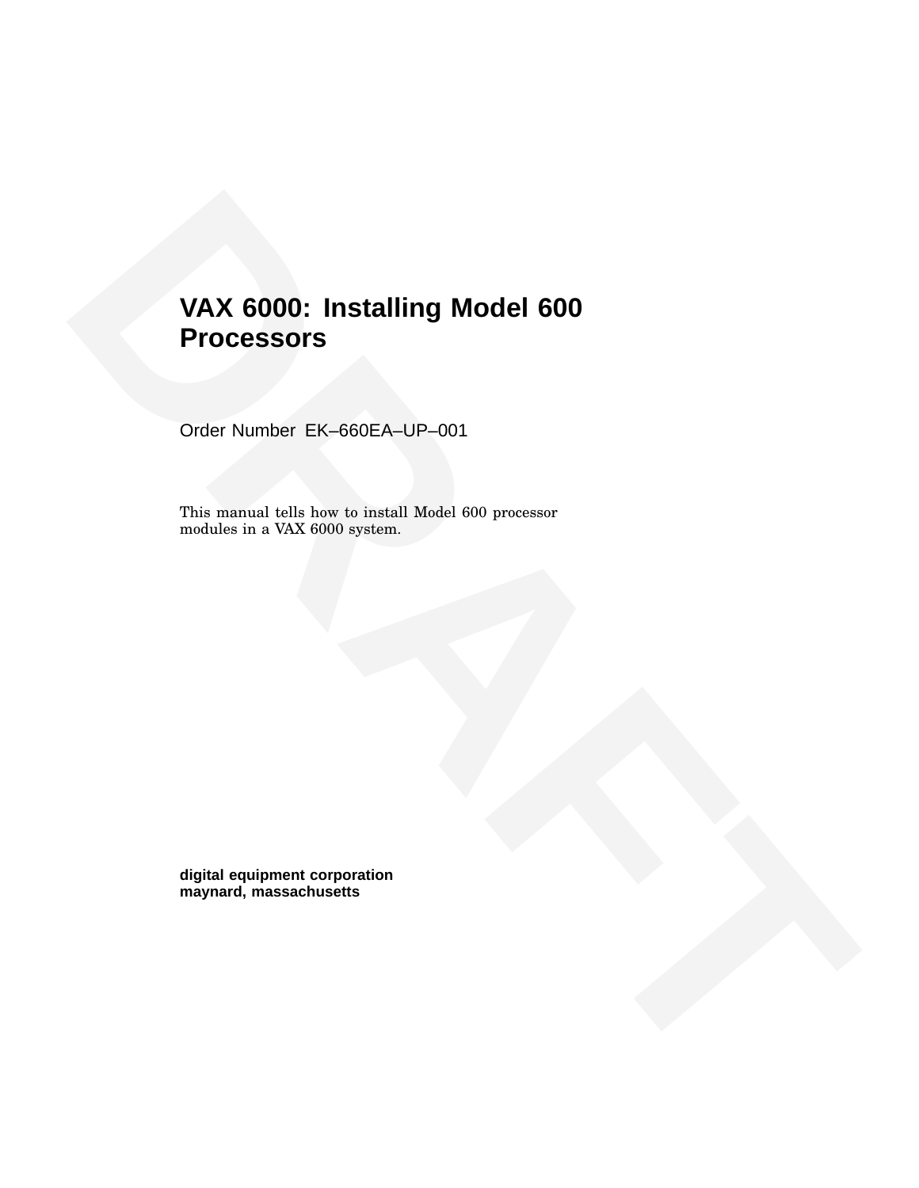# VAX 6000: Installing Model 600 Processors

Order Number EK–660EA–UP–001

This manual tells how to install Model 600 processor modules in a VAX 6000 system.

**digital equipment corporation**
**maynard, massachusetts**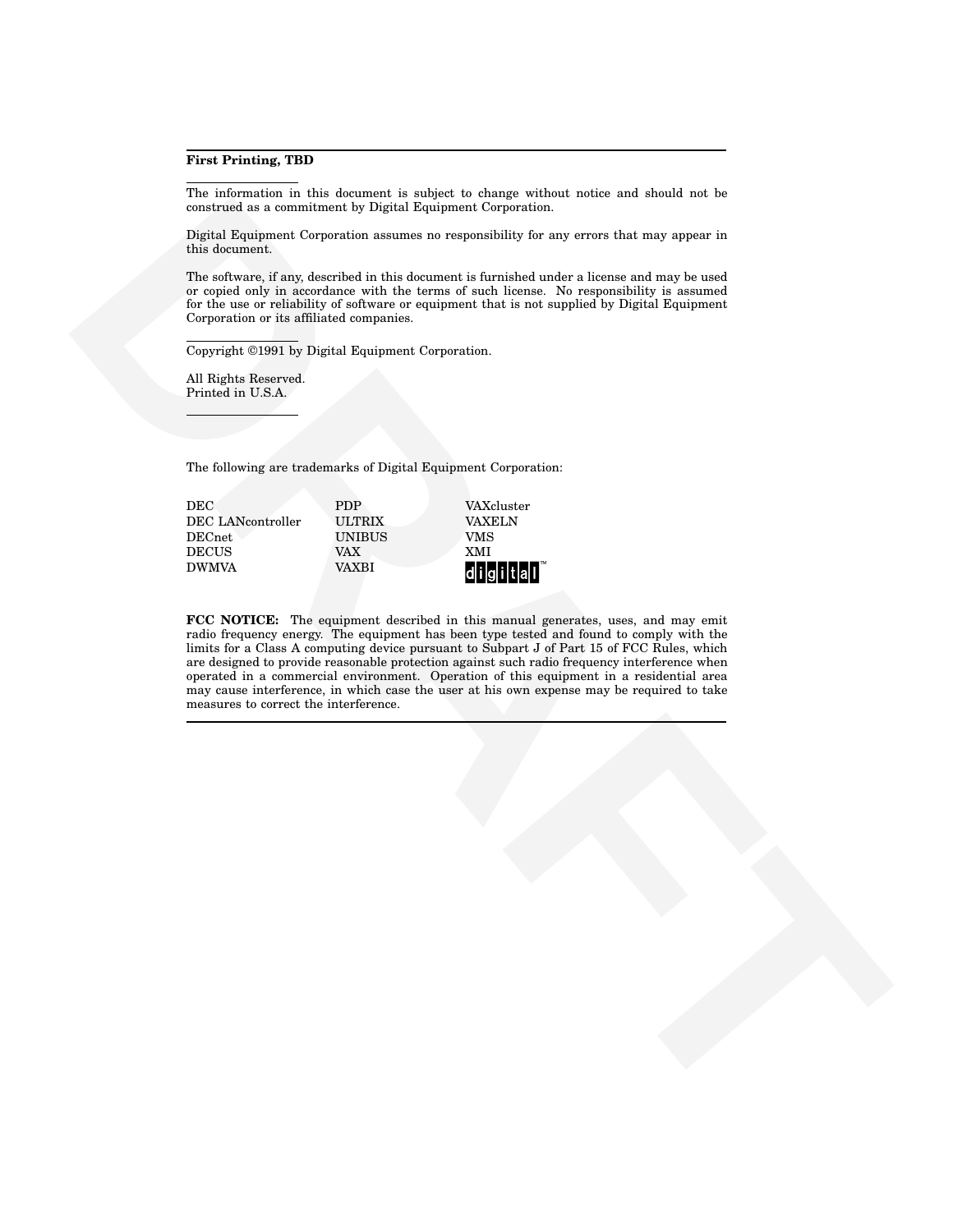**First Printing, TBD**

The information in this document is subject to change without notice and should not be construed as a commitment by Digital Equipment Corporation.

Digital Equipment Corporation assumes no responsibility for any errors that may appear in this document.

The software, if any, described in this document is furnished under a license and may be used or copied only in accordance with the terms of such license. No responsibility is assumed for the use or reliability of software or equipment that is not supplied by Digital Equipment Corporation or its affiliated companies.

Copyright ©1991 by Digital Equipment Corporation.

All Rights Reserved.
Printed in U.S.A.

The following are trademarks of Digital Equipment Corporation:

| | | |
|---|---|---|
| DEC | PDP | VAXcluster |
| DEC LANcontroller | ULTRIX | VAXELN |
| DECnet | UNIBUS | VMS |
| DECUS | VAX | XMI |
| DWMVA | VAXBI | digital™ |

**FCC NOTICE:** The equipment described in this manual generates, uses, and may emit radio frequency energy. The equipment has been type tested and found to comply with the limits for a Class A computing device pursuant to Subpart J of Part 15 of FCC Rules, which are designed to provide reasonable protection against such radio frequency interference when operated in a commercial environment. Operation of this equipment in a residential area may cause interference, in which case the user at his own expense may be required to take measures to correct the interference.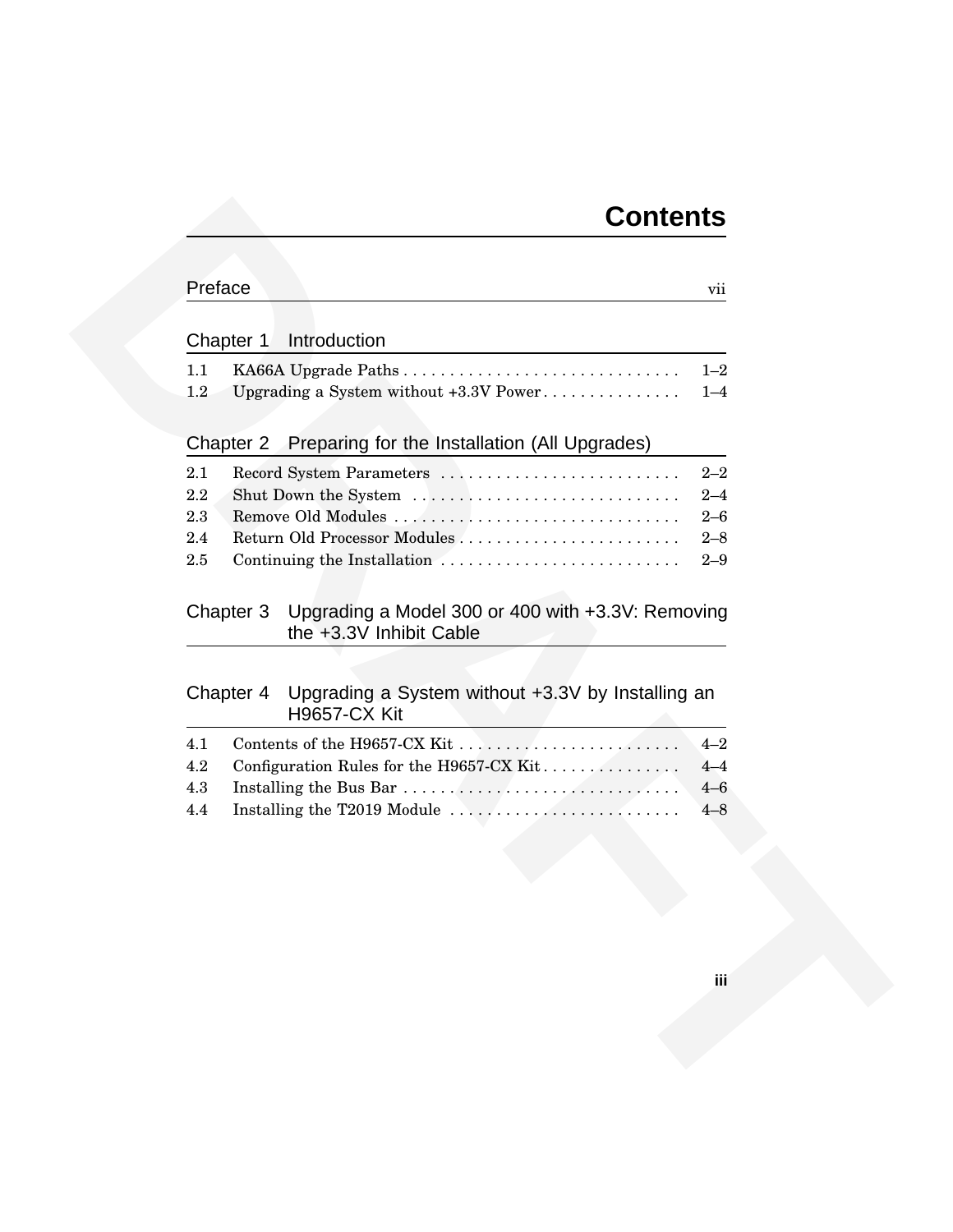# Contents

## Preface — vii

## Chapter 1 Introduction

| | | |
|---|---|---|
| 1.1 | KA66A Upgrade Paths | 1–2 |
| 1.2 | Upgrading a System without +3.3V Power | 1–4 |

## Chapter 2 Preparing for the Installation (All Upgrades)

| | | |
|---|---|---|
| 2.1 | Record System Parameters | 2–2 |
| 2.2 | Shut Down the System | 2–4 |
| 2.3 | Remove Old Modules | 2–6 |
| 2.4 | Return Old Processor Modules | 2–8 |
| 2.5 | Continuing the Installation | 2–9 |

## Chapter 3 Upgrading a Model 300 or 400 with +3.3V: Removing the +3.3V Inhibit Cable

## Chapter 4 Upgrading a System without +3.3V by Installing an H9657-CX Kit

| | | |
|---|---|---|
| 4.1 | Contents of the H9657-CX Kit | 4–2 |
| 4.2 | Configuration Rules for the H9657-CX Kit | 4–4 |
| 4.3 | Installing the Bus Bar | 4–6 |
| 4.4 | Installing the T2019 Module | 4–8 |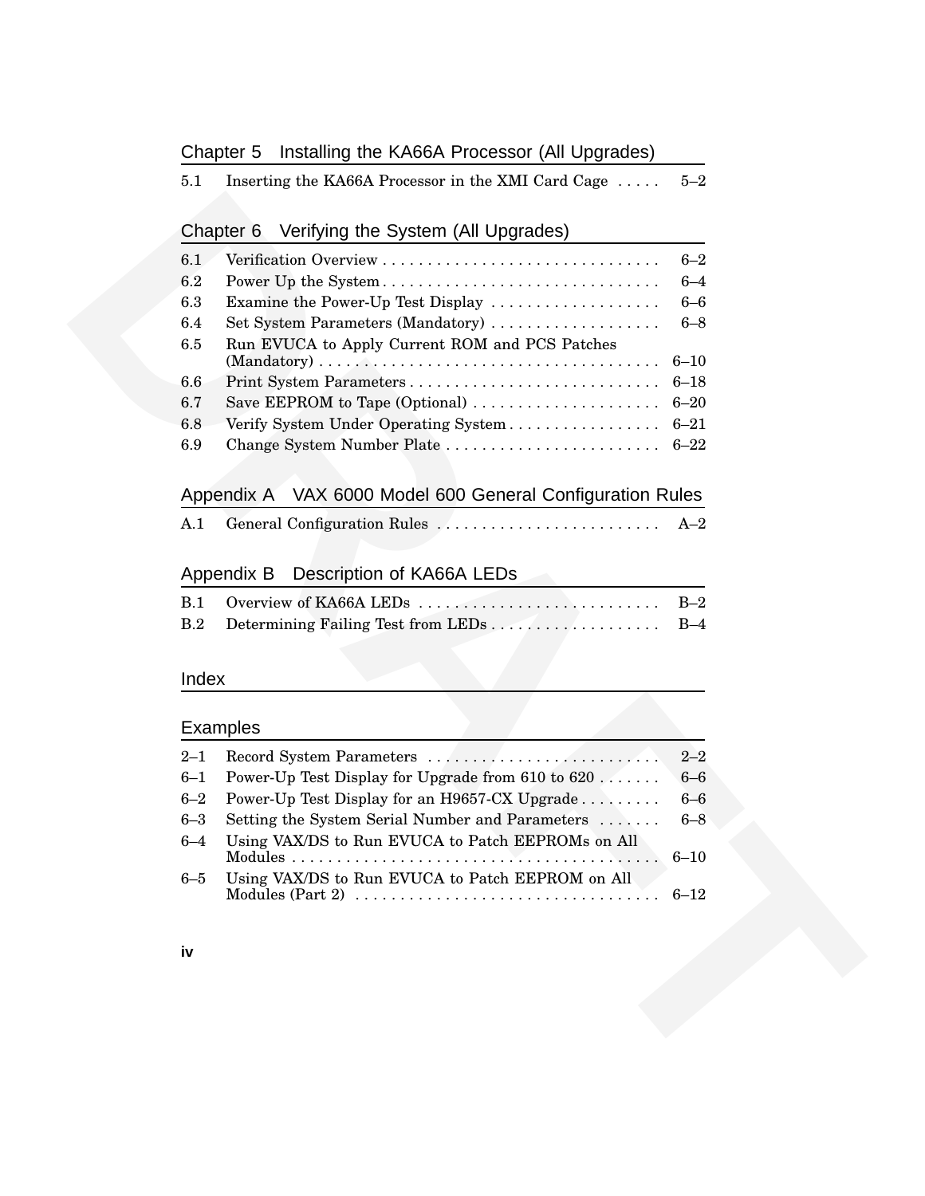## Chapter 5 Installing the KA66A Processor (All Upgrades)

| | | |
|---|---|---|
| 5.1 | Inserting the KA66A Processor in the XMI Card Cage | 5–2 |

## Chapter 6 Verifying the System (All Upgrades)

| | | |
|---|---|---|
| 6.1 | Verification Overview | 6–2 |
| 6.2 | Power Up the System | 6–4 |
| 6.3 | Examine the Power-Up Test Display | 6–6 |
| 6.4 | Set System Parameters (Mandatory) | 6–8 |
| 6.5 | Run EVUCA to Apply Current ROM and PCS Patches (Mandatory) | 6–10 |
| 6.6 | Print System Parameters | 6–18 |
| 6.7 | Save EEPROM to Tape (Optional) | 6–20 |
| 6.8 | Verify System Under Operating System | 6–21 |
| 6.9 | Change System Number Plate | 6–22 |

## Appendix A VAX 6000 Model 600 General Configuration Rules

| | | |
|---|---|---|
| A.1 | General Configuration Rules | A–2 |

## Appendix B Description of KA66A LEDs

| | | |
|---|---|---|
| B.1 | Overview of KA66A LEDs | B–2 |
| B.2 | Determining Failing Test from LEDs | B–4 |

## Index

## Examples

| | | |
|---|---|---|
| 2–1 | Record System Parameters | 2–2 |
| 6–1 | Power-Up Test Display for Upgrade from 610 to 620 | 6–6 |
| 6–2 | Power-Up Test Display for an H9657-CX Upgrade | 6–6 |
| 6–3 | Setting the System Serial Number and Parameters | 6–8 |
| 6–4 | Using VAX/DS to Run EVUCA to Patch EEPROMs on All Modules | 6–10 |
| 6–5 | Using VAX/DS to Run EVUCA to Patch EEPROM on All Modules (Part 2) | 6–12 |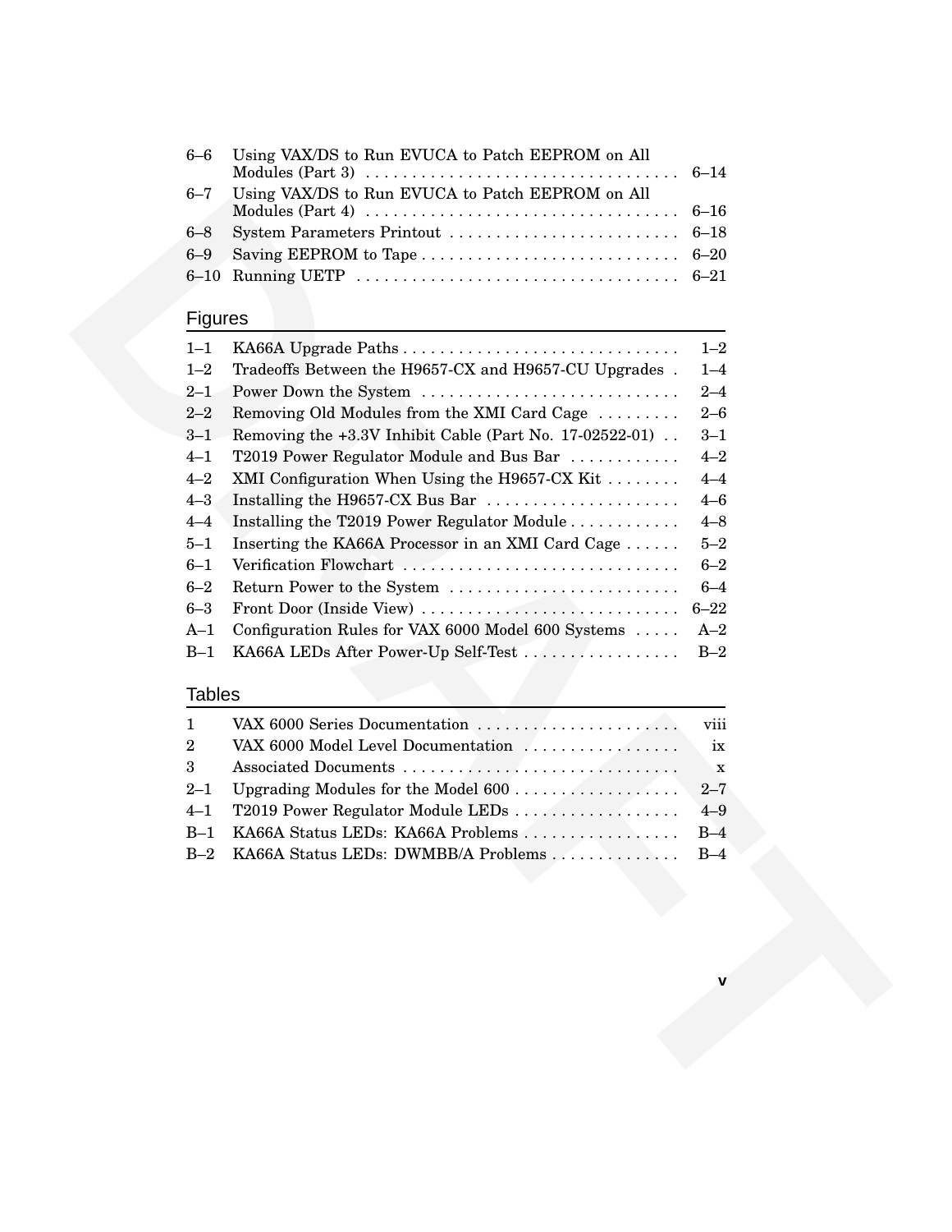| | | |
|---|---|---|
| 6–6 | Using VAX/DS to Run EVUCA to Patch EEPROM on All Modules (Part 3) | 6–14 |
| 6–7 | Using VAX/DS to Run EVUCA to Patch EEPROM on All Modules (Part 4) | 6–16 |
| 6–8 | System Parameters Printout | 6–18 |
| 6–9 | Saving EEPROM to Tape | 6–20 |
| 6–10 | Running UETP | 6–21 |

## Figures

| | | |
|---|---|---|
| 1–1 | KA66A Upgrade Paths | 1–2 |
| 1–2 | Tradeoffs Between the H9657-CX and H9657-CU Upgrades | 1–4 |
| 2–1 | Power Down the System | 2–4 |
| 2–2 | Removing Old Modules from the XMI Card Cage | 2–6 |
| 3–1 | Removing the +3.3V Inhibit Cable (Part No. 17-02522-01) | 3–1 |
| 4–1 | T2019 Power Regulator Module and Bus Bar | 4–2 |
| 4–2 | XMI Configuration When Using the H9657-CX Kit | 4–4 |
| 4–3 | Installing the H9657-CX Bus Bar | 4–6 |
| 4–4 | Installing the T2019 Power Regulator Module | 4–8 |
| 5–1 | Inserting the KA66A Processor in an XMI Card Cage | 5–2 |
| 6–1 | Verification Flowchart | 6–2 |
| 6–2 | Return Power to the System | 6–4 |
| 6–3 | Front Door (Inside View) | 6–22 |
| A–1 | Configuration Rules for VAX 6000 Model 600 Systems | A–2 |
| B–1 | KA66A LEDs After Power-Up Self-Test | B–2 |

## Tables

| | | |
|---|---|---|
| 1 | VAX 6000 Series Documentation | viii |
| 2 | VAX 6000 Model Level Documentation | ix |
| 3 | Associated Documents | x |
| 2–1 | Upgrading Modules for the Model 600 | 2–7 |
| 4–1 | T2019 Power Regulator Module LEDs | 4–9 |
| B–1 | KA66A Status LEDs: KA66A Problems | B–4 |
| B–2 | KA66A Status LEDs: DWMBB/A Problems | B–4 |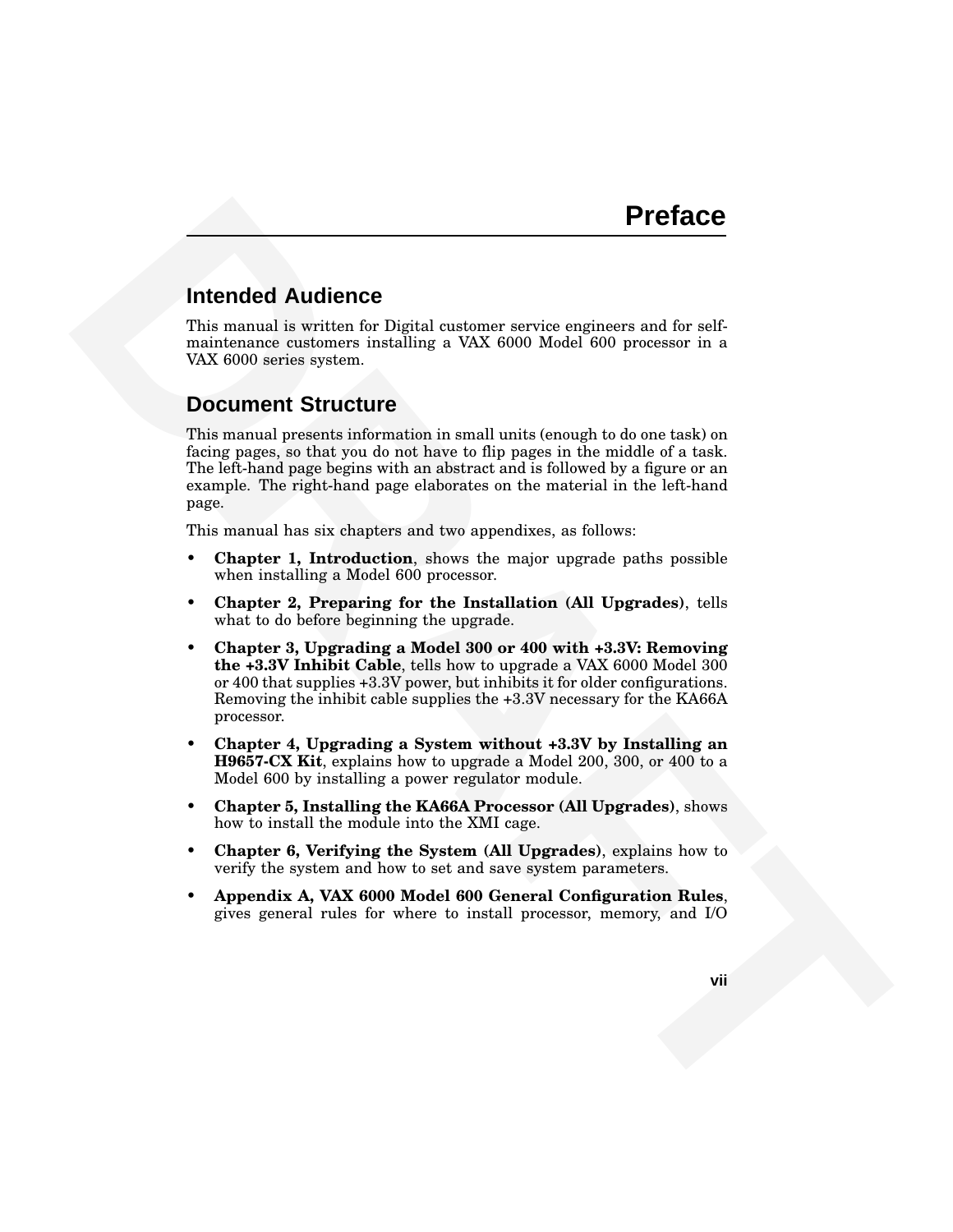# Preface

## Intended Audience

This manual is written for Digital customer service engineers and for self-maintenance customers installing a VAX 6000 Model 600 processor in a VAX 6000 series system.

## Document Structure

This manual presents information in small units (enough to do one task) on facing pages, so that you do not have to flip pages in the middle of a task. The left-hand page begins with an abstract and is followed by a figure or an example. The right-hand page elaborates on the material in the left-hand page.

This manual has six chapters and two appendixes, as follows:

- **Chapter 1, Introduction**, shows the major upgrade paths possible when installing a Model 600 processor.
- **Chapter 2, Preparing for the Installation (All Upgrades)**, tells what to do before beginning the upgrade.
- **Chapter 3, Upgrading a Model 300 or 400 with +3.3V: Removing the +3.3V Inhibit Cable**, tells how to upgrade a VAX 6000 Model 300 or 400 that supplies +3.3V power, but inhibits it for older configurations. Removing the inhibit cable supplies the +3.3V necessary for the KA66A processor.
- **Chapter 4, Upgrading a System without +3.3V by Installing an H9657-CX Kit**, explains how to upgrade a Model 200, 300, or 400 to a Model 600 by installing a power regulator module.
- **Chapter 5, Installing the KA66A Processor (All Upgrades)**, shows how to install the module into the XMI cage.
- **Chapter 6, Verifying the System (All Upgrades)**, explains how to verify the system and how to set and save system parameters.
- **Appendix A, VAX 6000 Model 600 General Configuration Rules**, gives general rules for where to install processor, memory, and I/O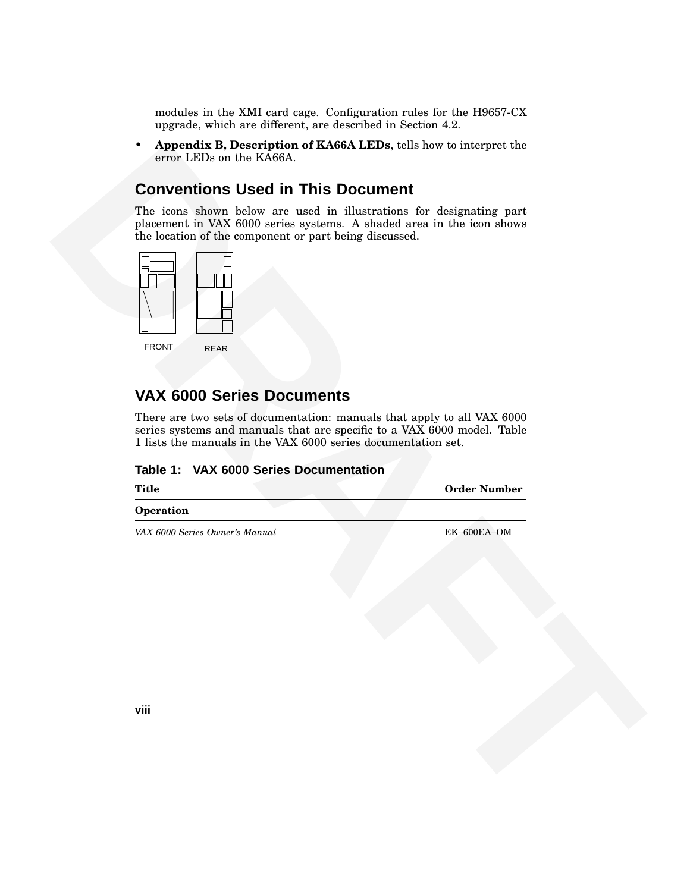modules in the XMI card cage. Configuration rules for the H9657-CX upgrade, which are different, are described in Section 4.2.

- **Appendix B, Description of KA66A LEDs**, tells how to interpret the error LEDs on the KA66A.

## Conventions Used in This Document

The icons shown below are used in illustrations for designating part placement in VAX 6000 series systems. A shaded area in the icon shows the location of the component or part being discussed.

FRONT REAR

## VAX 6000 Series Documents

There are two sets of documentation: manuals that apply to all VAX 6000 series systems and manuals that are specific to a VAX 6000 model. Table 1 lists the manuals in the VAX 6000 series documentation set.

**Table 1: VAX 6000 Series Documentation**

| Title | Order Number |
|---|---|
| **Operation** | |
| *VAX 6000 Series Owner's Manual* | EK–600EA–OM |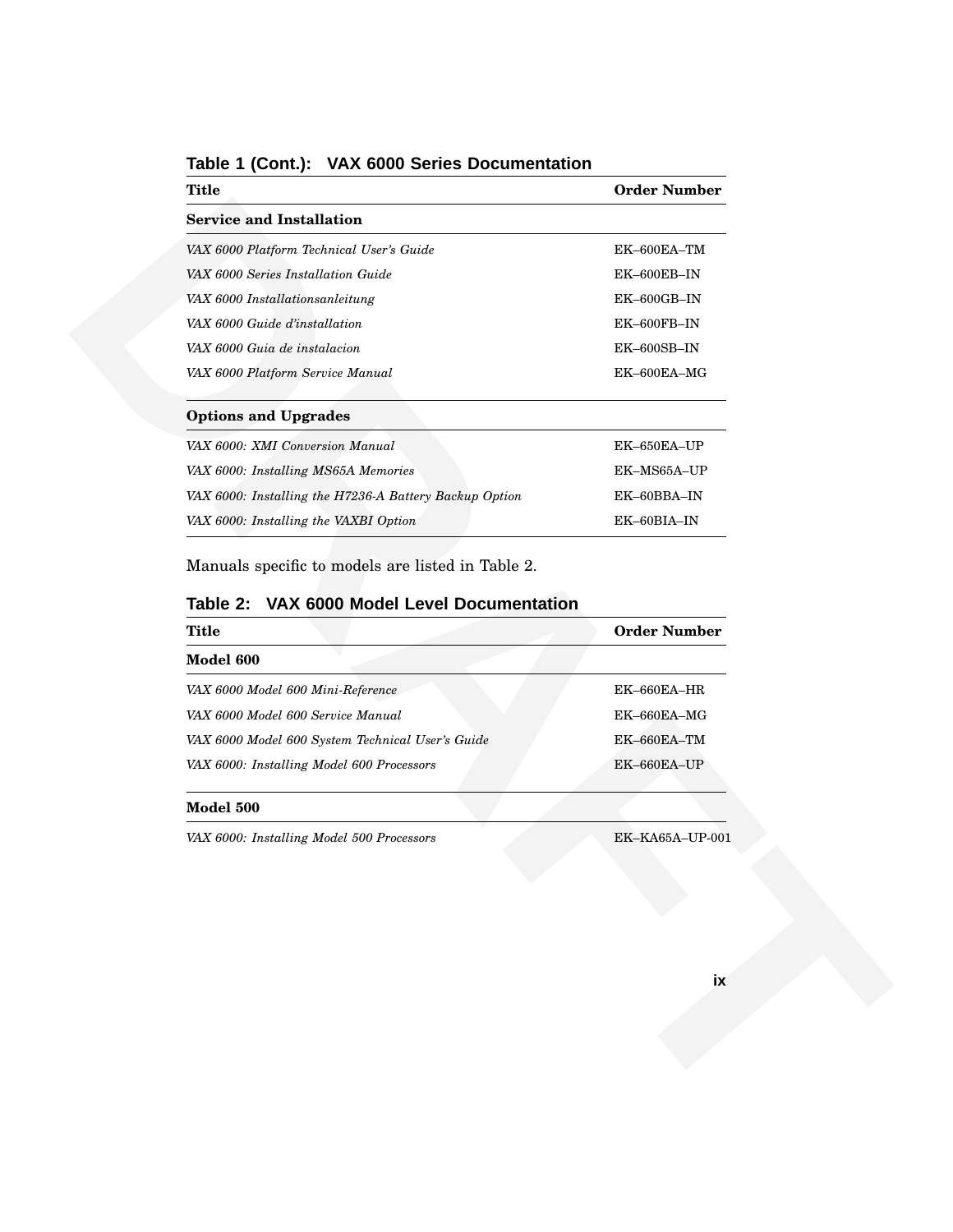**Table 1 (Cont.): VAX 6000 Series Documentation**

| Title | Order Number |
|---|---|
| **Service and Installation** | |
| *VAX 6000 Platform Technical User's Guide* | EK–600EA–TM |
| *VAX 6000 Series Installation Guide* | EK–600EB–IN |
| *VAX 6000 Installationsanleitung* | EK–600GB–IN |
| *VAX 6000 Guide d'installation* | EK–600FB–IN |
| *VAX 6000 Guia de instalacion* | EK–600SB–IN |
| *VAX 6000 Platform Service Manual* | EK–600EA–MG |
| **Options and Upgrades** | |
| *VAX 6000: XMI Conversion Manual* | EK–650EA–UP |
| *VAX 6000: Installing MS65A Memories* | EK–MS65A–UP |
| *VAX 6000: Installing the H7236-A Battery Backup Option* | EK–60BBA–IN |
| *VAX 6000: Installing the VAXBI Option* | EK–60BIA–IN |

Manuals specific to models are listed in Table 2.

**Table 2: VAX 6000 Model Level Documentation**

| Title | Order Number |
|---|---|
| **Model 600** | |
| *VAX 6000 Model 600 Mini-Reference* | EK–660EA–HR |
| *VAX 6000 Model 600 Service Manual* | EK–660EA–MG |
| *VAX 6000 Model 600 System Technical User's Guide* | EK–660EA–TM |
| *VAX 6000: Installing Model 600 Processors* | EK–660EA–UP |
| **Model 500** | |
| *VAX 6000: Installing Model 500 Processors* | EK–KA65A–UP-001 |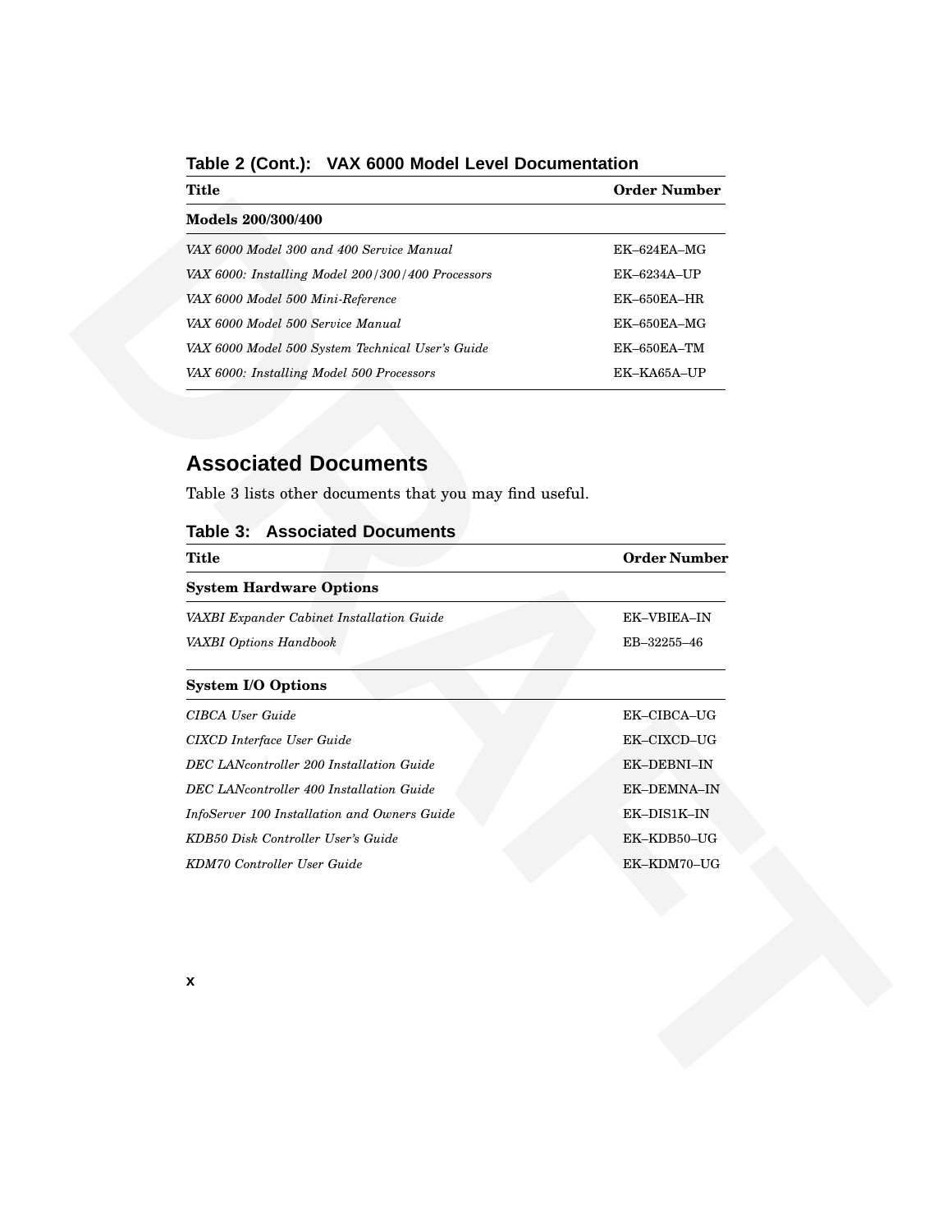**Table 2 (Cont.): VAX 6000 Model Level Documentation**

| Title | Order Number |
|---|---|
| **Models 200/300/400** | |
| *VAX 6000 Model 300 and 400 Service Manual* | EK–624EA–MG |
| *VAX 6000: Installing Model 200/300/400 Processors* | EK–6234A–UP |
| *VAX 6000 Model 500 Mini-Reference* | EK–650EA–HR |
| *VAX 6000 Model 500 Service Manual* | EK–650EA–MG |
| *VAX 6000 Model 500 System Technical User's Guide* | EK–650EA–TM |
| *VAX 6000: Installing Model 500 Processors* | EK–KA65A–UP |

## Associated Documents

Table 3 lists other documents that you may find useful.

**Table 3: Associated Documents**

| Title | Order Number |
|---|---|
| **System Hardware Options** | |
| *VAXBI Expander Cabinet Installation Guide* | EK–VBIEA–IN |
| *VAXBI Options Handbook* | EB–32255–46 |
| **System I/O Options** | |
| *CIBCA User Guide* | EK–CIBCA–UG |
| *CIXCD Interface User Guide* | EK–CIXCD–UG |
| *DEC LANcontroller 200 Installation Guide* | EK–DEBNI–IN |
| *DEC LANcontroller 400 Installation Guide* | EK–DEMNA–IN |
| *InfoServer 100 Installation and Owners Guide* | EK–DIS1K–IN |
| *KDB50 Disk Controller User's Guide* | EK–KDB50–UG |
| *KDM70 Controller User Guide* | EK–KDM70–UG |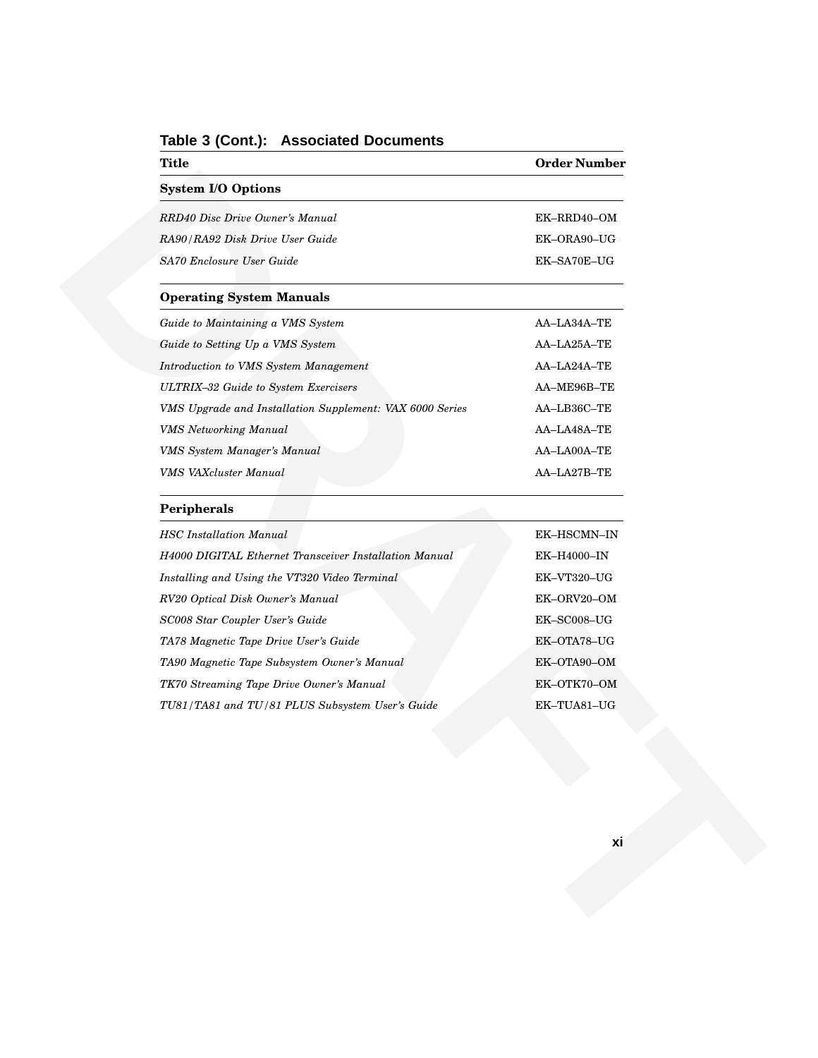**Table 3 (Cont.): Associated Documents**

| Title | Order Number |
|---|---|
| **System I/O Options** | |
| *RRD40 Disc Drive Owner's Manual* | EK–RRD40–OM |
| *RA90/RA92 Disk Drive User Guide* | EK–ORA90–UG |
| *SA70 Enclosure User Guide* | EK–SA70E–UG |
| **Operating System Manuals** | |
| *Guide to Maintaining a VMS System* | AA–LA34A–TE |
| *Guide to Setting Up a VMS System* | AA–LA25A–TE |
| *Introduction to VMS System Management* | AA–LA24A–TE |
| *ULTRIX–32 Guide to System Exercisers* | AA–ME96B–TE |
| *VMS Upgrade and Installation Supplement: VAX 6000 Series* | AA–LB36C–TE |
| *VMS Networking Manual* | AA–LA48A–TE |
| *VMS System Manager's Manual* | AA–LA00A–TE |
| *VMS VAXcluster Manual* | AA–LA27B–TE |
| **Peripherals** | |
| *HSC Installation Manual* | EK–HSCMN–IN |
| *H4000 DIGITAL Ethernet Transceiver Installation Manual* | EK–H4000–IN |
| *Installing and Using the VT320 Video Terminal* | EK–VT320–UG |
| *RV20 Optical Disk Owner's Manual* | EK–ORV20–OM |
| *SC008 Star Coupler User's Guide* | EK–SC008–UG |
| *TA78 Magnetic Tape Drive User's Guide* | EK–OTA78–UG |
| *TA90 Magnetic Tape Subsystem Owner's Manual* | EK–OTA90–OM |
| *TK70 Streaming Tape Drive Owner's Manual* | EK–OTK70–OM |
| *TU81/TA81 and TU/81 PLUS Subsystem User's Guide* | EK–TUA81–UG |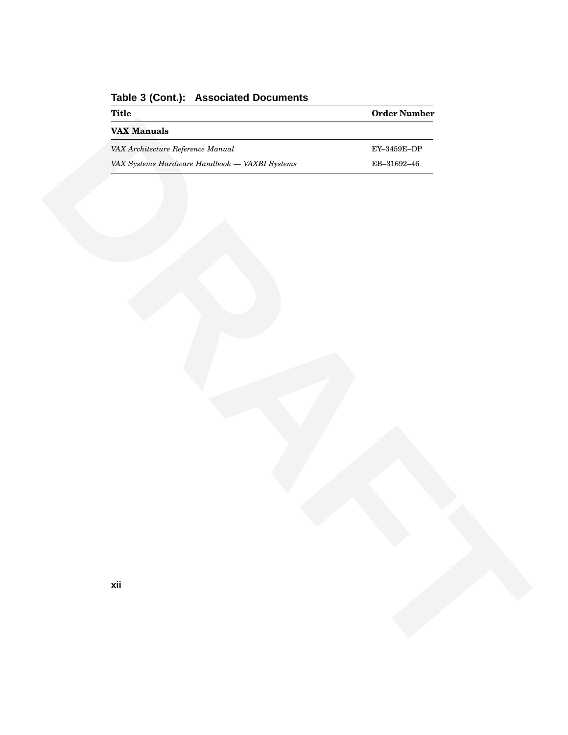**Table 3 (Cont.): Associated Documents**

| Title | Order Number |
|---|---|
| **VAX Manuals** | |
| *VAX Architecture Reference Manual* | EY–3459E–DP |
| *VAX Systems Hardware Handbook — VAXBI Systems* | EB–31692–46 |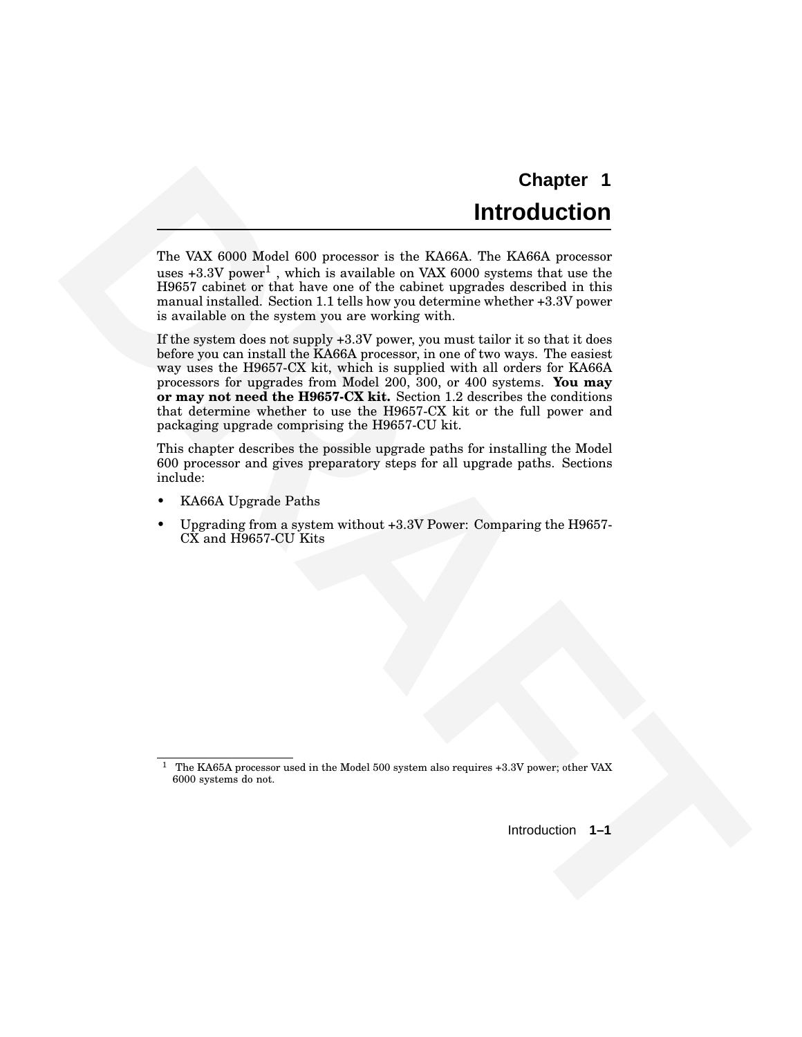# Chapter 1

# Introduction

The VAX 6000 Model 600 processor is the KA66A. The KA66A processor uses +3.3V power[1] , which is available on VAX 6000 systems that use the H9657 cabinet or that have one of the cabinet upgrades described in this manual installed. Section 1.1 tells how you determine whether +3.3V power is available on the system you are working with.

If the system does not supply +3.3V power, you must tailor it so that it does before you can install the KA66A processor, in one of two ways. The easiest way uses the H9657-CX kit, which is supplied with all orders for KA66A processors for upgrades from Model 200, 300, or 400 systems. **You may or may not need the H9657-CX kit.** Section 1.2 describes the conditions that determine whether to use the H9657-CX kit or the full power and packaging upgrade comprising the H9657-CU kit.

This chapter describes the possible upgrade paths for installing the Model 600 processor and gives preparatory steps for all upgrade paths. Sections include:

- KA66A Upgrade Paths
- Upgrading from a system without +3.3V Power: Comparing the H9657-CX and H9657-CU Kits

---

[1] The KA65A processor used in the Model 500 system also requires +3.3V power; other VAX 6000 systems do not.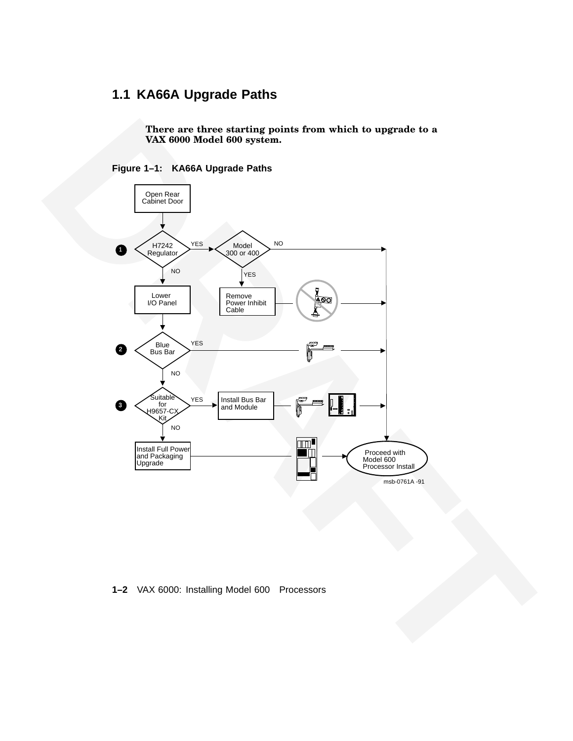## 1.1 KA66A Upgrade Paths

**There are three starting points from which to upgrade to a VAX 6000 Model 600 system.**

**Figure 1–1: KA66A Upgrade Paths**

Open Rear Cabinet Door

1 H7242 Regulator — YES → Model 300 or 400 — NO → Proceed with Model 600 Processor Install

Model 300 or 400 — YES → Remove Power Inhibit Cable → Proceed with Model 600 Processor Install

H7242 Regulator — NO → Lower I/O Panel

2 Blue Bus Bar — YES → Proceed with Model 600 Processor Install

Blue Bus Bar — NO →

3 Suitable for H9657-CX Kit — YES → Install Bus Bar and Module → Proceed with Model 600 Processor Install

Suitable for H9657-CX Kit — NO → Install Full Power and Packaging Upgrade → Proceed with Model 600 Processor Install

msb-0761A -91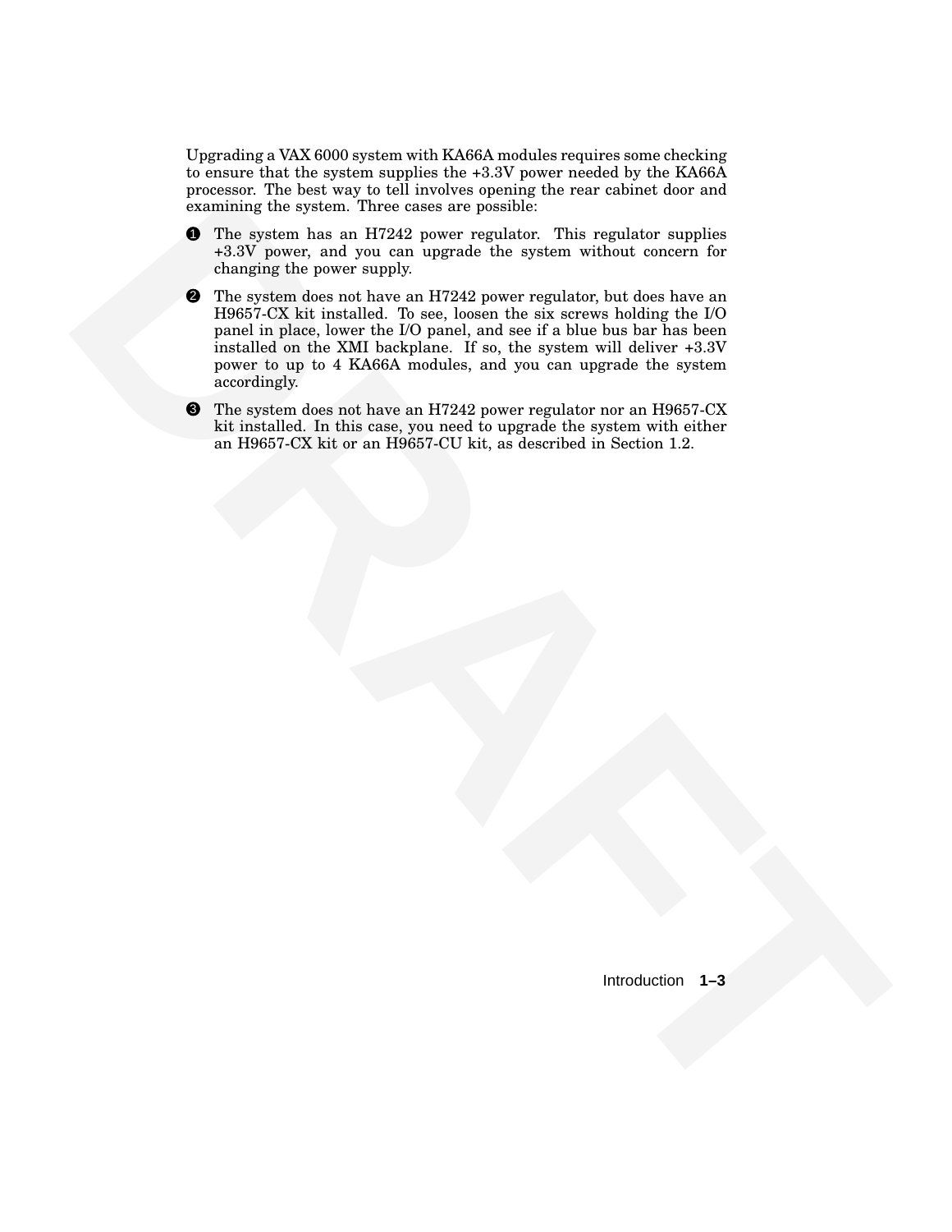Upgrading a VAX 6000 system with KA66A modules requires some checking to ensure that the system supplies the +3.3V power needed by the KA66A processor. The best way to tell involves opening the rear cabinet door and examining the system. Three cases are possible:

1. The system has an H7242 power regulator. This regulator supplies +3.3V power, and you can upgrade the system without concern for changing the power supply.
2. The system does not have an H7242 power regulator, but does have an H9657-CX kit installed. To see, loosen the six screws holding the I/O panel in place, lower the I/O panel, and see if a blue bus bar has been installed on the XMI backplane. If so, the system will deliver +3.3V power to up to 4 KA66A modules, and you can upgrade the system accordingly.
3. The system does not have an H7242 power regulator nor an H9657-CX kit installed. In this case, you need to upgrade the system with either an H9657-CX kit or an H9657-CU kit, as described in Section 1.2.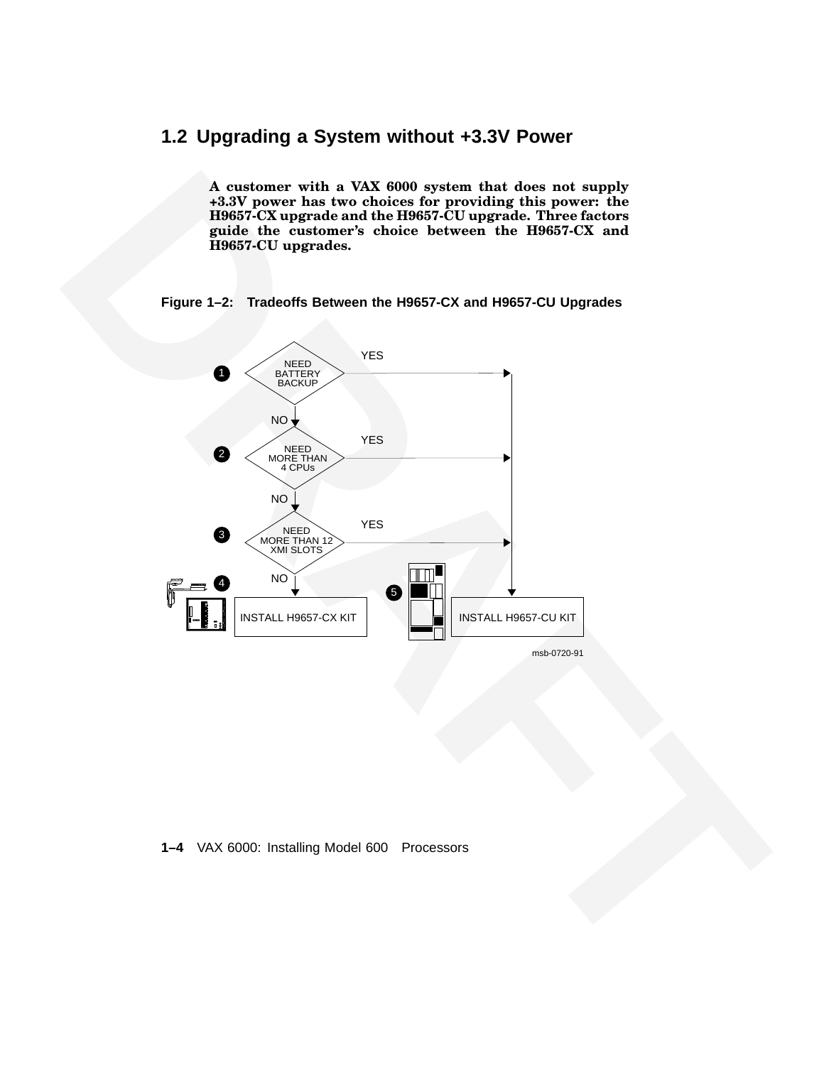## 1.2 Upgrading a System without +3.3V Power

**A customer with a VAX 6000 system that does not supply +3.3V power has two choices for providing this power: the H9657-CX upgrade and the H9657-CU upgrade. Three factors guide the customer's choice between the H9657-CX and H9657-CU upgrades.**

**Figure 1–2: Tradeoffs Between the H9657-CX and H9657-CU Upgrades**

1. NEED BATTERY BACKUP — YES → INSTALL H9657-CU KIT; NO → 2
2. NEED MORE THAN 4 CPUs — YES → INSTALL H9657-CU KIT; NO → 3
3. NEED MORE THAN 12 XMI SLOTS — YES → INSTALL H9657-CU KIT; NO → 4
4. INSTALL H9657-CX KIT
5. INSTALL H9657-CU KIT

msb-0720-91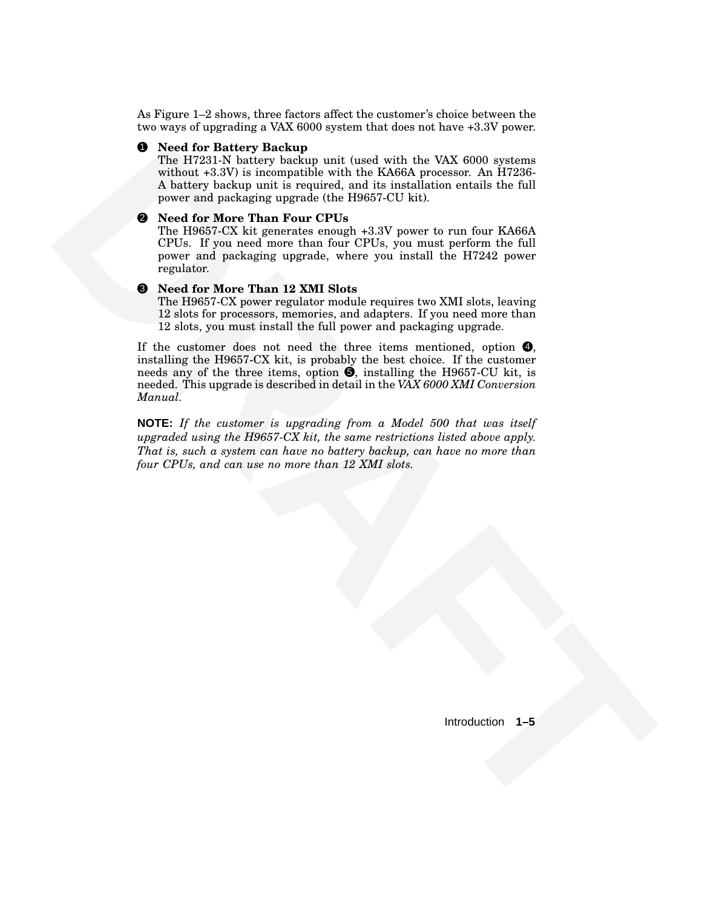As Figure 1–2 shows, three factors affect the customer's choice between the two ways of upgrading a VAX 6000 system that does not have +3.3V power.

❶ **Need for Battery Backup**
The H7231-N battery backup unit (used with the VAX 6000 systems without +3.3V) is incompatible with the KA66A processor. An H7236-A battery backup unit is required, and its installation entails the full power and packaging upgrade (the H9657-CU kit).

❷ **Need for More Than Four CPUs**
The H9657-CX kit generates enough +3.3V power to run four KA66A CPUs. If you need more than four CPUs, you must perform the full power and packaging upgrade, where you install the H7242 power regulator.

❸ **Need for More Than 12 XMI Slots**
The H9657-CX power regulator module requires two XMI slots, leaving 12 slots for processors, memories, and adapters. If you need more than 12 slots, you must install the full power and packaging upgrade.

If the customer does not need the three items mentioned, option ❹, installing the H9657-CX kit, is probably the best choice. If the customer needs any of the three items, option ❺, installing the H9657-CU kit, is needed. This upgrade is described in detail in the *VAX 6000 XMI Conversion Manual*.

**NOTE:** *If the customer is upgrading from a Model 500 that was itself upgraded using the H9657-CX kit, the same restrictions listed above apply. That is, such a system can have no battery backup, can have no more than four CPUs, and can use no more than 12 XMI slots.*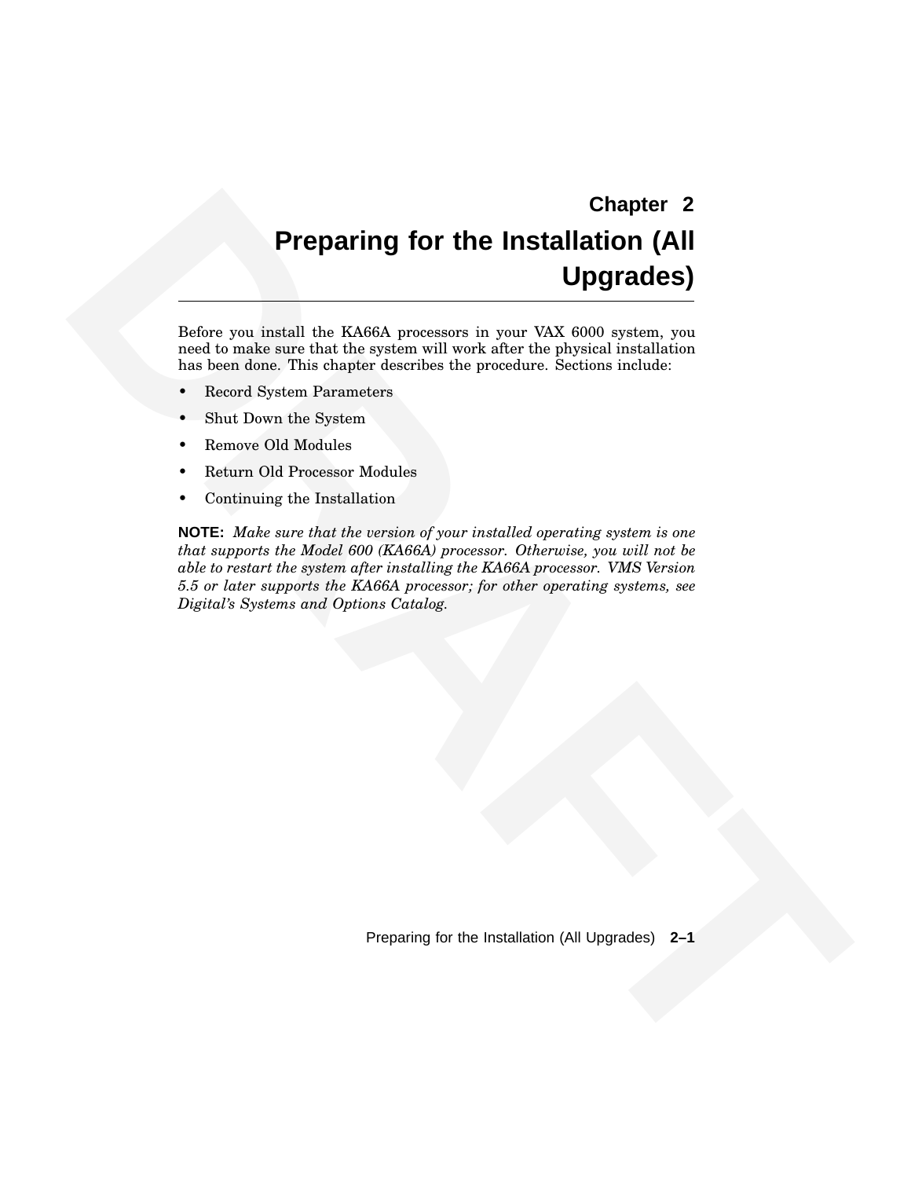# Chapter 2

# Preparing for the Installation (All Upgrades)

Before you install the KA66A processors in your VAX 6000 system, you need to make sure that the system will work after the physical installation has been done. This chapter describes the procedure. Sections include:

- Record System Parameters
- Shut Down the System
- Remove Old Modules
- Return Old Processor Modules
- Continuing the Installation

**NOTE:** *Make sure that the version of your installed operating system is one that supports the Model 600 (KA66A) processor. Otherwise, you will not be able to restart the system after installing the KA66A processor. VMS Version 5.5 or later supports the KA66A processor; for other operating systems, see Digital's Systems and Options Catalog.*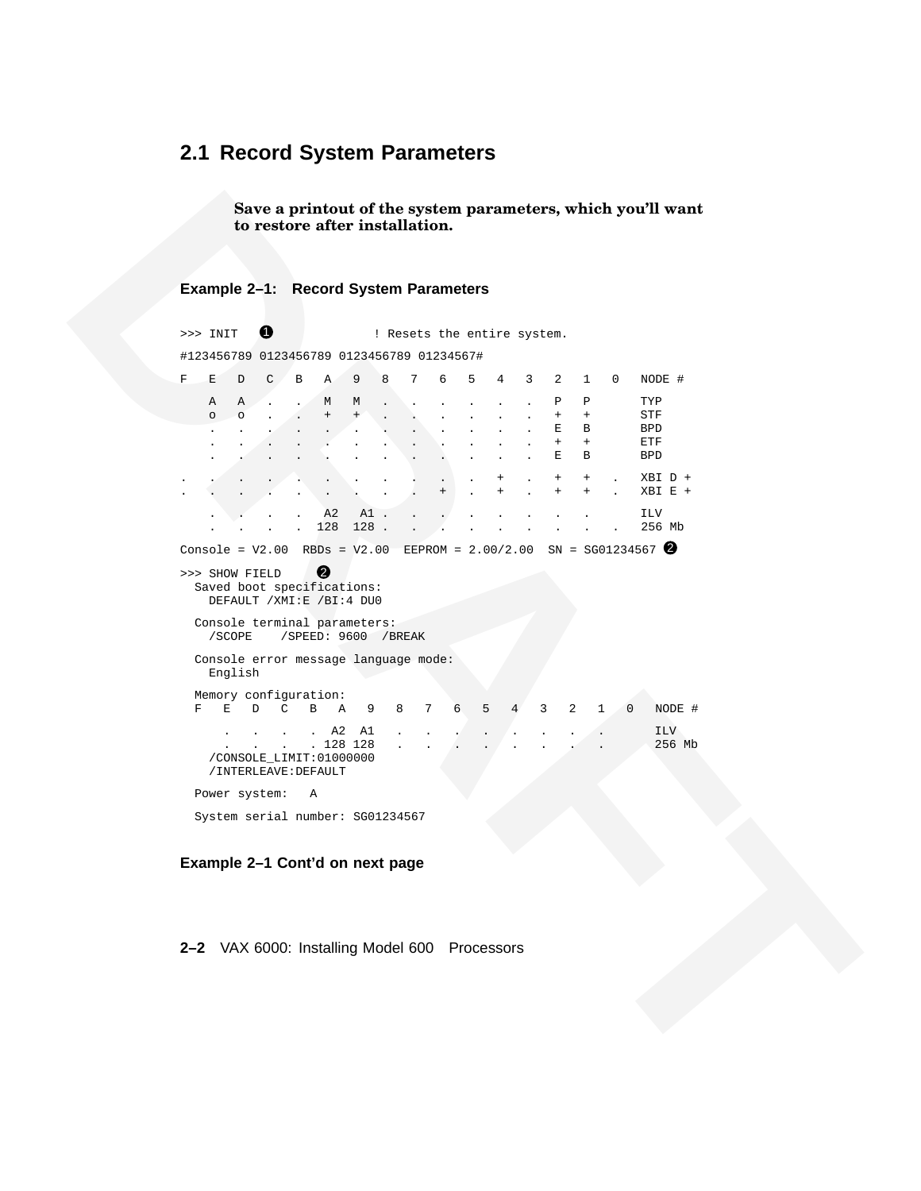## 2.1 Record System Parameters

**Save a printout of the system parameters, which you'll want to restore after installation.**

**Example 2–1: Record System Parameters**

```
>>> INIT   ❶              ! Resets the entire system.
#123456789 0123456789 0123456789 01234567#

F   E   D   C   B   A   9   8   7   6   5   4   3   2   1   0   NODE #

    A   A   .   .   M   M   .   .   .   .   .   .   P   P       TYP
    o   o   .   .   +   +   .   .   .   .   .   .   +   +       STF
    .   .   .   .   .   .   .   .   .   .   .   .   E   B       BPD
    .   .   .   .   .   .   .   .   .   .   .   .   +   +       ETF
    .   .   .   .   .   .   .   .   .   .   .   .   E   B       BPD

.   .   .   .   .   .   .   .   .   .   .   +   .   +   +   .   XBI D +
.   .   .   .   .   .   .   .   .   +   .   +   .   +   +   .   XBI E +

    .   .   .   .   A2   A1 .   .   .   .   .   .   .   .       ILV
    .   .   .   .  128  128 .   .   .   .   .   .   .   .   .   256 Mb

Console = V2.00  RBDs = V2.00  EEPROM = 2.00/2.00  SN = SG01234567 ❷

>>> SHOW FIELD    ❷
  Saved boot specifications:
    DEFAULT /XMI:E /BI:4 DU0

  Console terminal parameters:
    /SCOPE    /SPEED: 9600  /BREAK

  Console error message language mode:
    English

  Memory configuration:
  F   E   D   C   B   A   9   8   7   6   5   4   3   2   1   0   NODE #

      .   .   .   .  A2  A1   .   .   .   .   .   .   .   .       ILV
      .   .   .   . 128 128   .   .   .   .   .   .   .   .       256 Mb
    /CONSOLE_LIMIT:01000000
    /INTERLEAVE:DEFAULT

  Power system:   A

  System serial number: SG01234567
```

**Example 2–1 Cont'd on next page**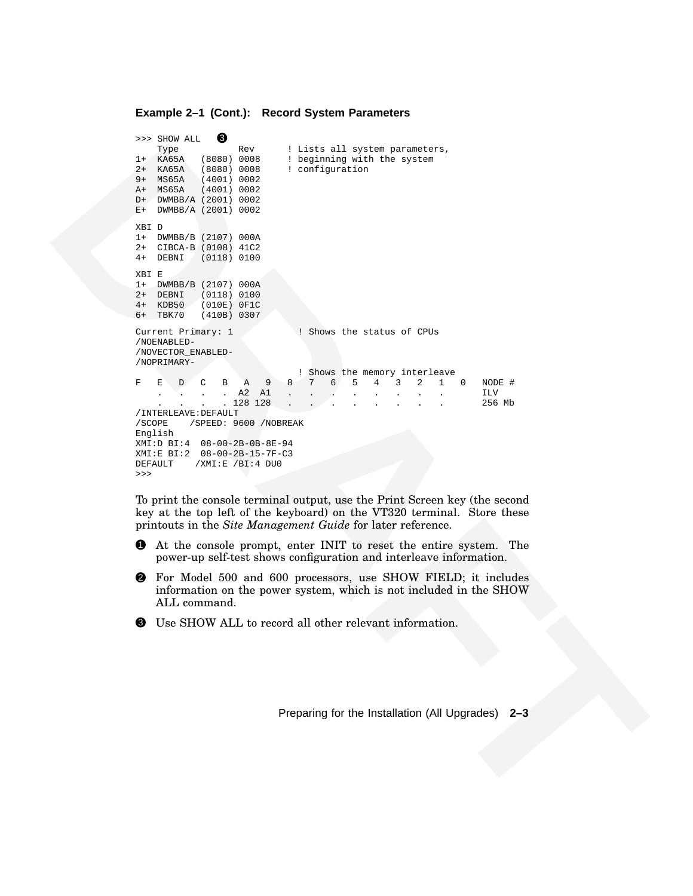**Example 2–1 (Cont.): Record System Parameters**

```
>>> SHOW ALL   ❸
    Type          Rev      ! Lists all system parameters,
1+  KA65A   (8080) 0008     ! beginning with the system
2+  KA65A   (8080) 0008     ! configuration
9+  MS65A   (4001) 0002
A+  MS65A   (4001) 0002
D+  DWMBB/A (2001) 0002
E+  DWMBB/A (2001) 0002

XBI D
1+  DWMBB/B (2107) 000A
2+  CIBCA-B (0108) 41C2
4+  DEBNI   (0118) 0100

XBI E
1+  DWMBB/B (2107) 000A
2+  DEBNI   (0118) 0100
4+  KDB50   (010E) 0F1C
6+  TBK70   (410B) 0307

Current Primary: 1            ! Shows the status of CPUs
/NOENABLED-
/NOVECTOR_ENABLED-
/NOPRIMARY-
                              ! Shows the memory interleave
F   E   D   C   B   A   9   8   7   6   5   4   3   2   1   0   NODE #
    .   .   .   .  A2  A1   .   .   .   .   .   .   .   .       ILV
    .   .   .   . 128 128   .   .   .   .   .   .   .   .       256 Mb
/INTERLEAVE:DEFAULT
/SCOPE    /SPEED: 9600 /NOBREAK
English
XMI:D BI:4  08-00-2B-0B-8E-94
XMI:E BI:2  08-00-2B-15-7F-C3
DEFAULT    /XMI:E /BI:4 DU0
>>>
```

To print the console terminal output, use the Print Screen key (the second key at the top left of the keyboard) on the VT320 terminal. Store these printouts in the *Site Management Guide* for later reference.

❶ At the console prompt, enter INIT to reset the entire system. The power-up self-test shows configuration and interleave information.

❷ For Model 500 and 600 processors, use SHOW FIELD; it includes information on the power system, which is not included in the SHOW ALL command.

❸ Use SHOW ALL to record all other relevant information.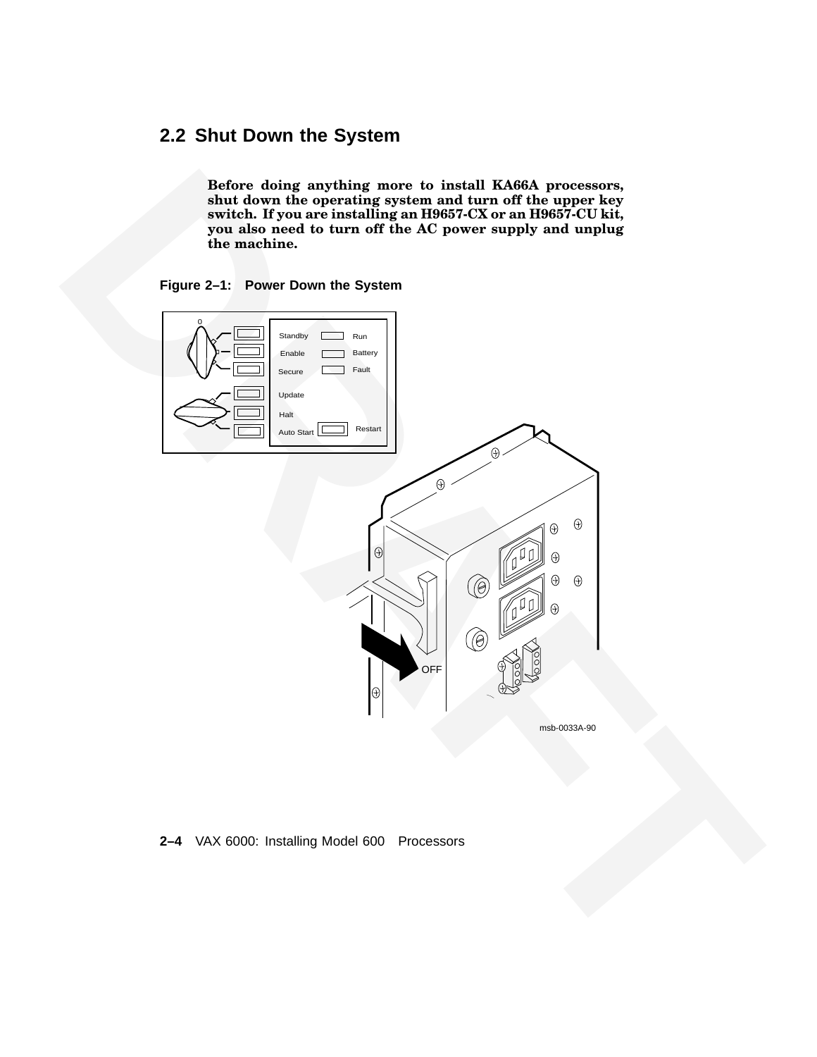## 2.2 Shut Down the System

**Before doing anything more to install KA66A processors, shut down the operating system and turn off the upper key switch. If you are installing an H9657-CX or an H9657-CU kit, you also need to turn off the AC power supply and unplug the machine.**

**Figure 2–1: Power Down the System**

msb-0033A-90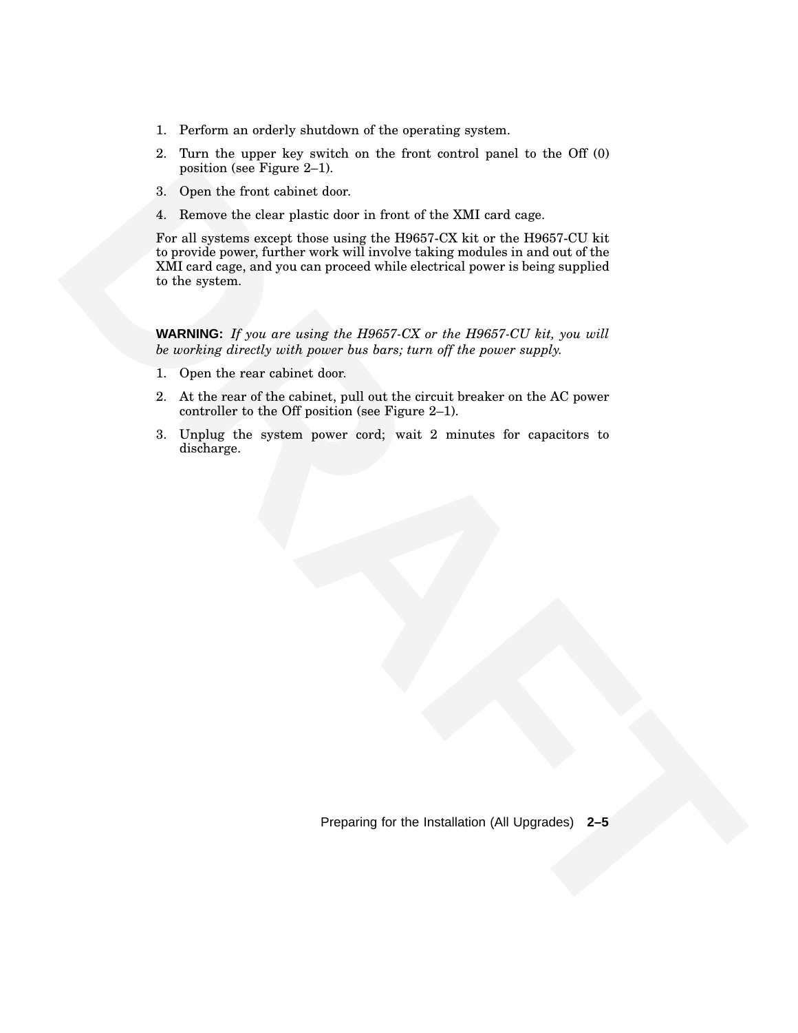1. Perform an orderly shutdown of the operating system.
2. Turn the upper key switch on the front control panel to the Off (0) position (see Figure 2–1).
3. Open the front cabinet door.
4. Remove the clear plastic door in front of the XMI card cage.

For all systems except those using the H9657-CX kit or the H9657-CU kit to provide power, further work will involve taking modules in and out of the XMI card cage, and you can proceed while electrical power is being supplied to the system.

**WARNING:** *If you are using the H9657-CX or the H9657-CU kit, you will be working directly with power bus bars; turn off the power supply.*

1. Open the rear cabinet door.
2. At the rear of the cabinet, pull out the circuit breaker on the AC power controller to the Off position (see Figure 2–1).
3. Unplug the system power cord; wait 2 minutes for capacitors to discharge.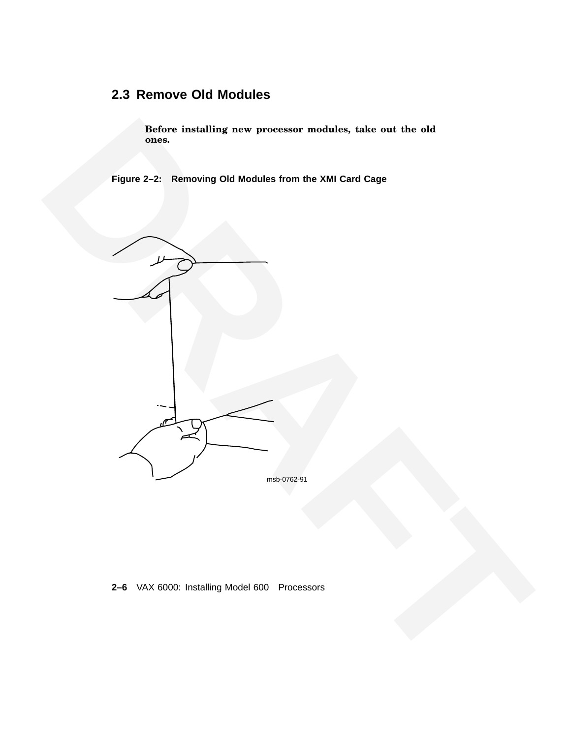## 2.3 Remove Old Modules

**Before installing new processor modules, take out the old ones.**

**Figure 2–2: Removing Old Modules from the XMI Card Cage**

msb-0762-91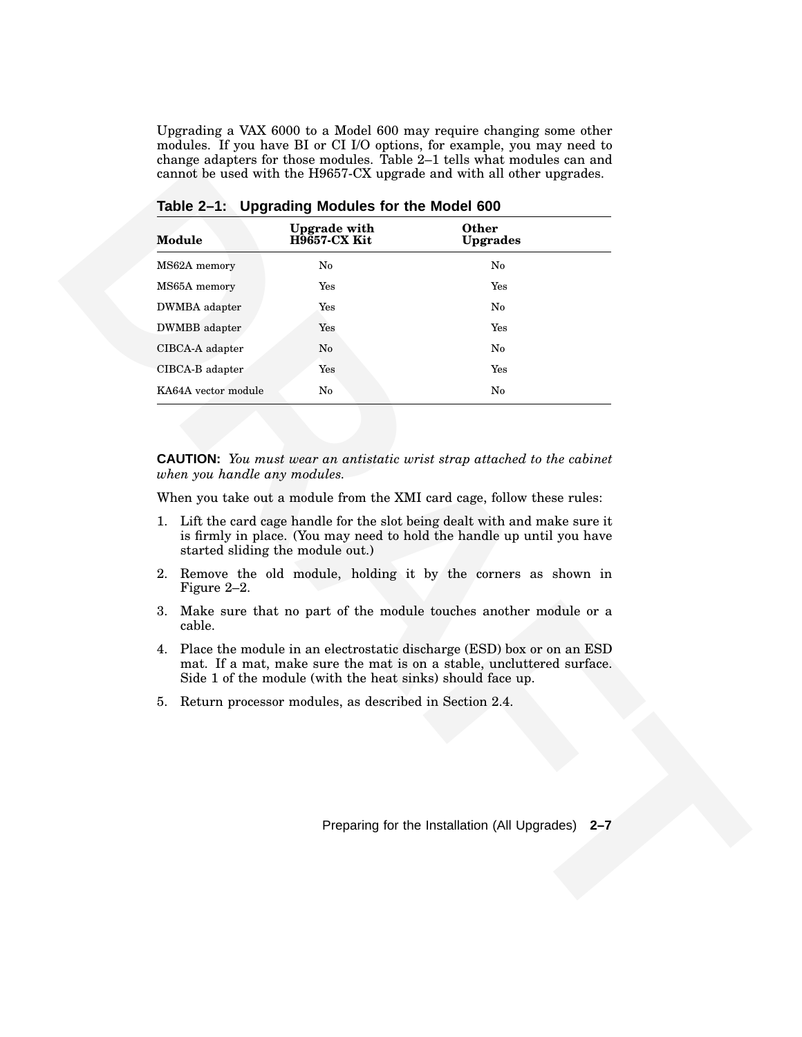Upgrading a VAX 6000 to a Model 600 may require changing some other modules. If you have BI or CI I/O options, for example, you may need to change adapters for those modules. Table 2–1 tells what modules can and cannot be used with the H9657-CX upgrade and with all other upgrades.

**Table 2–1: Upgrading Modules for the Model 600**

| Module | Upgrade with H9657-CX Kit | Other Upgrades |
|---|---|---|
| MS62A memory | No | No |
| MS65A memory | Yes | Yes |
| DWMBA adapter | Yes | No |
| DWMBB adapter | Yes | Yes |
| CIBCA-A adapter | No | No |
| CIBCA-B adapter | Yes | Yes |
| KA64A vector module | No | No |

**CAUTION:** *You must wear an antistatic wrist strap attached to the cabinet when you handle any modules.*

When you take out a module from the XMI card cage, follow these rules:

1. Lift the card cage handle for the slot being dealt with and make sure it is firmly in place. (You may need to hold the handle up until you have started sliding the module out.)
2. Remove the old module, holding it by the corners as shown in Figure 2–2.
3. Make sure that no part of the module touches another module or a cable.
4. Place the module in an electrostatic discharge (ESD) box or on an ESD mat. If a mat, make sure the mat is on a stable, uncluttered surface. Side 1 of the module (with the heat sinks) should face up.
5. Return processor modules, as described in Section 2.4.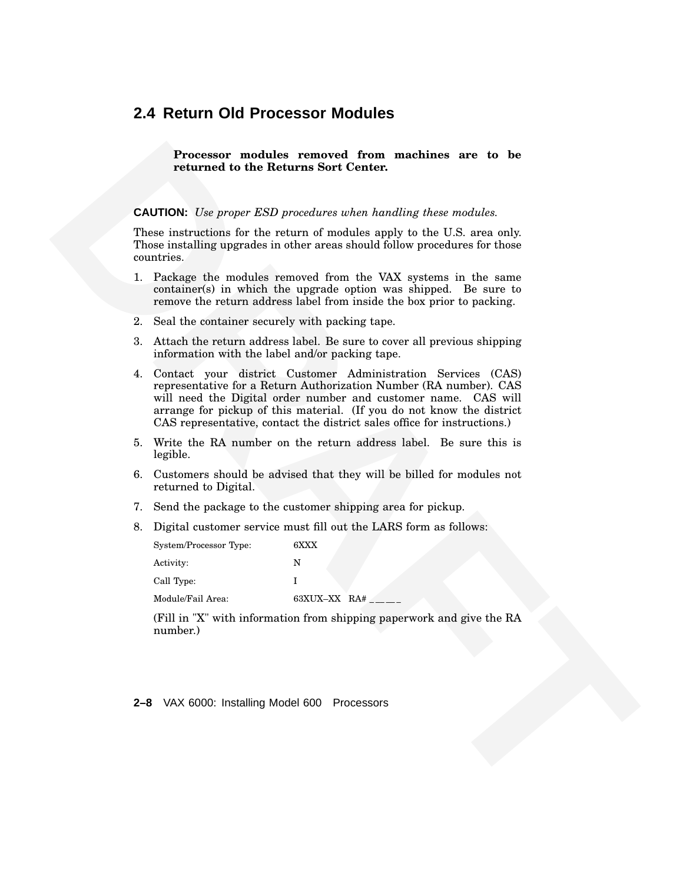## 2.4 Return Old Processor Modules

**Processor modules removed from machines are to be returned to the Returns Sort Center.**

**CAUTION:** *Use proper ESD procedures when handling these modules.*

These instructions for the return of modules apply to the U.S. area only. Those installing upgrades in other areas should follow procedures for those countries.

1. Package the modules removed from the VAX systems in the same container(s) in which the upgrade option was shipped. Be sure to remove the return address label from inside the box prior to packing.
2. Seal the container securely with packing tape.
3. Attach the return address label. Be sure to cover all previous shipping information with the label and/or packing tape.
4. Contact your district Customer Administration Services (CAS) representative for a Return Authorization Number (RA number). CAS will need the Digital order number and customer name. CAS will arrange for pickup of this material. (If you do not know the district CAS representative, contact the district sales office for instructions.)
5. Write the RA number on the return address label. Be sure this is legible.
6. Customers should be advised that they will be billed for modules not returned to Digital.
7. Send the package to the customer shipping area for pickup.
8. Digital customer service must fill out the LARS form as follows:

   | | |
   |---|---|
   | System/Processor Type: | 6XXX |
   | Activity: | N |
   | Call Type: | I |
   | Module/Fail Area: | 63XUX–XX RA# _ _ _ _ |

   (Fill in "X" with information from shipping paperwork and give the RA number.)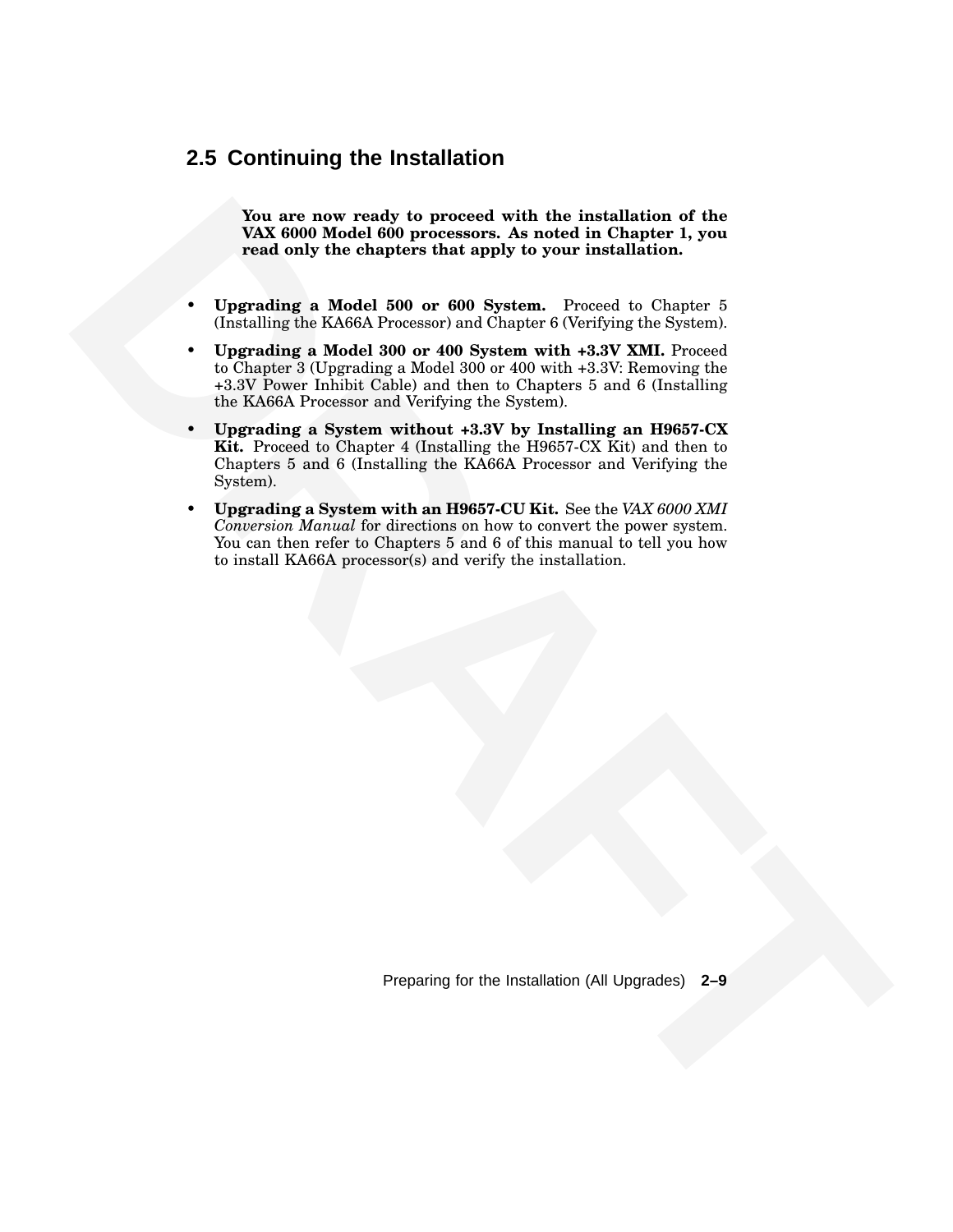## 2.5 Continuing the Installation

**You are now ready to proceed with the installation of the VAX 6000 Model 600 processors. As noted in Chapter 1, you read only the chapters that apply to your installation.**

- **Upgrading a Model 500 or 600 System.** Proceed to Chapter 5 (Installing the KA66A Processor) and Chapter 6 (Verifying the System).
- **Upgrading a Model 300 or 400 System with +3.3V XMI.** Proceed to Chapter 3 (Upgrading a Model 300 or 400 with +3.3V: Removing the +3.3V Power Inhibit Cable) and then to Chapters 5 and 6 (Installing the KA66A Processor and Verifying the System).
- **Upgrading a System without +3.3V by Installing an H9657-CX Kit.** Proceed to Chapter 4 (Installing the H9657-CX Kit) and then to Chapters 5 and 6 (Installing the KA66A Processor and Verifying the System).
- **Upgrading a System with an H9657-CU Kit.** See the *VAX 6000 XMI Conversion Manual* for directions on how to convert the power system. You can then refer to Chapters 5 and 6 of this manual to tell you how to install KA66A processor(s) and verify the installation.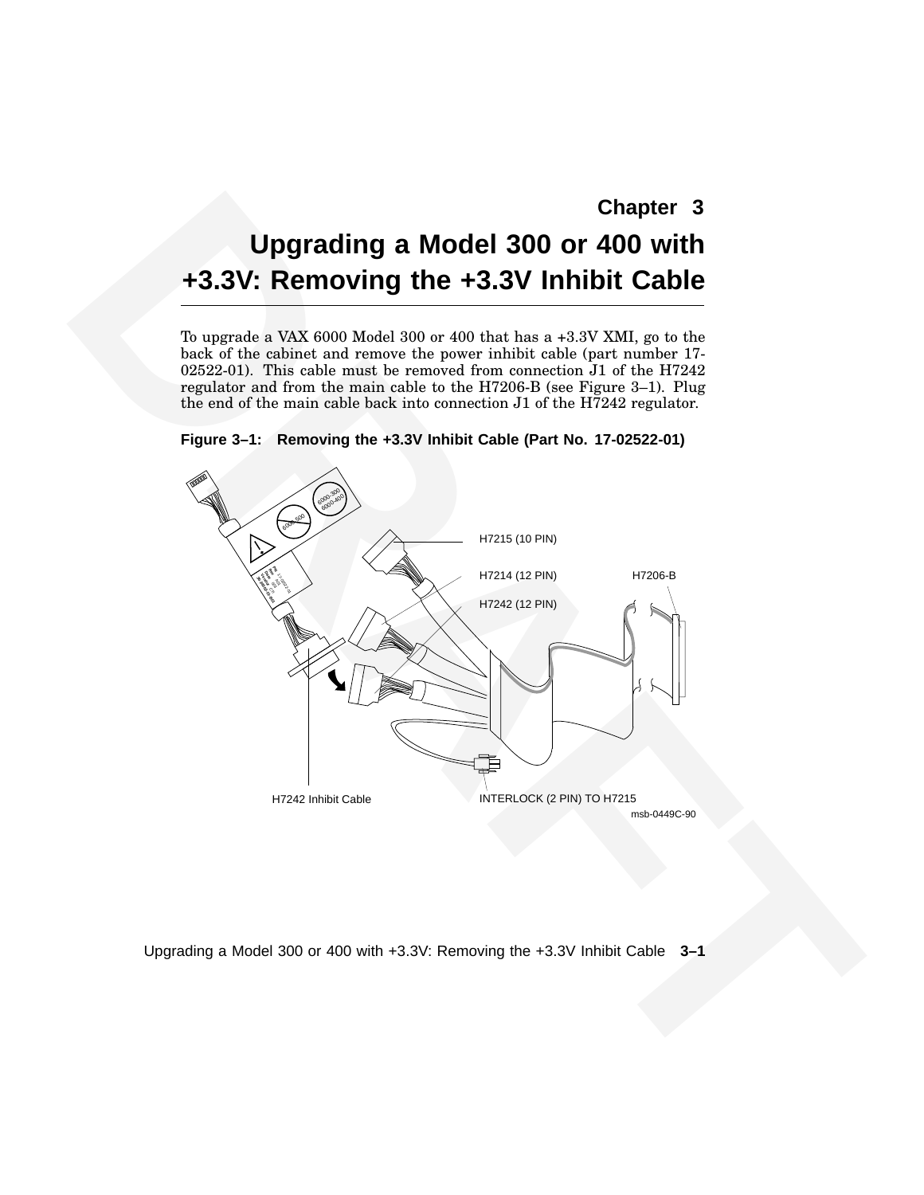# Chapter 3

# Upgrading a Model 300 or 400 with +3.3V: Removing the +3.3V Inhibit Cable

To upgrade a VAX 6000 Model 300 or 400 that has a +3.3V XMI, go to the back of the cabinet and remove the power inhibit cable (part number 17-02522-01). This cable must be removed from connection J1 of the H7242 regulator and from the main cable to the H7206-B (see Figure 3–1). Plug the end of the main cable back into connection J1 of the H7242 regulator.

**Figure 3–1: Removing the +3.3V Inhibit Cable (Part No. 17-02522-01)**

H7215 (10 PIN)

H7214 (12 PIN)

H7206-B

H7242 (12 PIN)

H7242 Inhibit Cable

INTERLOCK (2 PIN) TO H7215

msb-0449C-90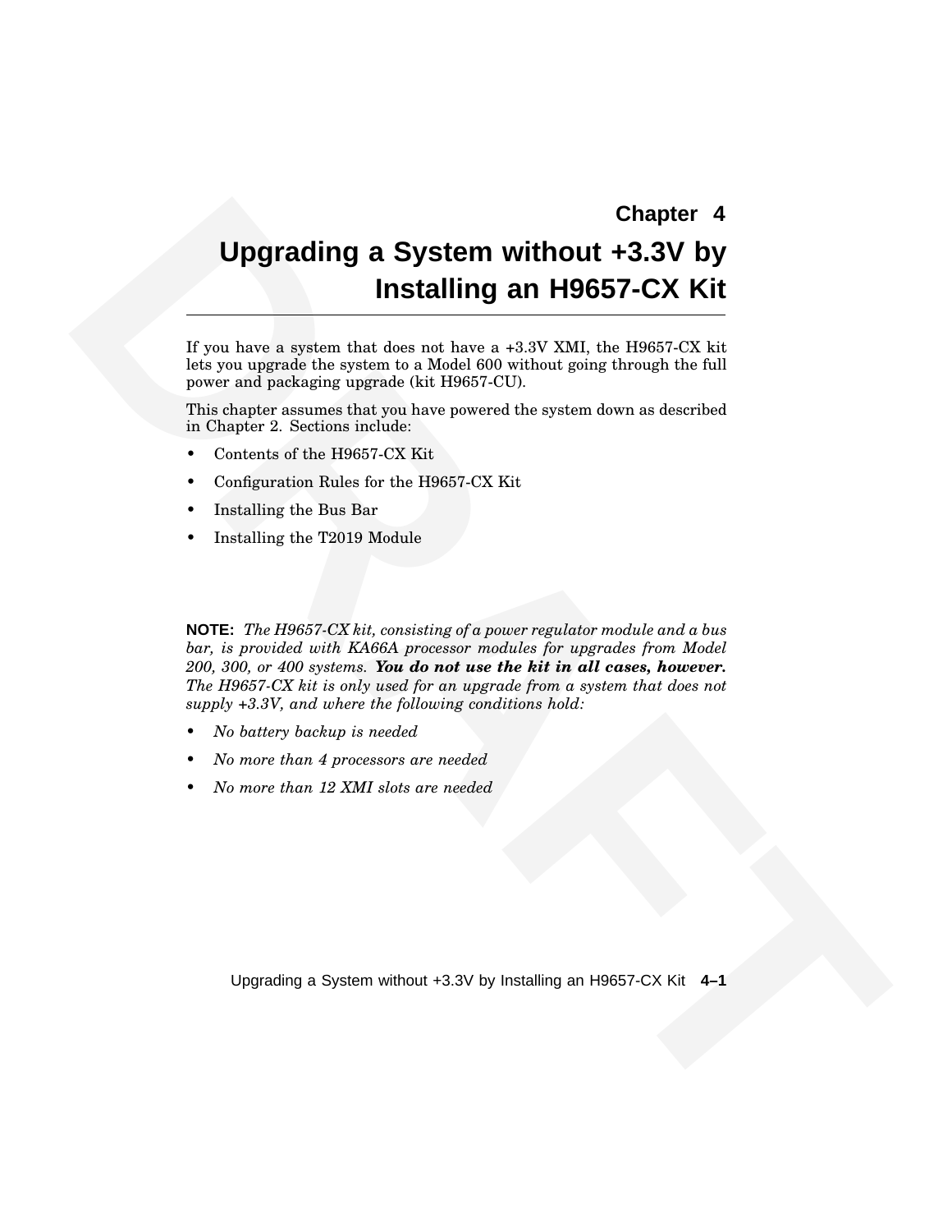# Chapter 4

# Upgrading a System without +3.3V by Installing an H9657-CX Kit

If you have a system that does not have a +3.3V XMI, the H9657-CX kit lets you upgrade the system to a Model 600 without going through the full power and packaging upgrade (kit H9657-CU).

This chapter assumes that you have powered the system down as described in Chapter 2. Sections include:

- Contents of the H9657-CX Kit
- Configuration Rules for the H9657-CX Kit
- Installing the Bus Bar
- Installing the T2019 Module

**NOTE:** *The H9657-CX kit, consisting of a power regulator module and a bus bar, is provided with KA66A processor modules for upgrades from Model 200, 300, or 400 systems.* ***You do not use the kit in all cases, however.*** *The H9657-CX kit is only used for an upgrade from a system that does not supply +3.3V, and where the following conditions hold:*

- *No battery backup is needed*
- *No more than 4 processors are needed*
- *No more than 12 XMI slots are needed*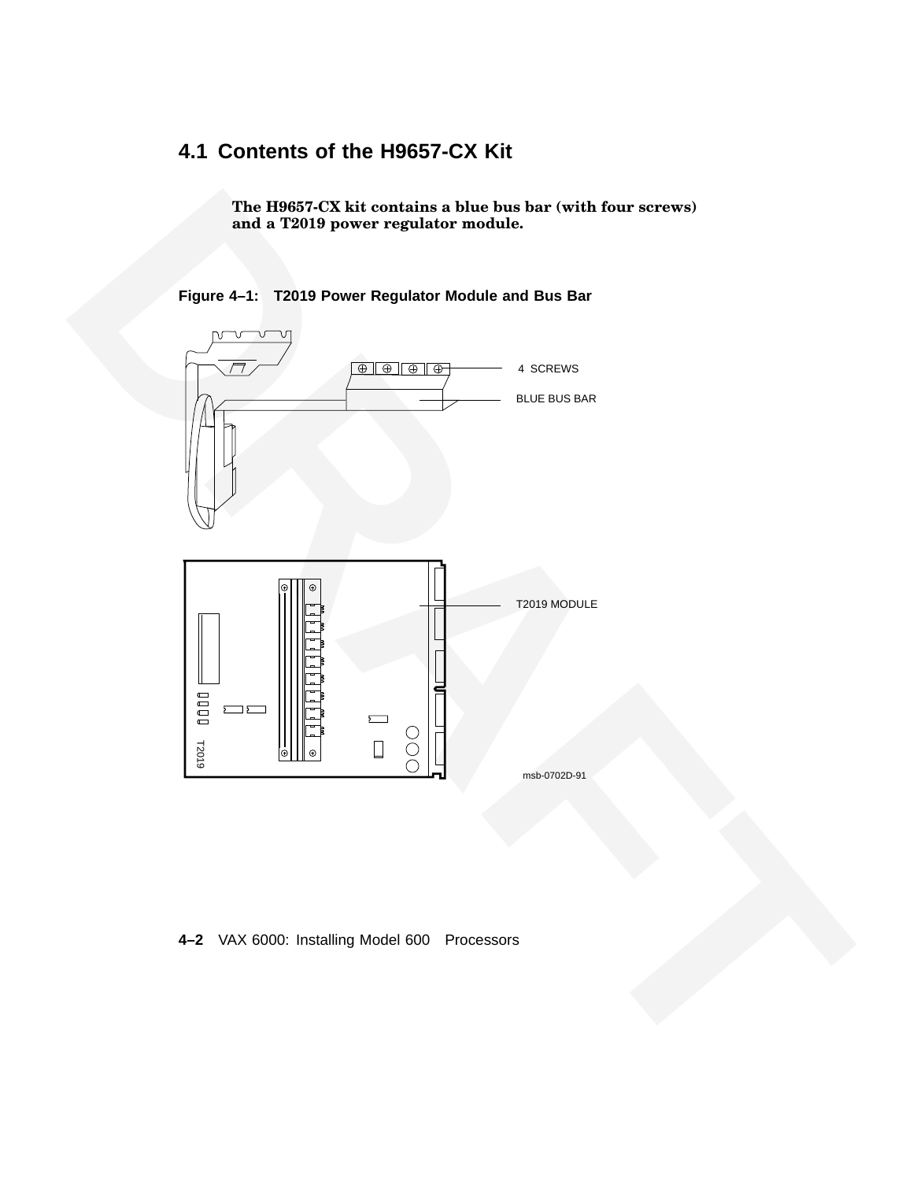## 4.1 Contents of the H9657-CX Kit

**The H9657-CX kit contains a blue bus bar (with four screws) and a T2019 power regulator module.**

**Figure 4–1: T2019 Power Regulator Module and Bus Bar**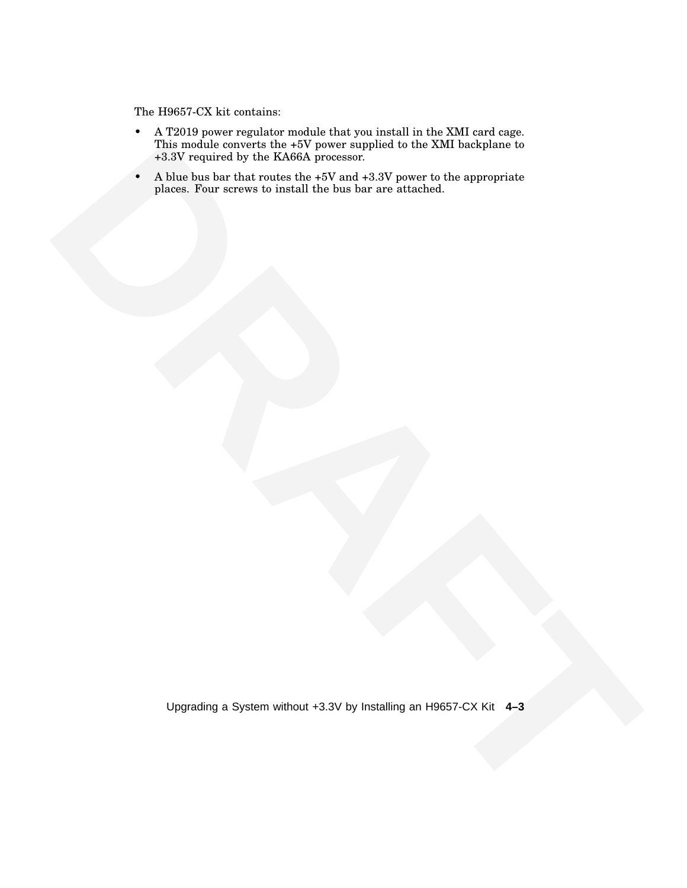The H9657-CX kit contains:

- A T2019 power regulator module that you install in the XMI card cage. This module converts the +5V power supplied to the XMI backplane to +3.3V required by the KA66A processor.
- A blue bus bar that routes the +5V and +3.3V power to the appropriate places. Four screws to install the bus bar are attached.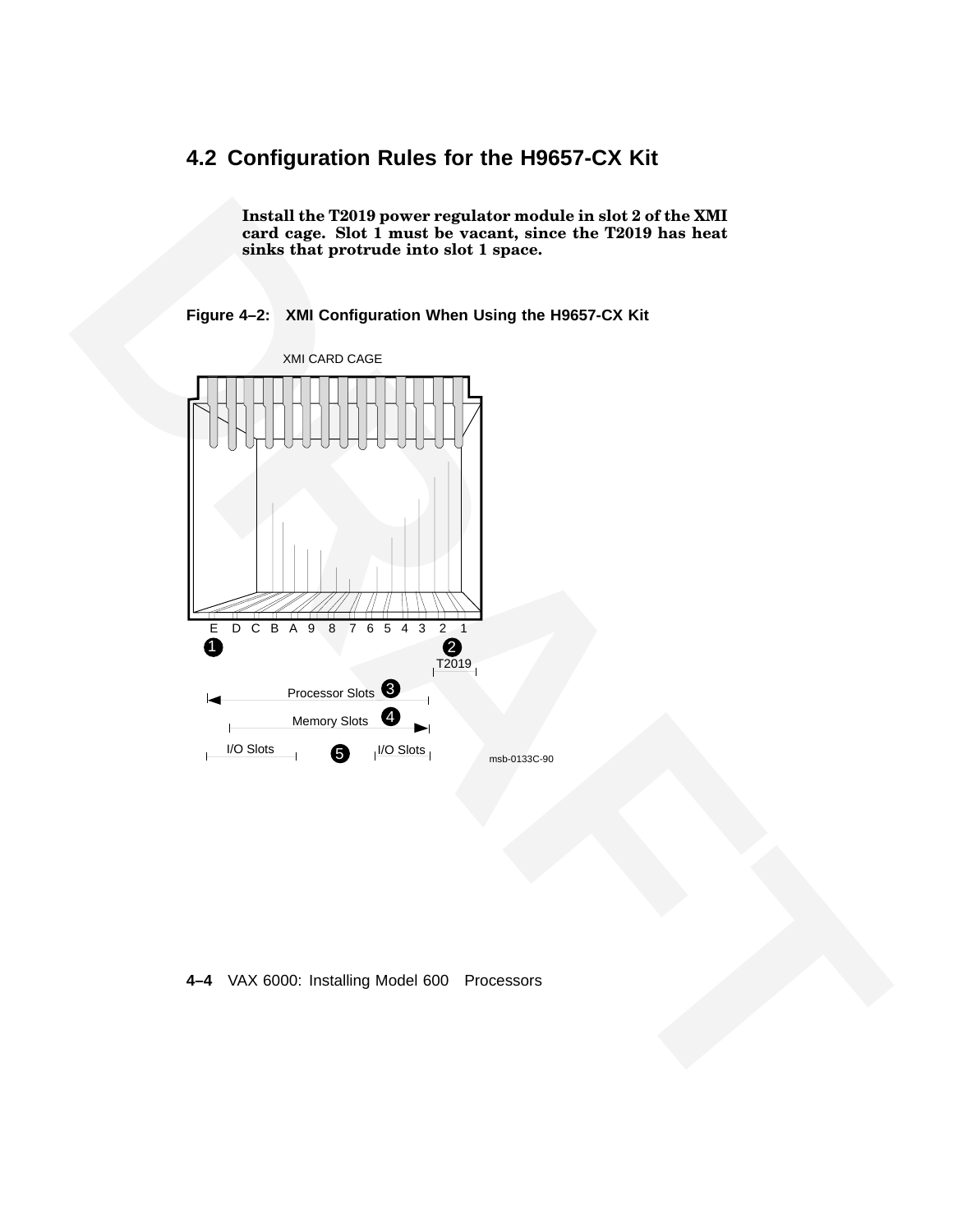## 4.2 Configuration Rules for the H9657-CX Kit

**Install the T2019 power regulator module in slot 2 of the XMI card cage. Slot 1 must be vacant, since the T2019 has heat sinks that protrude into slot 1 space.**

**Figure 4–2: XMI Configuration When Using the H9657-CX Kit**

XMI CARD CAGE

E D C B A 9 8 7 6 5 4 3 2 1

❶ ❷ T2019

Processor Slots ❸

Memory Slots ❹

I/O Slots ❺ I/O Slots

msb-0133C-90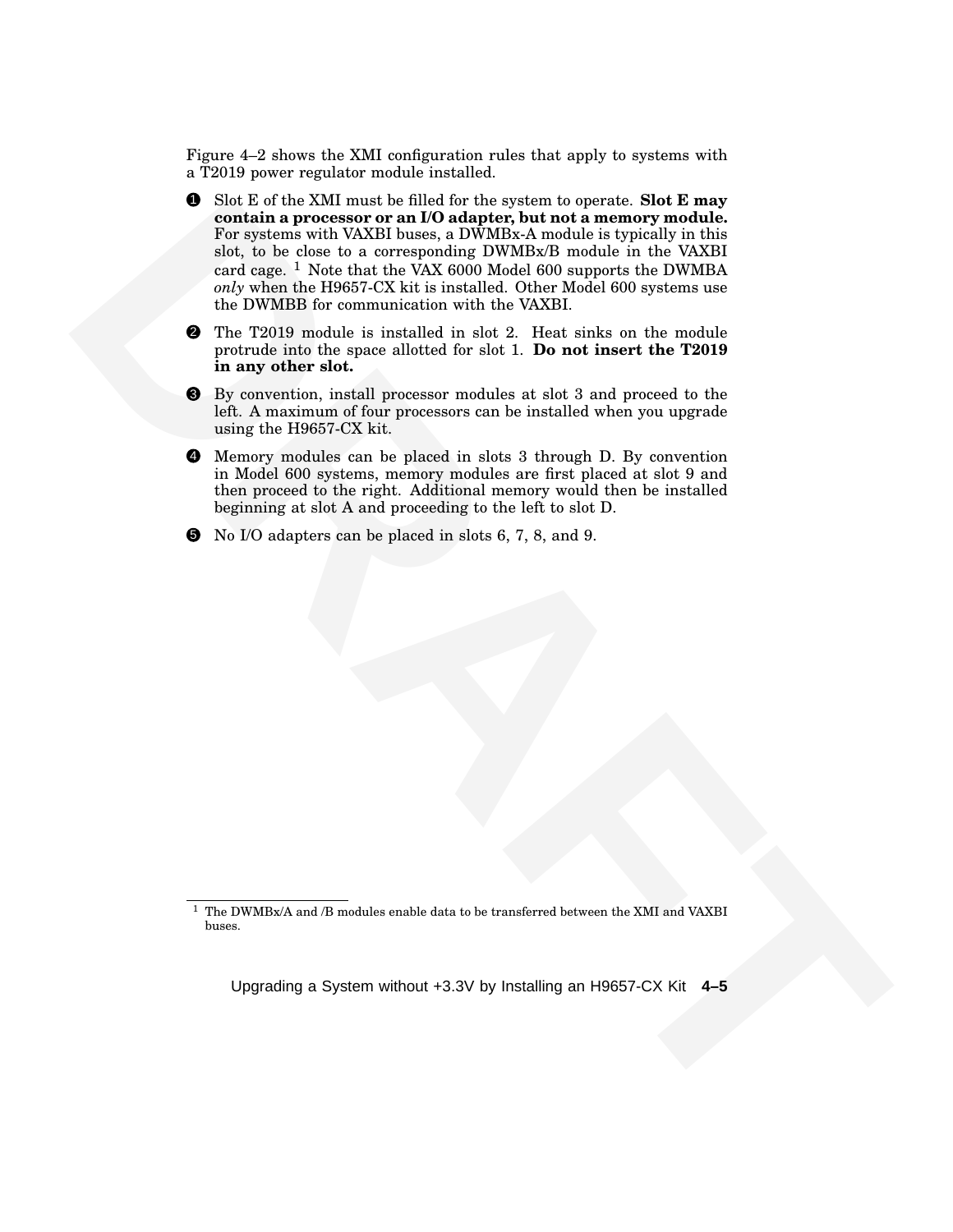Figure 4–2 shows the XMI configuration rules that apply to systems with a T2019 power regulator module installed.

❶ Slot E of the XMI must be filled for the system to operate. **Slot E may contain a processor or an I/O adapter, but not a memory module.** For systems with VAXBI buses, a DWMBx-A module is typically in this slot, to be close to a corresponding DWMBx/B module in the VAXBI card cage. [1] Note that the VAX 6000 Model 600 supports the DWMBA *only* when the H9657-CX kit is installed. Other Model 600 systems use the DWMBB for communication with the VAXBI.

❷ The T2019 module is installed in slot 2. Heat sinks on the module protrude into the space allotted for slot 1. **Do not insert the T2019 in any other slot.**

❸ By convention, install processor modules at slot 3 and proceed to the left. A maximum of four processors can be installed when you upgrade using the H9657-CX kit.

❹ Memory modules can be placed in slots 3 through D. By convention in Model 600 systems, memory modules are first placed at slot 9 and then proceed to the right. Additional memory would then be installed beginning at slot A and proceeding to the left to slot D.

❺ No I/O adapters can be placed in slots 6, 7, 8, and 9.

[1] The DWMBx/A and /B modules enable data to be transferred between the XMI and VAXBI buses.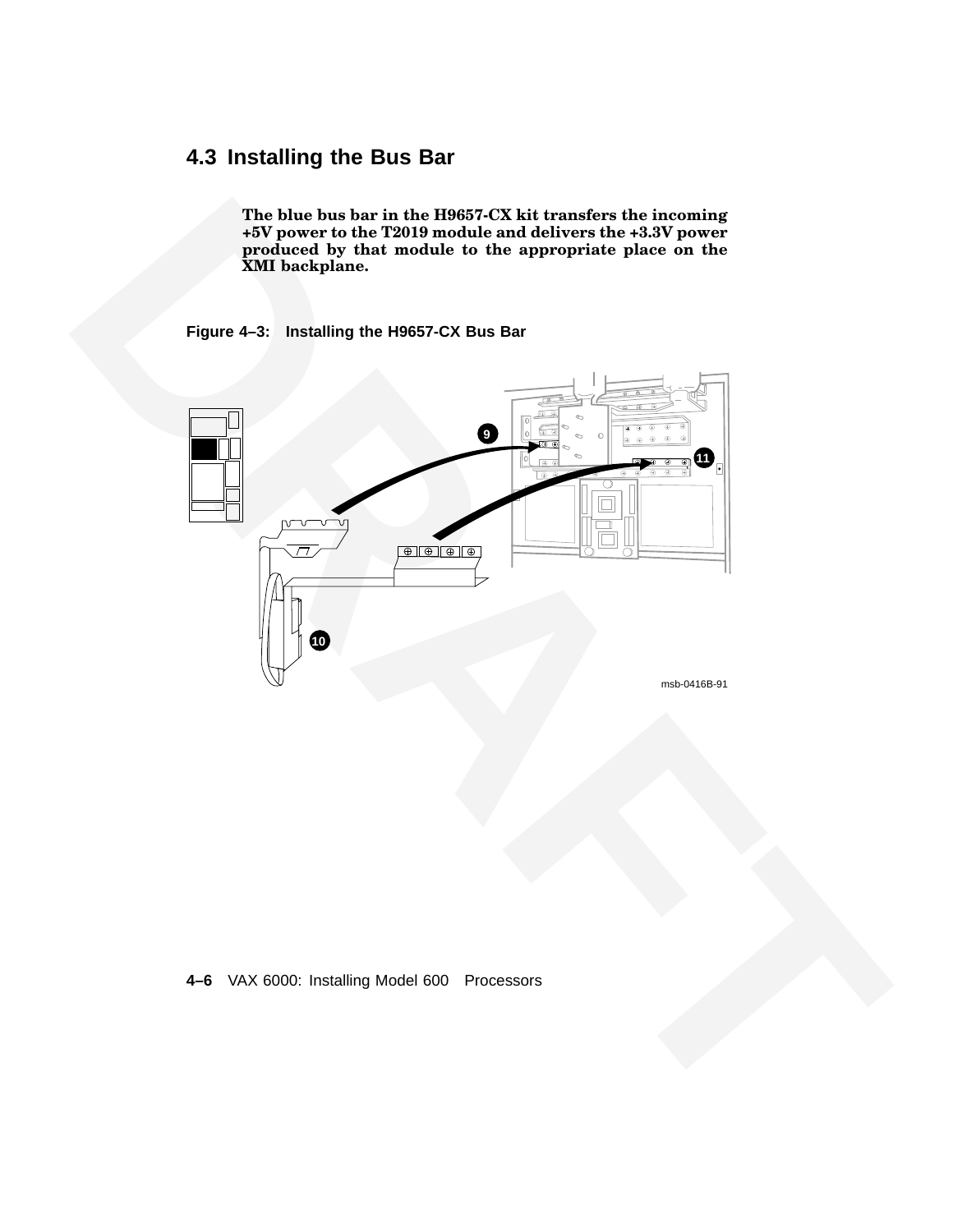## 4.3 Installing the Bus Bar

**The blue bus bar in the H9657-CX kit transfers the incoming +5V power to the T2019 module and delivers the +3.3V power produced by that module to the appropriate place on the XMI backplane.**

**Figure 4–3: Installing the H9657-CX Bus Bar**

msb-0416B-91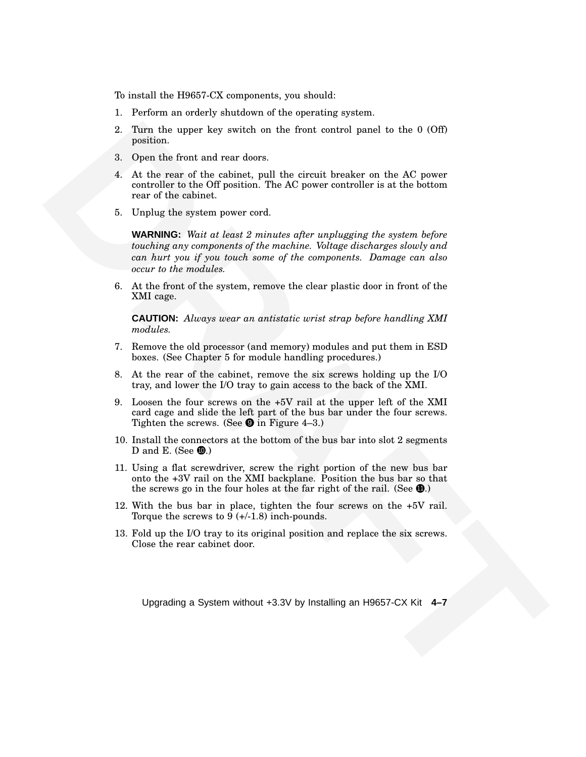To install the H9657-CX components, you should:

1. Perform an orderly shutdown of the operating system.
2. Turn the upper key switch on the front control panel to the 0 (Off) position.
3. Open the front and rear doors.
4. At the rear of the cabinet, pull the circuit breaker on the AC power controller to the Off position. The AC power controller is at the bottom rear of the cabinet.
5. Unplug the system power cord.

   **WARNING:** *Wait at least 2 minutes after unplugging the system before touching any components of the machine. Voltage discharges slowly and can hurt you if you touch some of the components. Damage can also occur to the modules.*

6. At the front of the system, remove the clear plastic door in front of the XMI cage.

   **CAUTION:** *Always wear an antistatic wrist strap before handling XMI modules.*

7. Remove the old processor (and memory) modules and put them in ESD boxes. (See Chapter 5 for module handling procedures.)
8. At the rear of the cabinet, remove the six screws holding up the I/O tray, and lower the I/O tray to gain access to the back of the XMI.
9. Loosen the four screws on the +5V rail at the upper left of the XMI card cage and slide the left part of the bus bar under the four screws. Tighten the screws. (See ❾ in Figure 4–3.)
10. Install the connectors at the bottom of the bus bar into slot 2 segments D and E. (See ❿.)
11. Using a flat screwdriver, screw the right portion of the new bus bar onto the +3V rail on the XMI backplane. Position the bus bar so that the screws go in the four holes at the far right of the rail. (See ⓫.)
12. With the bus bar in place, tighten the four screws on the +5V rail. Torque the screws to 9 (+/-1.8) inch-pounds.
13. Fold up the I/O tray to its original position and replace the six screws. Close the rear cabinet door.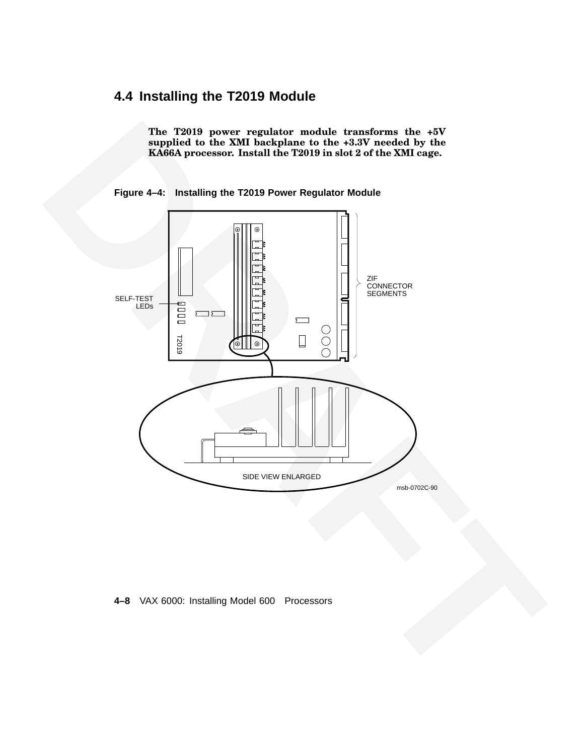## 4.4 Installing the T2019 Module

**The T2019 power regulator module transforms the +5V supplied to the XMI backplane to the +3.3V needed by the KA66A processor. Install the T2019 in slot 2 of the XMI cage.**

**Figure 4–4: Installing the T2019 Power Regulator Module**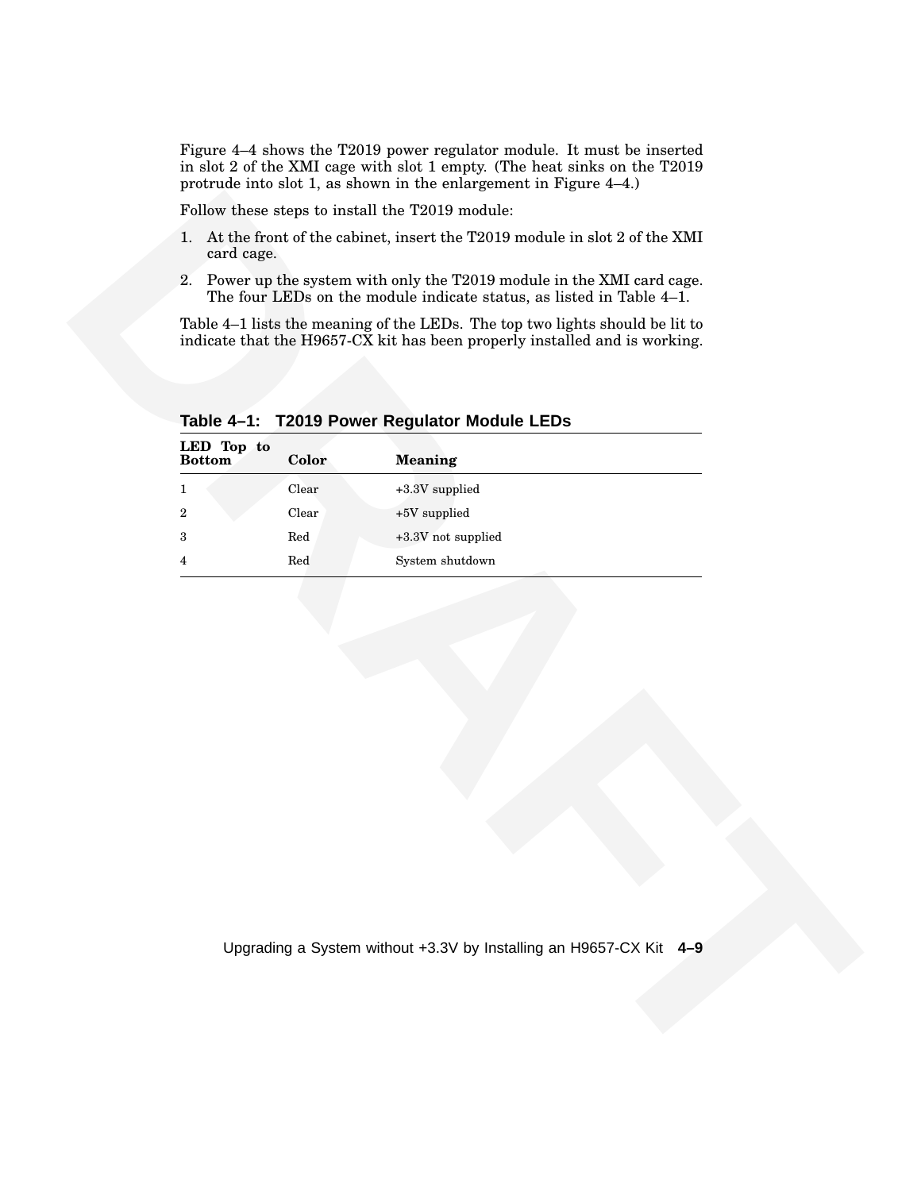Figure 4–4 shows the T2019 power regulator module. It must be inserted in slot 2 of the XMI cage with slot 1 empty. (The heat sinks on the T2019 protrude into slot 1, as shown in the enlargement in Figure 4–4.)

Follow these steps to install the T2019 module:

1. At the front of the cabinet, insert the T2019 module in slot 2 of the XMI card cage.
2. Power up the system with only the T2019 module in the XMI card cage. The four LEDs on the module indicate status, as listed in Table 4–1.

Table 4–1 lists the meaning of the LEDs. The top two lights should be lit to indicate that the H9657-CX kit has been properly installed and is working.

**Table 4–1: T2019 Power Regulator Module LEDs**

| LED Top to Bottom | Color | Meaning |
|---|---|---|
| 1 | Clear | +3.3V supplied |
| 2 | Clear | +5V supplied |
| 3 | Red | +3.3V not supplied |
| 4 | Red | System shutdown |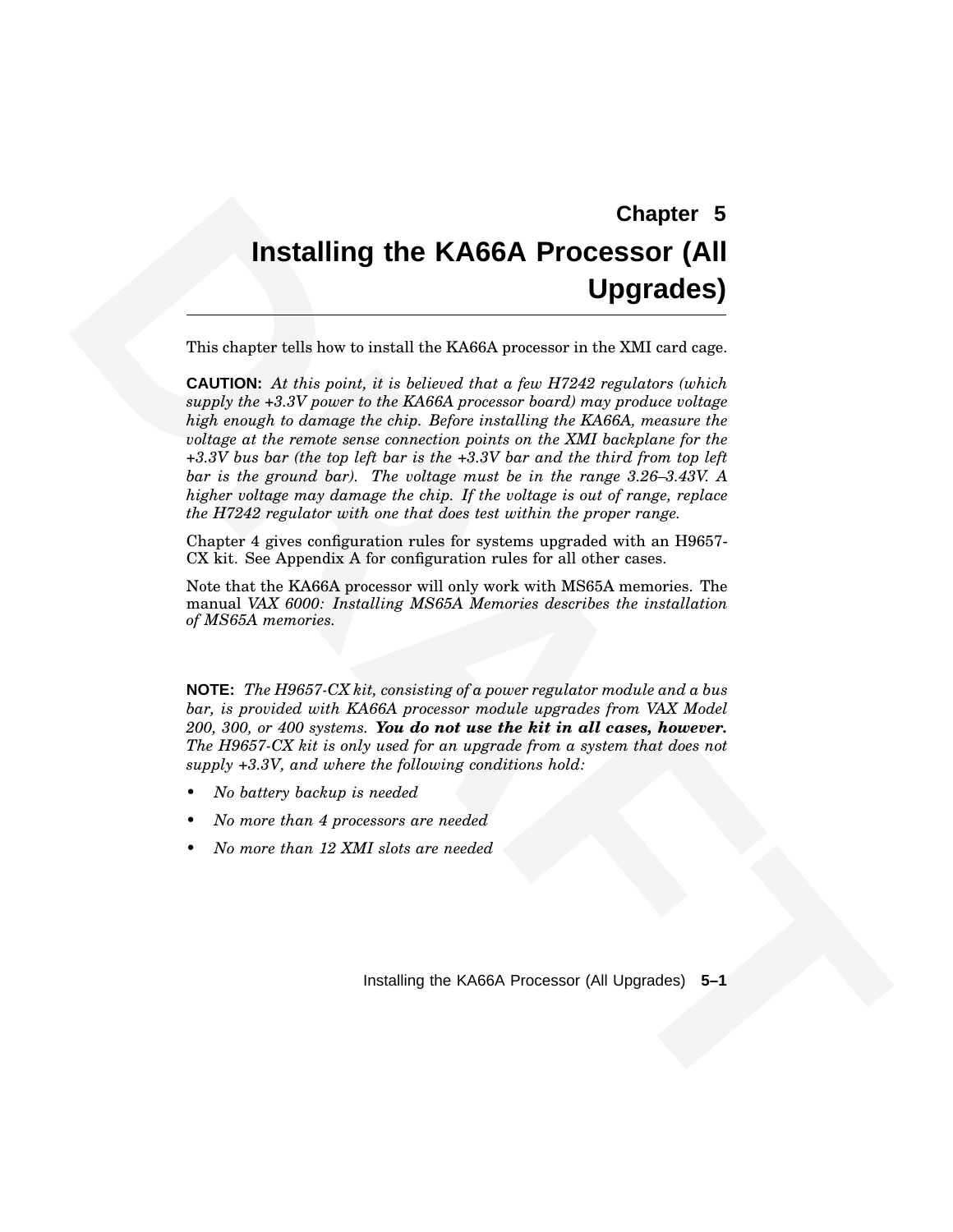# Chapter 5

# Installing the KA66A Processor (All Upgrades)

This chapter tells how to install the KA66A processor in the XMI card cage.

**CAUTION:** *At this point, it is believed that a few H7242 regulators (which supply the +3.3V power to the KA66A processor board) may produce voltage high enough to damage the chip. Before installing the KA66A, measure the voltage at the remote sense connection points on the XMI backplane for the +3.3V bus bar (the top left bar is the +3.3V bar and the third from top left bar is the ground bar). The voltage must be in the range 3.26–3.43V. A higher voltage may damage the chip. If the voltage is out of range, replace the H7242 regulator with one that does test within the proper range.*

Chapter 4 gives configuration rules for systems upgraded with an H9657-CX kit. See Appendix A for configuration rules for all other cases.

Note that the KA66A processor will only work with MS65A memories. The manual *VAX 6000: Installing MS65A Memories describes the installation of MS65A memories.*

**NOTE:** *The H9657-CX kit, consisting of a power regulator module and a bus bar, is provided with KA66A processor module upgrades from VAX Model 200, 300, or 400 systems.* ***You do not use the kit in all cases, however.*** *The H9657-CX kit is only used for an upgrade from a system that does not supply +3.3V, and where the following conditions hold:*

- *No battery backup is needed*
- *No more than 4 processors are needed*
- *No more than 12 XMI slots are needed*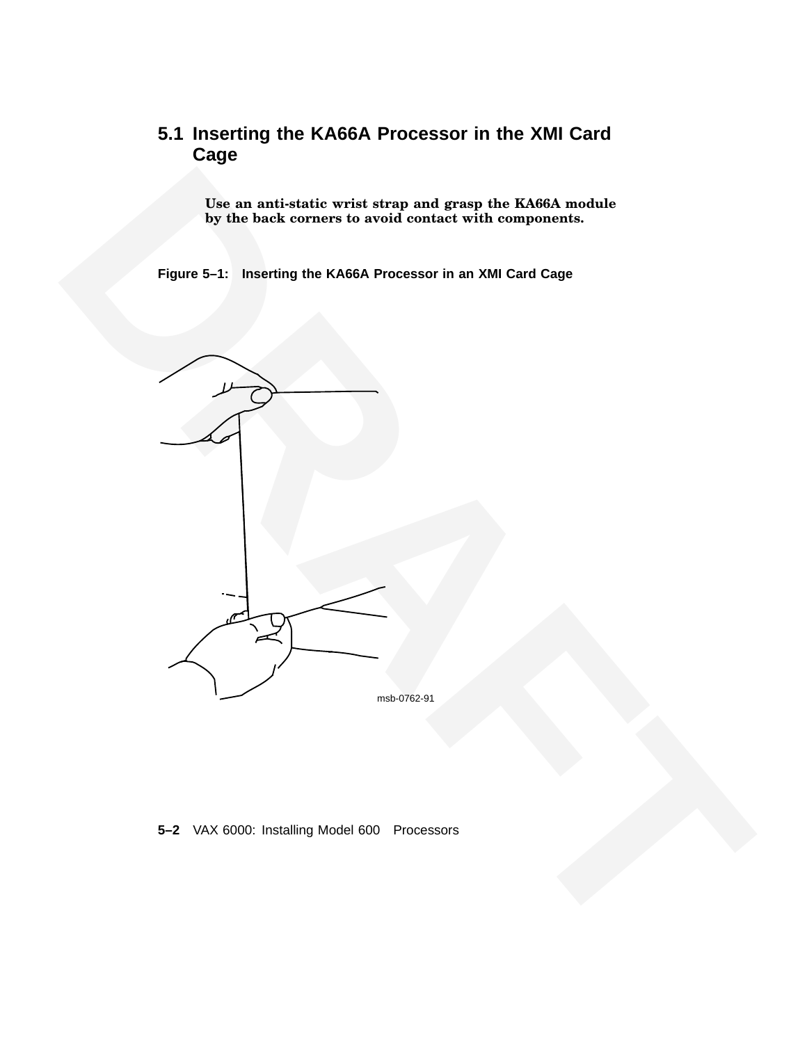## 5.1 Inserting the KA66A Processor in the XMI Card Cage

**Use an anti-static wrist strap and grasp the KA66A module by the back corners to avoid contact with components.**

**Figure 5–1: Inserting the KA66A Processor in an XMI Card Cage**

msb-0762-91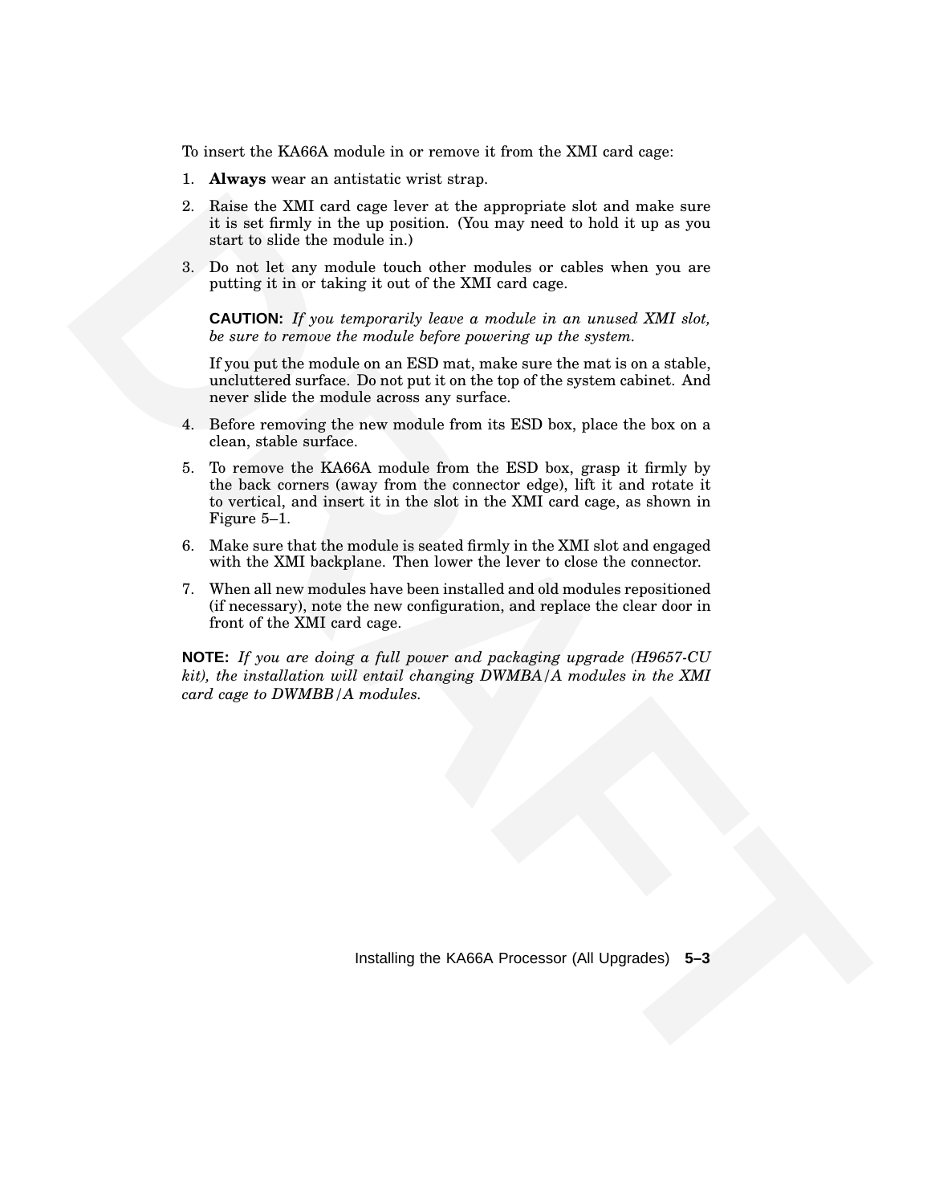To insert the KA66A module in or remove it from the XMI card cage:

1. **Always** wear an antistatic wrist strap.
2. Raise the XMI card cage lever at the appropriate slot and make sure it is set firmly in the up position. (You may need to hold it up as you start to slide the module in.)
3. Do not let any module touch other modules or cables when you are putting it in or taking it out of the XMI card cage.

   **CAUTION:** *If you temporarily leave a module in an unused XMI slot, be sure to remove the module before powering up the system.*

   If you put the module on an ESD mat, make sure the mat is on a stable, uncluttered surface. Do not put it on the top of the system cabinet. And never slide the module across any surface.
4. Before removing the new module from its ESD box, place the box on a clean, stable surface.
5. To remove the KA66A module from the ESD box, grasp it firmly by the back corners (away from the connector edge), lift it and rotate it to vertical, and insert it in the slot in the XMI card cage, as shown in Figure 5–1.
6. Make sure that the module is seated firmly in the XMI slot and engaged with the XMI backplane. Then lower the lever to close the connector.
7. When all new modules have been installed and old modules repositioned (if necessary), note the new configuration, and replace the clear door in front of the XMI card cage.

**NOTE:** *If you are doing a full power and packaging upgrade (H9657-CU kit), the installation will entail changing DWMBA/A modules in the XMI card cage to DWMBB/A modules.*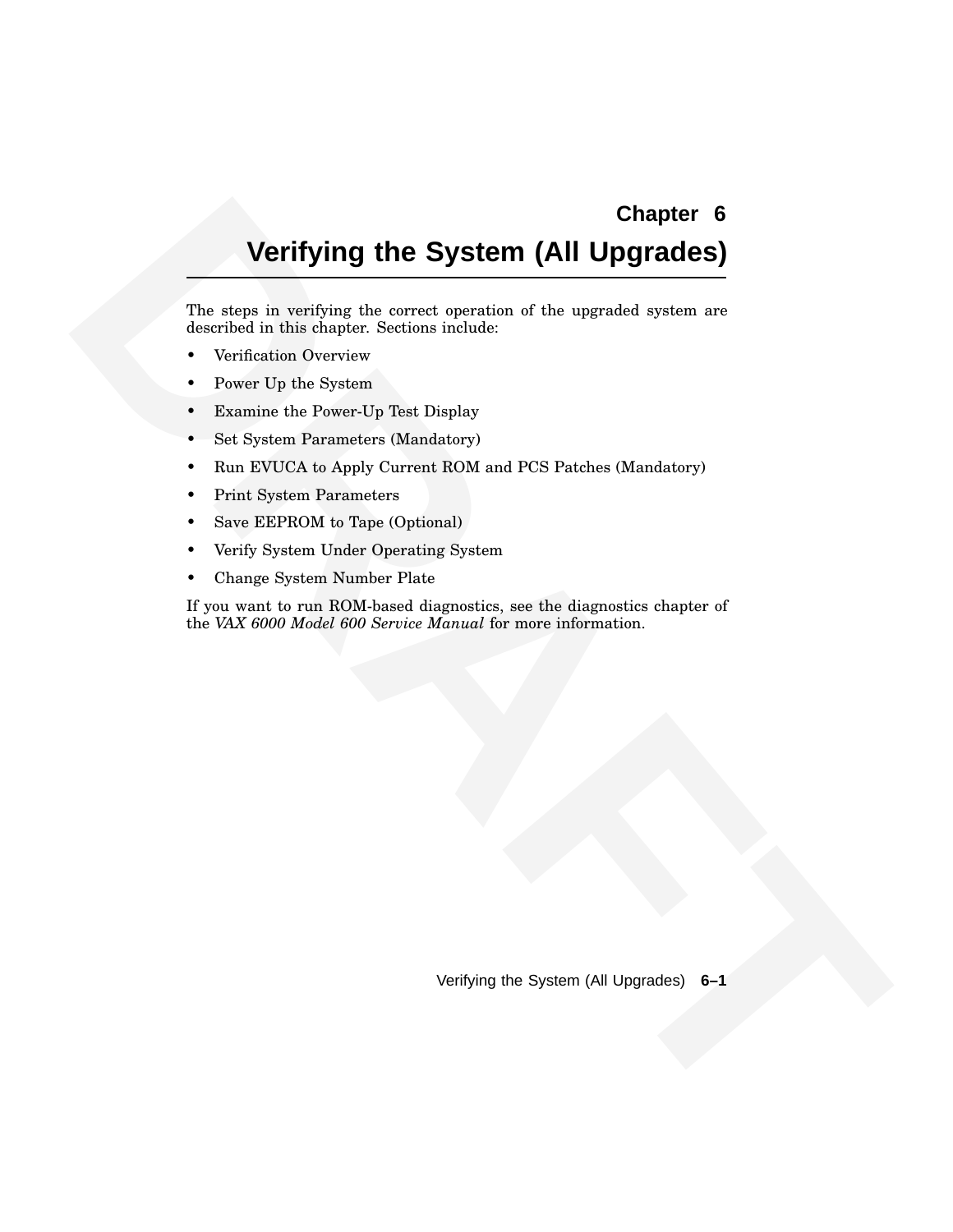# Chapter 6

# Verifying the System (All Upgrades)

The steps in verifying the correct operation of the upgraded system are described in this chapter. Sections include:

- Verification Overview
- Power Up the System
- Examine the Power-Up Test Display
- Set System Parameters (Mandatory)
- Run EVUCA to Apply Current ROM and PCS Patches (Mandatory)
- Print System Parameters
- Save EEPROM to Tape (Optional)
- Verify System Under Operating System
- Change System Number Plate

If you want to run ROM-based diagnostics, see the diagnostics chapter of the *VAX 6000 Model 600 Service Manual* for more information.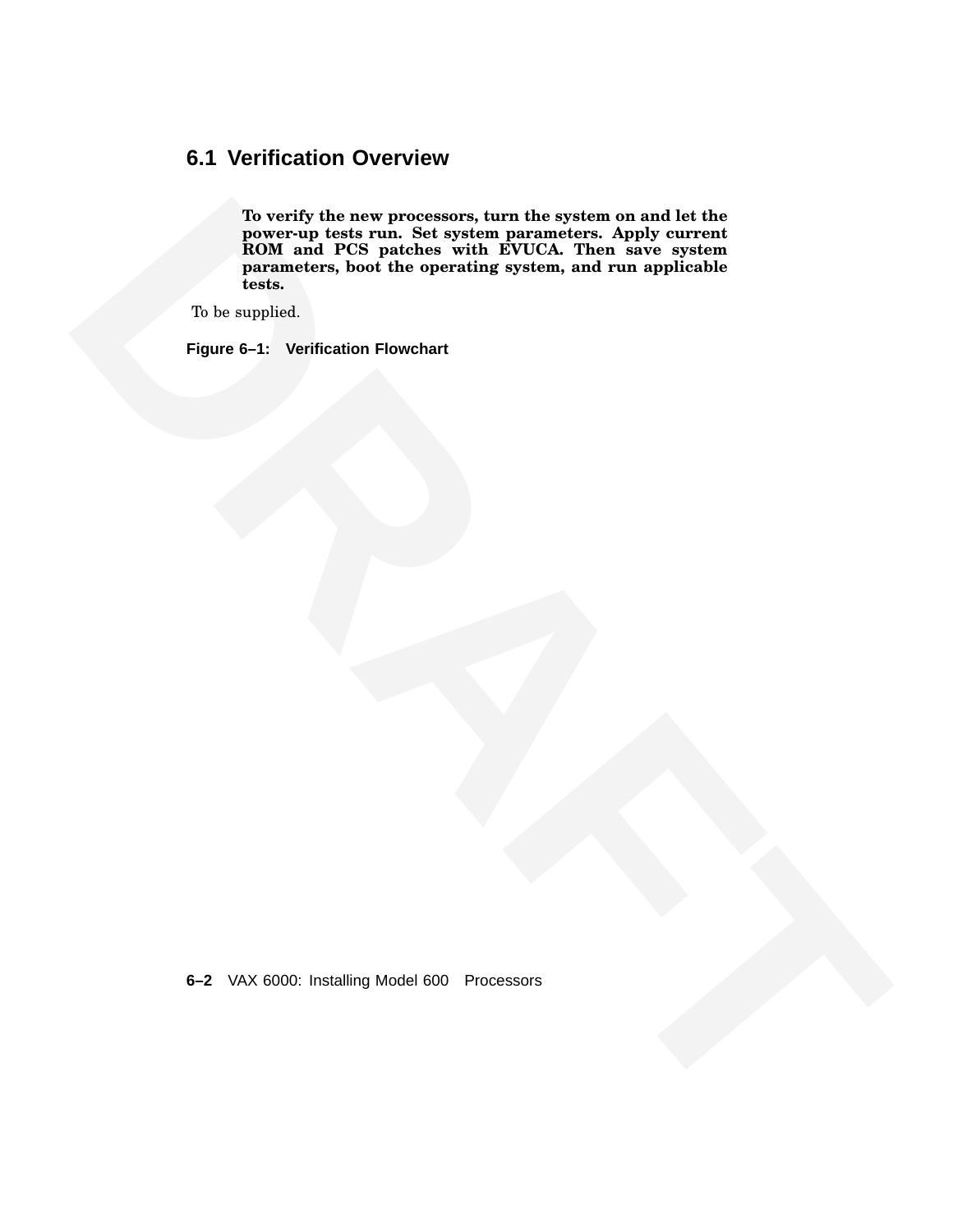## 6.1 Verification Overview

**To verify the new processors, turn the system on and let the power-up tests run. Set system parameters. Apply current ROM and PCS patches with EVUCA. Then save system parameters, boot the operating system, and run applicable tests.**

To be supplied.

**Figure 6–1: Verification Flowchart**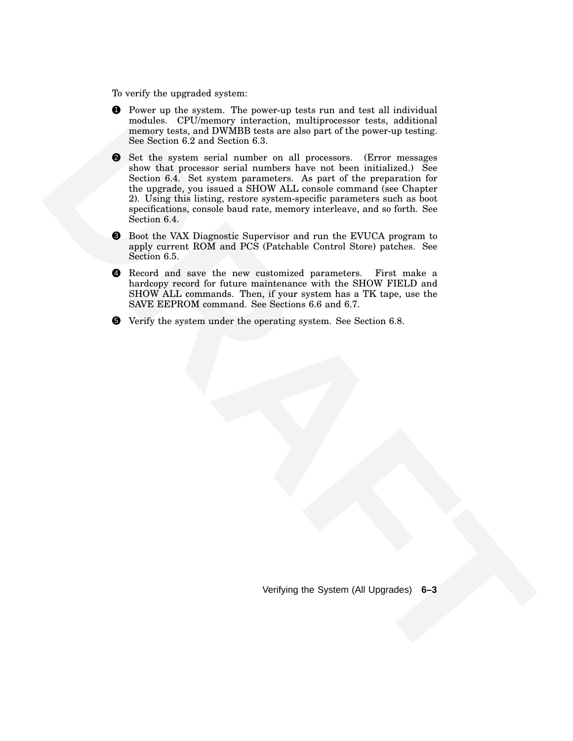To verify the upgraded system:

1. Power up the system. The power-up tests run and test all individual modules. CPU/memory interaction, multiprocessor tests, additional memory tests, and DWMBB tests are also part of the power-up testing. See Section 6.2 and Section 6.3.

2. Set the system serial number on all processors. (Error messages show that processor serial numbers have not been initialized.) See Section 6.4. Set system parameters. As part of the preparation for the upgrade, you issued a SHOW ALL console command (see Chapter 2). Using this listing, restore system-specific parameters such as boot specifications, console baud rate, memory interleave, and so forth. See Section 6.4.

3. Boot the VAX Diagnostic Supervisor and run the EVUCA program to apply current ROM and PCS (Patchable Control Store) patches. See Section 6.5.

4. Record and save the new customized parameters. First make a hardcopy record for future maintenance with the SHOW FIELD and SHOW ALL commands. Then, if your system has a TK tape, use the SAVE EEPROM command. See Sections 6.6 and 6.7.

5. Verify the system under the operating system. See Section 6.8.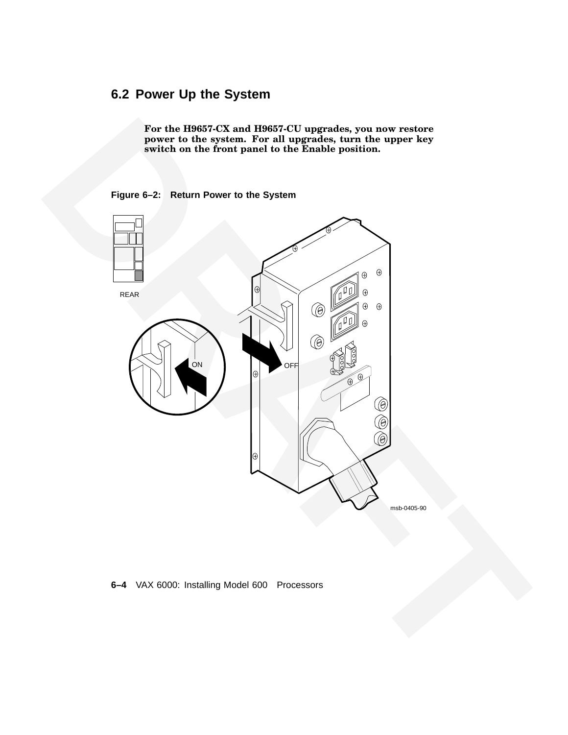## 6.2 Power Up the System

**For the H9657-CX and H9657-CU upgrades, you now restore power to the system. For all upgrades, turn the upper key switch on the front panel to the Enable position.**

**Figure 6–2: Return Power to the System**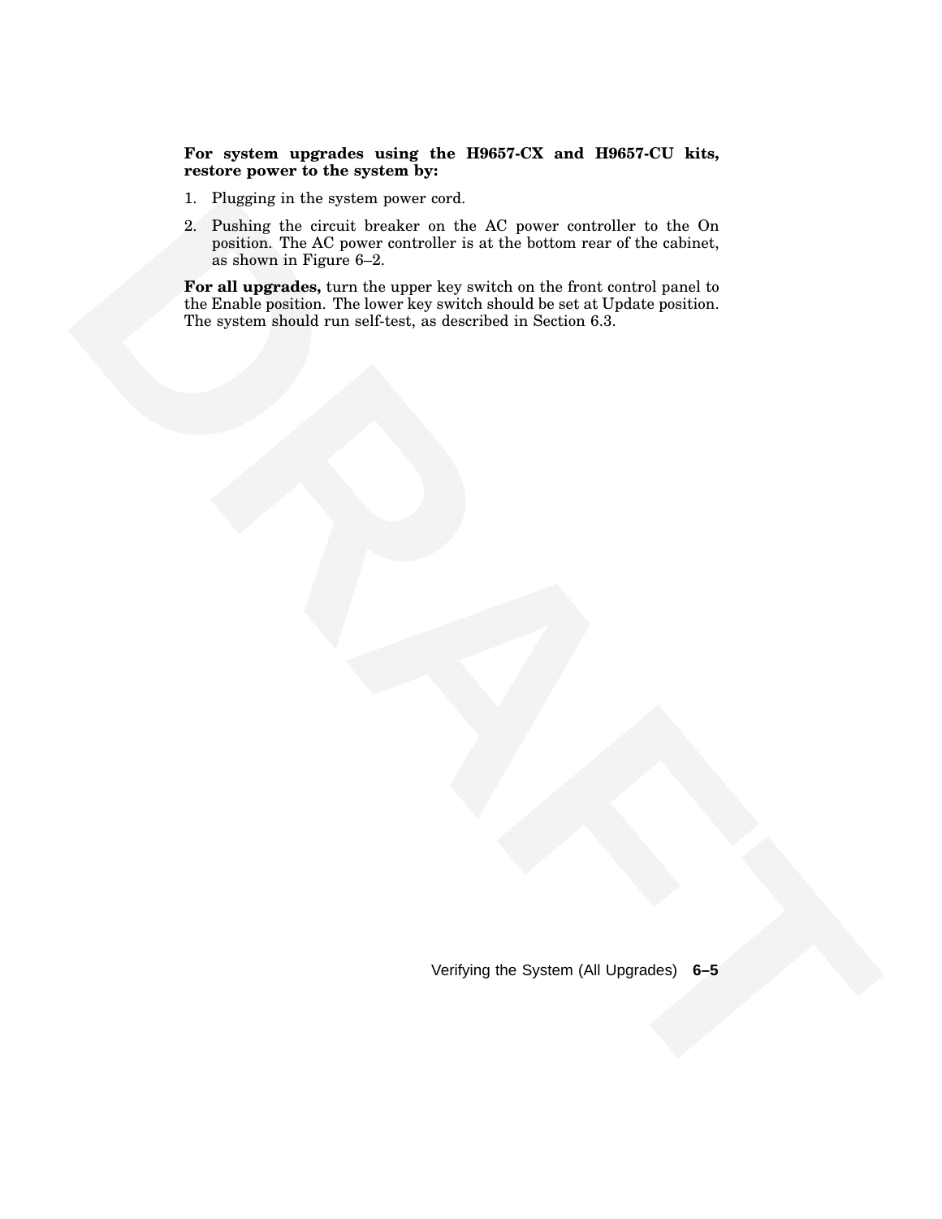**For system upgrades using the H9657-CX and H9657-CU kits, restore power to the system by:**

1. Plugging in the system power cord.
2. Pushing the circuit breaker on the AC power controller to the On position. The AC power controller is at the bottom rear of the cabinet, as shown in Figure 6–2.

**For all upgrades,** turn the upper key switch on the front control panel to the Enable position. The lower key switch should be set at Update position. The system should run self-test, as described in Section 6.3.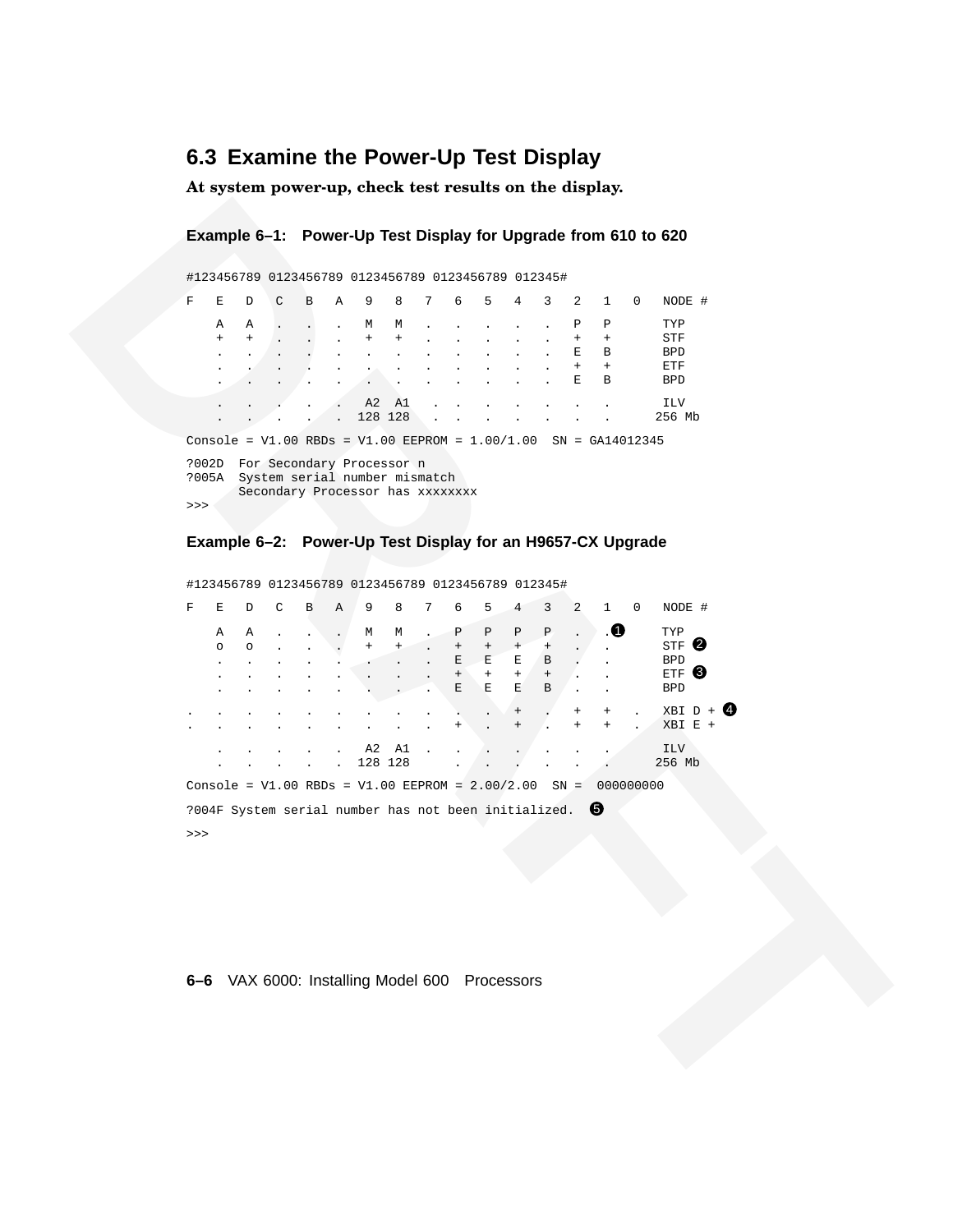## 6.3 Examine the Power-Up Test Display

**At system power-up, check test results on the display.**

**Example 6–1: Power-Up Test Display for Upgrade from 610 to 620**

```
#123456789 0123456789 0123456789 0123456789 012345#

F   E   D   C   B   A   9   8   7   6   5   4   3   2   1   0   NODE #

    A   A   .   .   .   M   M   .   .   .   .   .   P   P       TYP
    +   +   .   .   .   +   +   .   .   .   .   .   +   +       STF
    .   .   .   .   .   .   .   .   .   .   .   .   E   B       BPD
    .   .   .   .   .   .   .   .   .   .   .   .   +   +       ETF
    .   .   .   .   .   .   .   .   .   .   .   .   E   B       BPD

    .   .   .   .   .   A2  A1   .  .   .   .   .   .   .       ILV
    .   .   .   .   .  128 128   .  .   .   .   .   .   .      256 Mb

Console = V1.00 RBDs = V1.00 EEPROM = 1.00/1.00  SN = GA14012345

?002D  For Secondary Processor n
?005A  System serial number mismatch
       Secondary Processor has xxxxxxxx
>>>
```

**Example 6–2: Power-Up Test Display for an H9657-CX Upgrade**

```
#123456789 0123456789 0123456789 0123456789 012345#

F   E   D   C   B   A   9   8   7   6   5   4   3   2   1   0   NODE #

    A   A   .   .   .   M   M   .   P   P   P   P   .   .❶      TYP
    o   o   .   .   .   +   +   .   +   +   +   +   .   .       STF ❷
    .   .   .   .   .   .   .   .   E   E   E   B   .   .       BPD
    .   .   .   .   .   .   .   .   +   +   +   +   .   .       ETF ❸
    .   .   .   .   .   .   .   .   E   E   E   B   .   .       BPD

.   .   .   .   .   .   .   .   .   .   .   +   .   +   +   .   XBI D + ❹
.   .   .   .   .   .   .   .   .   +   .   +   .   +   +   .   XBI E +

    .   .   .   .   .   A2  A1  .   .   .   .   .   .   .       ILV
    .   .   .   .   .  128 128      .   .   .   .   .   .      256 Mb

Console = V1.00 RBDs = V1.00 EEPROM = 2.00/2.00  SN =  000000000

?004F System serial number has not been initialized.  ❺

>>>
```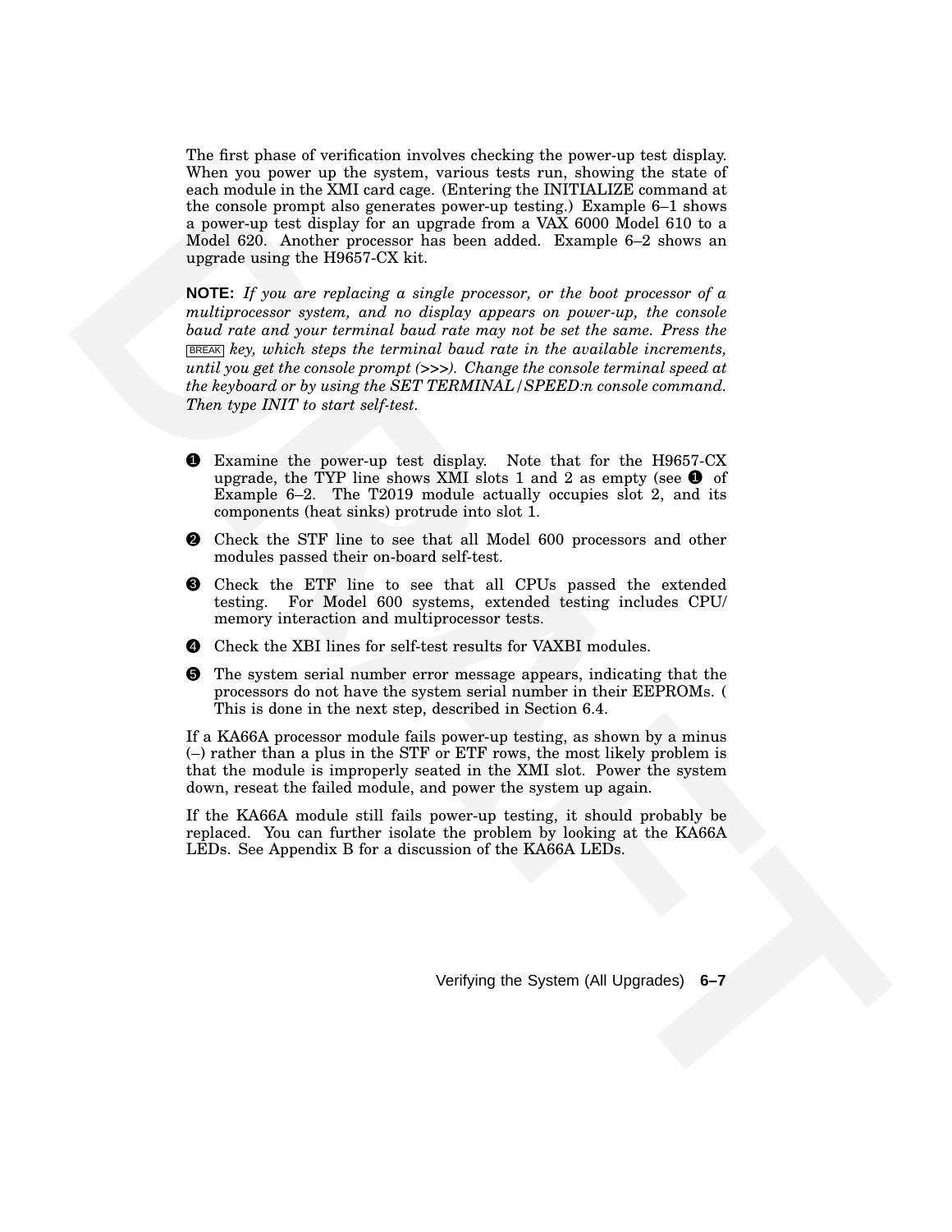The first phase of verification involves checking the power-up test display. When you power up the system, various tests run, showing the state of each module in the XMI card cage. (Entering the INITIALIZE command at the console prompt also generates power-up testing.) Example 6–1 shows a power-up test display for an upgrade from a VAX 6000 Model 610 to a Model 620. Another processor has been added. Example 6–2 shows an upgrade using the H9657-CX kit.

**NOTE:** *If you are replacing a single processor, or the boot processor of a multiprocessor system, and no display appears on power-up, the console baud rate and your terminal baud rate may not be set the same. Press the* BREAK *key, which steps the terminal baud rate in the available increments, until you get the console prompt (>>>). Change the console terminal speed at the keyboard or by using the SET TERMINAL/SPEED:n console command. Then type INIT to start self-test.*

❶ Examine the power-up test display. Note that for the H9657-CX upgrade, the TYP line shows XMI slots 1 and 2 as empty (see ❶ of Example 6–2. The T2019 module actually occupies slot 2, and its components (heat sinks) protrude into slot 1.

❷ Check the STF line to see that all Model 600 processors and other modules passed their on-board self-test.

❸ Check the ETF line to see that all CPUs passed the extended testing. For Model 600 systems, extended testing includes CPU/ memory interaction and multiprocessor tests.

❹ Check the XBI lines for self-test results for VAXBI modules.

❺ The system serial number error message appears, indicating that the processors do not have the system serial number in their EEPROMs. ( This is done in the next step, described in Section 6.4.

If a KA66A processor module fails power-up testing, as shown by a minus (–) rather than a plus in the STF or ETF rows, the most likely problem is that the module is improperly seated in the XMI slot. Power the system down, reseat the failed module, and power the system up again.

If the KA66A module still fails power-up testing, it should probably be replaced. You can further isolate the problem by looking at the KA66A LEDs. See Appendix B for a discussion of the KA66A LEDs.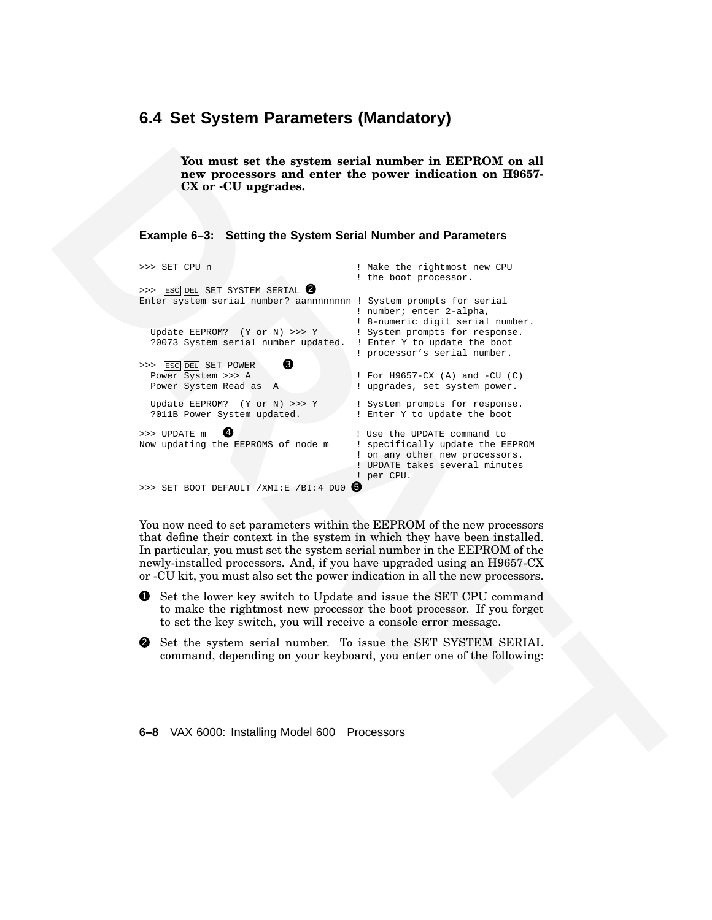## 6.4 Set System Parameters (Mandatory)

**You must set the system serial number in EEPROM on all new processors and enter the power indication on H9657-CX or -CU upgrades.**

**Example 6–3: Setting the System Serial Number and Parameters**

```
>>> SET CPU n                          ! Make the rightmost new CPU
                                       ! the boot processor.
>>> ESC DEL SET SYSTEM SERIAL ❷
Enter system serial number? aannnnnnnn ! System prompts for serial
                                       ! number; enter 2-alpha,
                                       ! 8-numeric digit serial number.
  Update EEPROM?  (Y or N) >>> Y       ! System prompts for response.
  ?0073 System serial number updated.  ! Enter Y to update the boot
                                       ! processor's serial number.
>>> ESC DEL SET POWER      ❸
  Power System >>> A                   ! For H9657-CX (A) and -CU (C)
  Power System Read as  A              ! upgrades, set system power.

  Update EEPROM?  (Y or N) >>> Y       ! System prompts for response.
  ?011B Power System updated.          ! Enter Y to update the boot

>>> UPDATE m   ❹                       ! Use the UPDATE command to
Now updating the EEPROMS of node m     ! specifically update the EEPROM
                                       ! on any other new processors.
                                       ! UPDATE takes several minutes
                                       ! per CPU.
>>> SET BOOT DEFAULT /XMI:E /BI:4 DU0 ❺
```

You now need to set parameters within the EEPROM of the new processors that define their context in the system in which they have been installed. In particular, you must set the system serial number in the EEPROM of the newly-installed processors. And, if you have upgraded using an H9657-CX or -CU kit, you must also set the power indication in all the new processors.

❶ Set the lower key switch to Update and issue the SET CPU command to make the rightmost new processor the boot processor. If you forget to set the key switch, you will receive a console error message.

❷ Set the system serial number. To issue the SET SYSTEM SERIAL command, depending on your keyboard, you enter one of the following: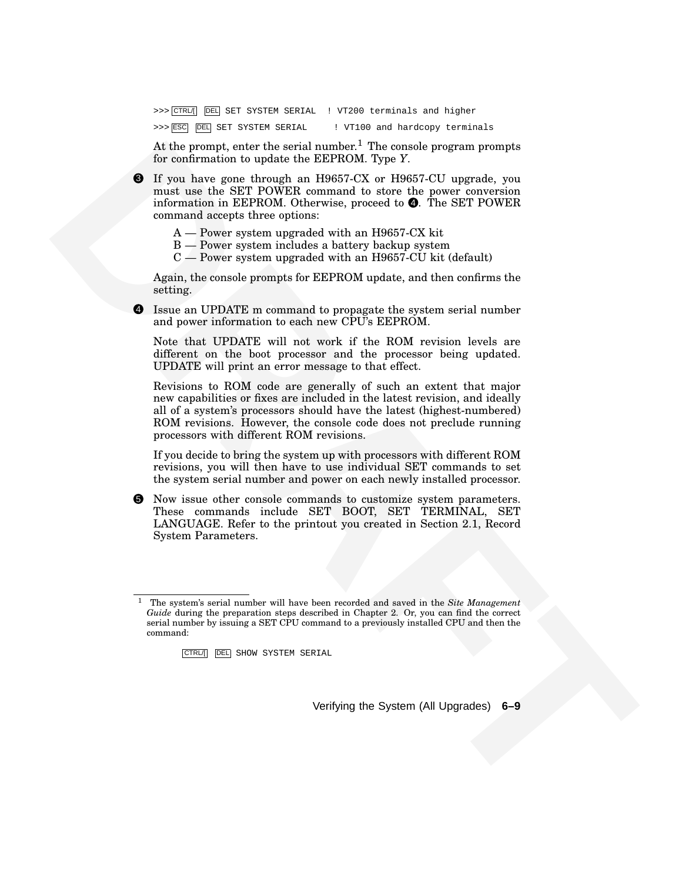```
>>> CTRL/[  DEL  SET SYSTEM SERIAL  ! VT200 terminals and higher
>>> ESC  DEL  SET SYSTEM SERIAL     ! VT100 and hardcopy terminals
```

At the prompt, enter the serial number.[1] The console program prompts for confirmation to update the EEPROM. Type *Y*.

❸ If you have gone through an H9657-CX or H9657-CU upgrade, you must use the SET POWER command to store the power conversion information in EEPROM. Otherwise, proceed to ❹. The SET POWER command accepts three options:

A — Power system upgraded with an H9657-CX kit
B — Power system includes a battery backup system
C — Power system upgraded with an H9657-CU kit (default)

Again, the console prompts for EEPROM update, and then confirms the setting.

❹ Issue an UPDATE m command to propagate the system serial number and power information to each new CPU's EEPROM.

Note that UPDATE will not work if the ROM revision levels are different on the boot processor and the processor being updated. UPDATE will print an error message to that effect.

Revisions to ROM code are generally of such an extent that major new capabilities or fixes are included in the latest revision, and ideally all of a system's processors should have the latest (highest-numbered) ROM revisions. However, the console code does not preclude running processors with different ROM revisions.

If you decide to bring the system up with processors with different ROM revisions, you will then have to use individual SET commands to set the system serial number and power on each newly installed processor.

❺ Now issue other console commands to customize system parameters. These commands include SET BOOT, SET TERMINAL, SET LANGUAGE. Refer to the printout you created in Section 2.1, Record System Parameters.

---

[1] The system's serial number will have been recorded and saved in the *Site Management Guide* during the preparation steps described in Chapter 2. Or, you can find the correct serial number by issuing a SET CPU command to a previously installed CPU and then the command:

```
CTRL/[  DEL  SHOW SYSTEM SERIAL
```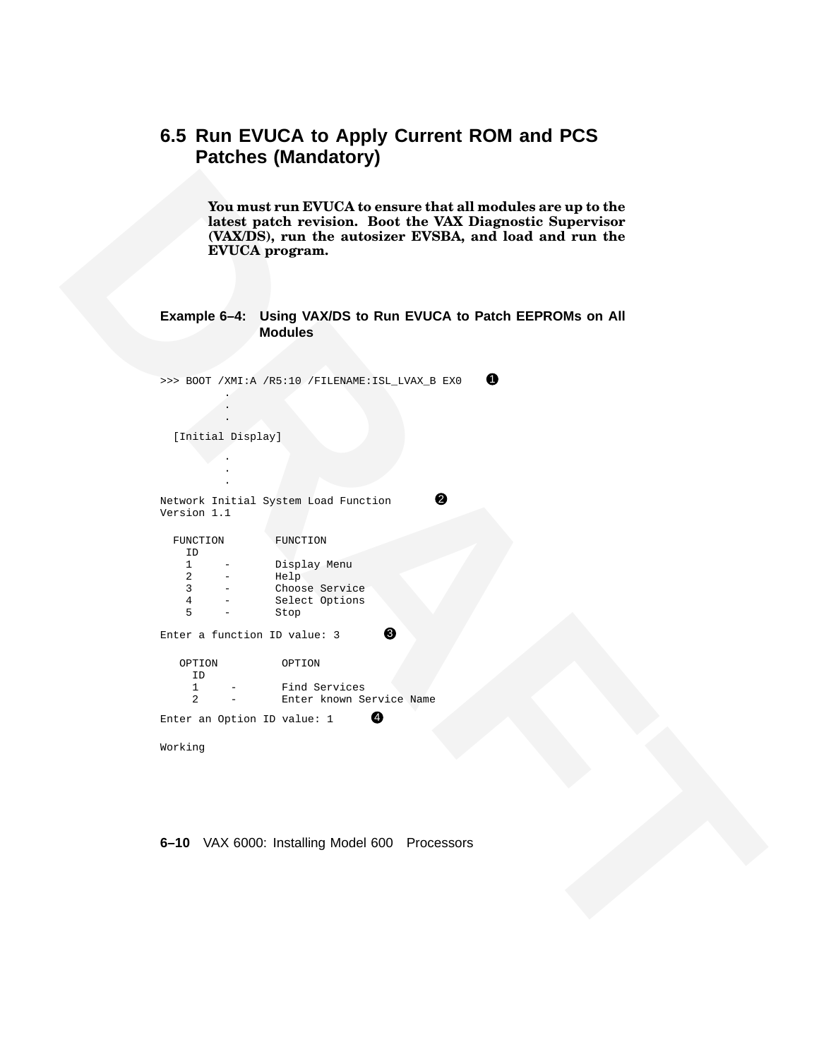## 6.5 Run EVUCA to Apply Current ROM and PCS Patches (Mandatory)

**You must run EVUCA to ensure that all modules are up to the latest patch revision. Boot the VAX Diagnostic Supervisor (VAX/DS), run the autosizer EVSBA, and load and run the EVUCA program.**

**Example 6–4: Using VAX/DS to Run EVUCA to Patch EEPROMs on All Modules**

```
>>> BOOT /XMI:A /R5:10 /FILENAME:ISL_LVAX_B EX0    ❶
          .
          .
          .
  [Initial Display]
          .
          .
          .
Network Initial System Load Function       ❷
Version 1.1

  FUNCTION        FUNCTION
    ID
    1     -       Display Menu
    2     -       Help
    3     -       Choose Service
    4     -       Select Options
    5     -       Stop

Enter a function ID value: 3       ❸

   OPTION          OPTION
     ID
     1     -       Find Services
     2     -       Enter known Service Name

Enter an Option ID value: 1      ❹

Working
```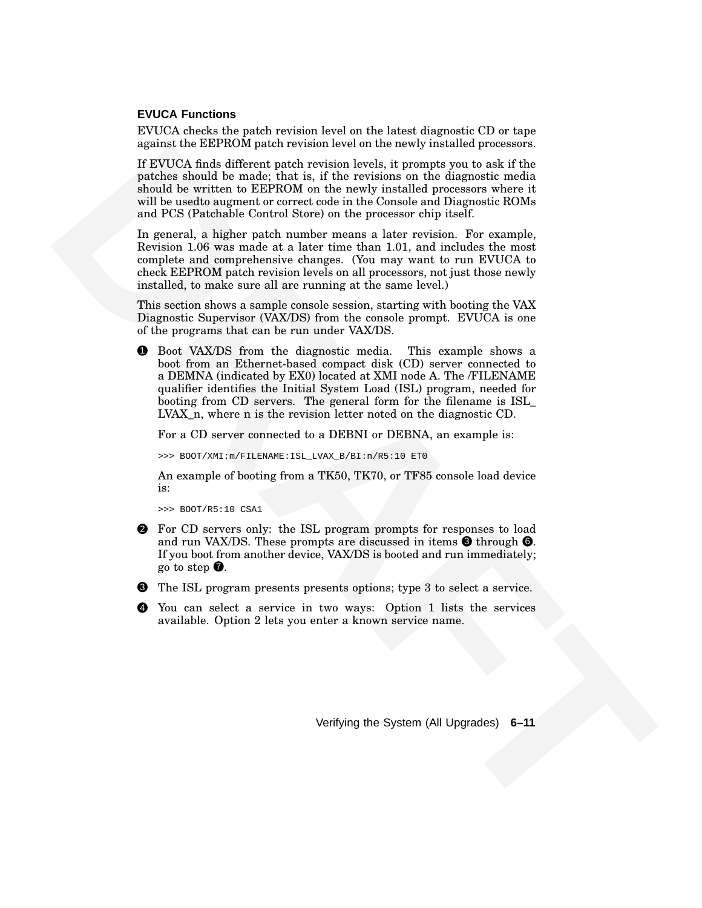### EVUCA Functions

EVUCA checks the patch revision level on the latest diagnostic CD or tape against the EEPROM patch revision level on the newly installed processors.

If EVUCA finds different patch revision levels, it prompts you to ask if the patches should be made; that is, if the revisions on the diagnostic media should be written to EEPROM on the newly installed processors where it will be usedto augment or correct code in the Console and Diagnostic ROMs and PCS (Patchable Control Store) on the processor chip itself.

In general, a higher patch number means a later revision. For example, Revision 1.06 was made at a later time than 1.01, and includes the most complete and comprehensive changes. (You may want to run EVUCA to check EEPROM patch revision levels on all processors, not just those newly installed, to make sure all are running at the same level.)

This section shows a sample console session, starting with booting the VAX Diagnostic Supervisor (VAX/DS) from the console prompt. EVUCA is one of the programs that can be run under VAX/DS.

❶ Boot VAX/DS from the diagnostic media. This example shows a boot from an Ethernet-based compact disk (CD) server connected to a DEMNA (indicated by EX0) located at XMI node A. The /FILENAME qualifier identifies the Initial System Load (ISL) program, needed for booting from CD servers. The general form for the filename is ISL_LVAX_n, where n is the revision letter noted on the diagnostic CD.

For a CD server connected to a DEBNI or DEBNA, an example is:

```
>>> BOOT/XMI:m/FILENAME:ISL_LVAX_B/BI:n/R5:10 ET0
```

An example of booting from a TK50, TK70, or TF85 console load device is:

```
>>> BOOT/R5:10 CSA1
```

❷ For CD servers only: the ISL program prompts for responses to load and run VAX/DS. These prompts are discussed in items ❸ through ❻. If you boot from another device, VAX/DS is booted and run immediately; go to step ❼.

❸ The ISL program presents presents options; type 3 to select a service.

❹ You can select a service in two ways: Option 1 lists the services available. Option 2 lets you enter a known service name.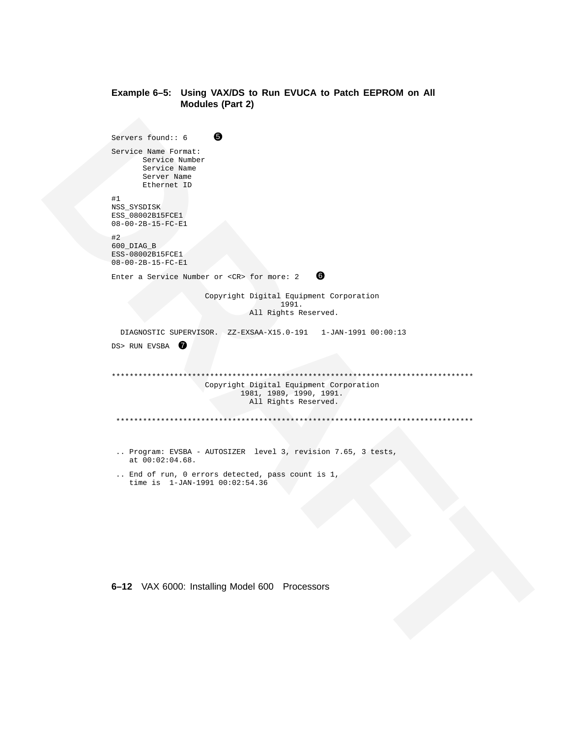**Example 6–5: Using VAX/DS to Run EVUCA to Patch EEPROM on All Modules (Part 2)**

```
Servers found:: 6      ❺

Service Name Format:
       Service Number
       Service Name
       Server Name
       Ethernet ID

#1
NSS_SYSDISK
ESS_08002B15FCE1
08-00-2B-15-FC-E1

#2
600_DIAG_B
ESS-08002B15FCE1
08-00-2B-15-FC-E1

Enter a Service Number or <CR> for more: 2    ❻

                     Copyright Digital Equipment Corporation
                                    1991.
                               All Rights Reserved.

  DIAGNOSTIC SUPERVISOR.  ZZ-EXSAA-X15.0-191   1-JAN-1991 00:00:13

DS> RUN EVSBA  ❼


*********************************************************************************
                     Copyright Digital Equipment Corporation
                             1981, 1989, 1990, 1991.
                               All Rights Reserved.

 ********************************************************************************


 .. Program: EVSBA - AUTOSIZER  level 3, revision 7.65, 3 tests,
    at 00:02:04.68.

 .. End of run, 0 errors detected, pass count is 1,
    time is  1-JAN-1991 00:02:54.36
```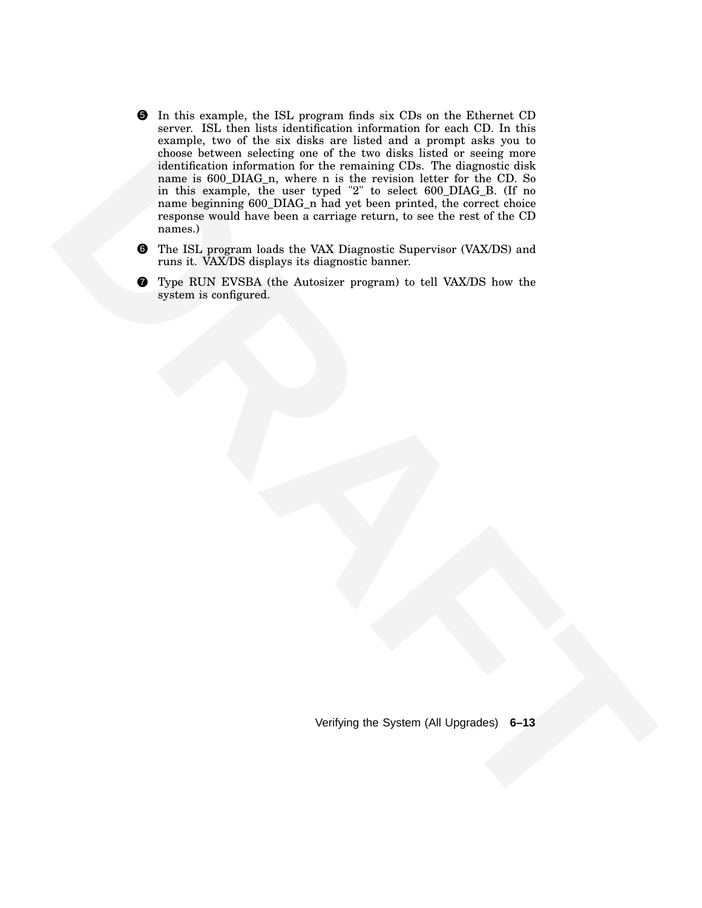❺ In this example, the ISL program finds six CDs on the Ethernet CD server. ISL then lists identification information for each CD. In this example, two of the six disks are listed and a prompt asks you to choose between selecting one of the two disks listed or seeing more identification information for the remaining CDs. The diagnostic disk name is 600_DIAG_n, where n is the revision letter for the CD. So in this example, the user typed "2" to select 600_DIAG_B. (If no name beginning 600_DIAG_n had yet been printed, the correct choice response would have been a carriage return, to see the rest of the CD names.)

❻ The ISL program loads the VAX Diagnostic Supervisor (VAX/DS) and runs it. VAX/DS displays its diagnostic banner.

❼ Type RUN EVSBA (the Autosizer program) to tell VAX/DS how the system is configured.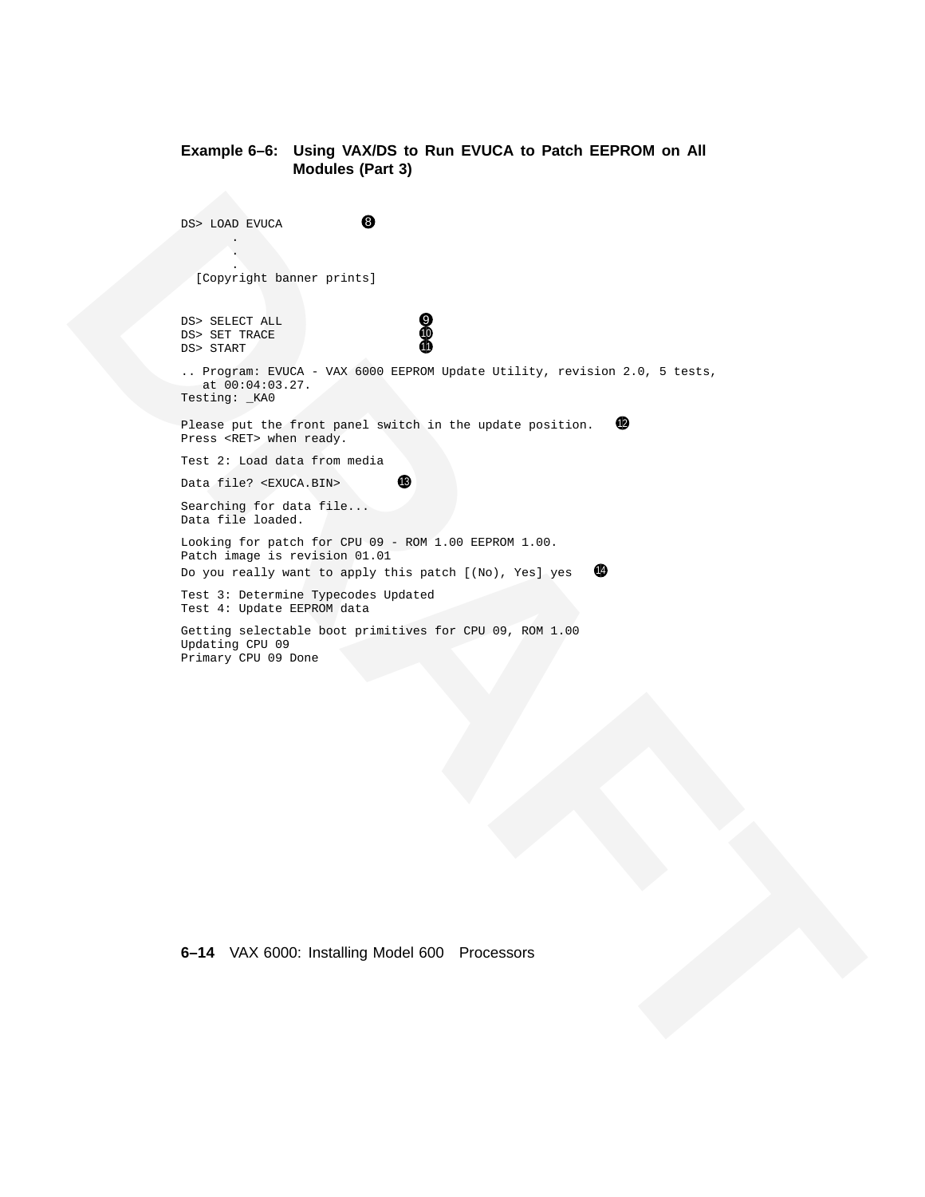**Example 6–6: Using VAX/DS to Run EVUCA to Patch EEPROM on All Modules (Part 3)**

```
DS> LOAD EVUCA            ❽
       .
       .
       .
  [Copyright banner prints]


DS> SELECT ALL                    ❾
DS> SET TRACE                     ❿
DS> START                         ⓫

.. Program: EVUCA - VAX 6000 EEPROM Update Utility, revision 2.0, 5 tests,
   at 00:04:03.27.
Testing: _KA0

Please put the front panel switch in the update position.   ⓬
Press <RET> when ready.

Test 2: Load data from media

Data file? <EXUCA.BIN>        ⓭

Searching for data file...
Data file loaded.

Looking for patch for CPU 09 - ROM 1.00 EEPROM 1.00.
Patch image is revision 01.01
Do you really want to apply this patch [(No), Yes] yes   ⓮

Test 3: Determine Typecodes Updated
Test 4: Update EEPROM data

Getting selectable boot primitives for CPU 09, ROM 1.00
Updating CPU 09
Primary CPU 09 Done
```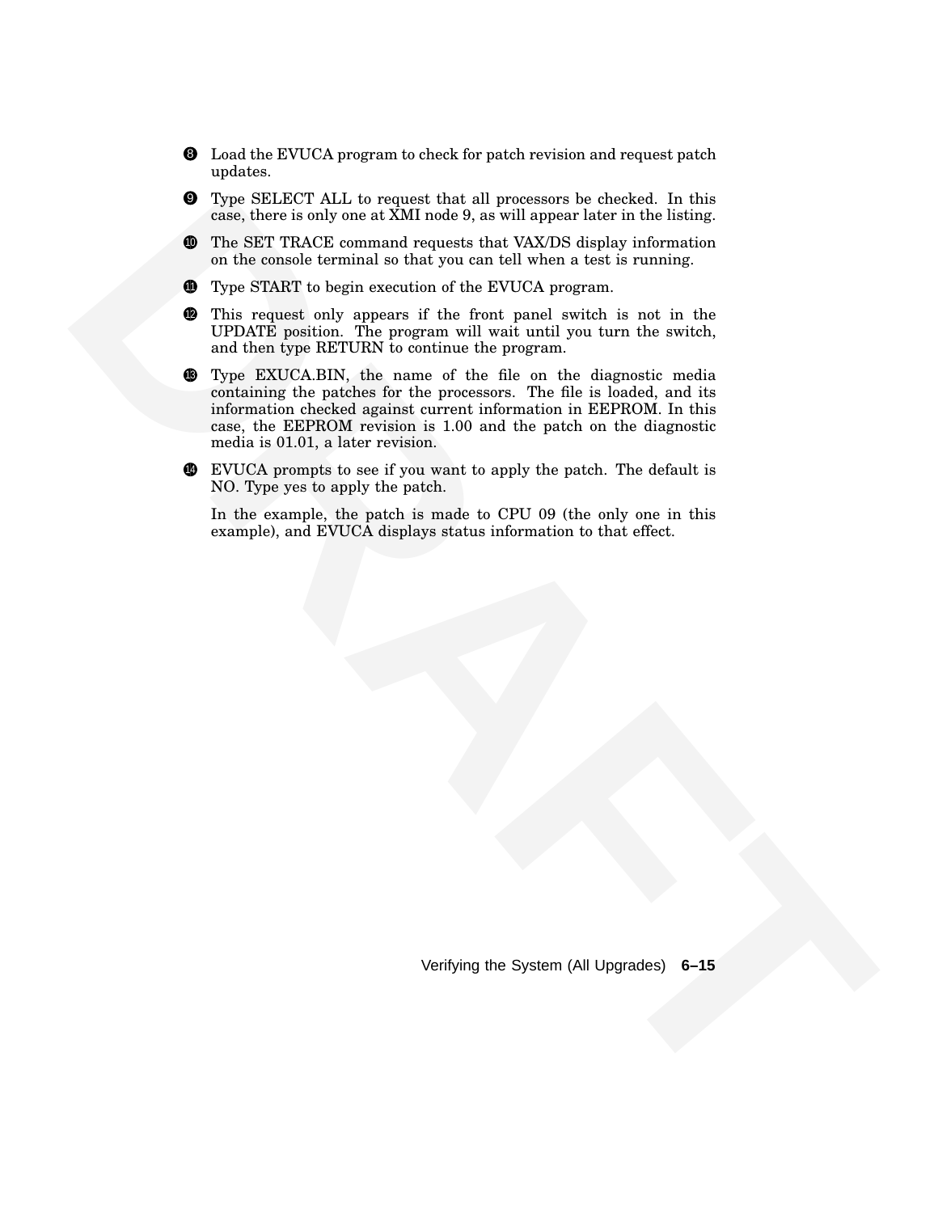❽ Load the EVUCA program to check for patch revision and request patch updates.

❾ Type SELECT ALL to request that all processors be checked. In this case, there is only one at XMI node 9, as will appear later in the listing.

❿ The SET TRACE command requests that VAX/DS display information on the console terminal so that you can tell when a test is running.

⓫ Type START to begin execution of the EVUCA program.

⓬ This request only appears if the front panel switch is not in the UPDATE position. The program will wait until you turn the switch, and then type RETURN to continue the program.

⓭ Type EXUCA.BIN, the name of the file on the diagnostic media containing the patches for the processors. The file is loaded, and its information checked against current information in EEPROM. In this case, the EEPROM revision is 1.00 and the patch on the diagnostic media is 01.01, a later revision.

⓮ EVUCA prompts to see if you want to apply the patch. The default is NO. Type yes to apply the patch.

In the example, the patch is made to CPU 09 (the only one in this example), and EVUCA displays status information to that effect.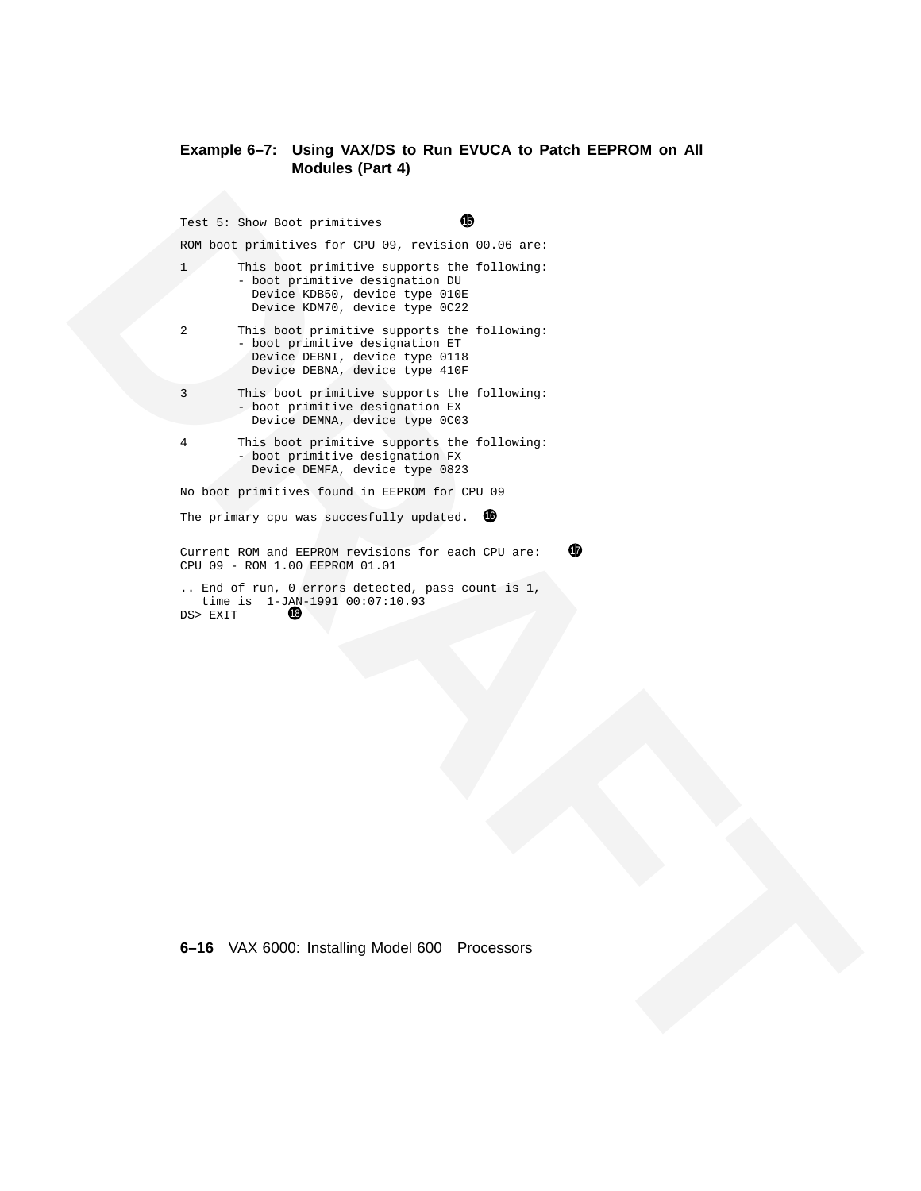**Example 6–7: Using VAX/DS to Run EVUCA to Patch EEPROM on All Modules (Part 4)**

```
Test 5: Show Boot primitives          ⓯

ROM boot primitives for CPU 09, revision 00.06 are:

1       This boot primitive supports the following:
        - boot primitive designation DU
          Device KDB50, device type 010E
          Device KDM70, device type 0C22

2       This boot primitive supports the following:
        - boot primitive designation ET
          Device DEBNI, device type 0118
          Device DEBNA, device type 410F

3       This boot primitive supports the following:
        - boot primitive designation EX
          Device DEMNA, device type 0C03

4       This boot primitive supports the following:
        - boot primitive designation FX
          Device DEMFA, device type 0823

No boot primitives found in EEPROM for CPU 09

The primary cpu was succesfully updated.  ⓰


Current ROM and EEPROM revisions for each CPU are:    ⓱
CPU 09 - ROM 1.00 EEPROM 01.01

.. End of run, 0 errors detected, pass count is 1,
   time is  1-JAN-1991 00:07:10.93
DS> EXIT       ⓲
```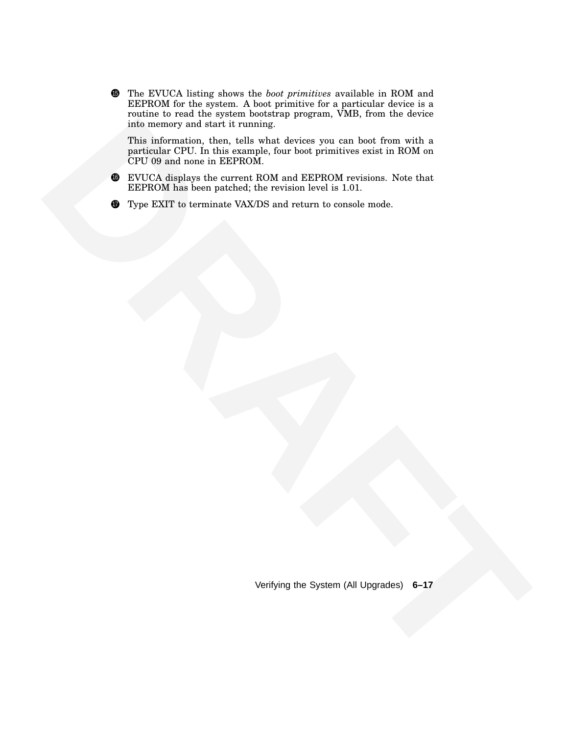⓯ The EVUCA listing shows the *boot primitives* available in ROM and EEPROM for the system. A boot primitive for a particular device is a routine to read the system bootstrap program, VMB, from the device into memory and start it running.

This information, then, tells what devices you can boot from with a particular CPU. In this example, four boot primitives exist in ROM on CPU 09 and none in EEPROM.

⓰ EVUCA displays the current ROM and EEPROM revisions. Note that EEPROM has been patched; the revision level is 1.01.

⓱ Type EXIT to terminate VAX/DS and return to console mode.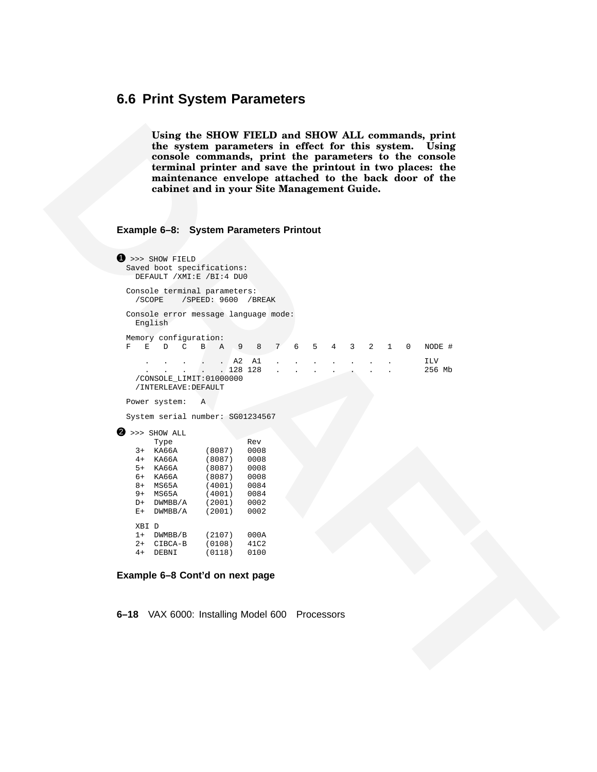## 6.6 Print System Parameters

**Using the SHOW FIELD and SHOW ALL commands, print the system parameters in effect for this system. Using console commands, print the parameters to the console terminal printer and save the printout in two places: the maintenance envelope attached to the back door of the cabinet and in your Site Management Guide.**

**Example 6–8: System Parameters Printout**

```
❶ >>> SHOW FIELD
  Saved boot specifications:
    DEFAULT /XMI:E /BI:4 DU0

  Console terminal parameters:
    /SCOPE    /SPEED: 9600  /BREAK

  Console error message language mode:
    English

  Memory configuration:
  F   E   D   C   B   A   9   8   7   6   5   4   3   2   1   0   NODE #

      .   .   .   .   .  A2  A1   .   .   .   .   .   .   .       ILV
      .   .   .   .   . 128 128   .   .   .   .   .   .   .       256 Mb
    /CONSOLE_LIMIT:01000000
    /INTERLEAVE:DEFAULT

  Power system:   A

  System serial number: SG01234567

❷ >>> SHOW ALL
      Type              Rev
   3+  KA66A      (8087)   0008
   4+  KA66A      (8087)   0008
   5+  KA66A      (8087)   0008
   6+  KA66A      (8087)   0008
   8+  MS65A      (4001)   0084
   9+  MS65A      (4001)   0084
   D+  DWMBB/A    (2001)   0002
   E+  DWMBB/A    (2001)   0002

   XBI D
   1+  DWMBB/B    (2107)   000A
   2+  CIBCA-B    (0108)   41C2
   4+  DEBNI      (0118)   0100
```

**Example 6–8 Cont'd on next page**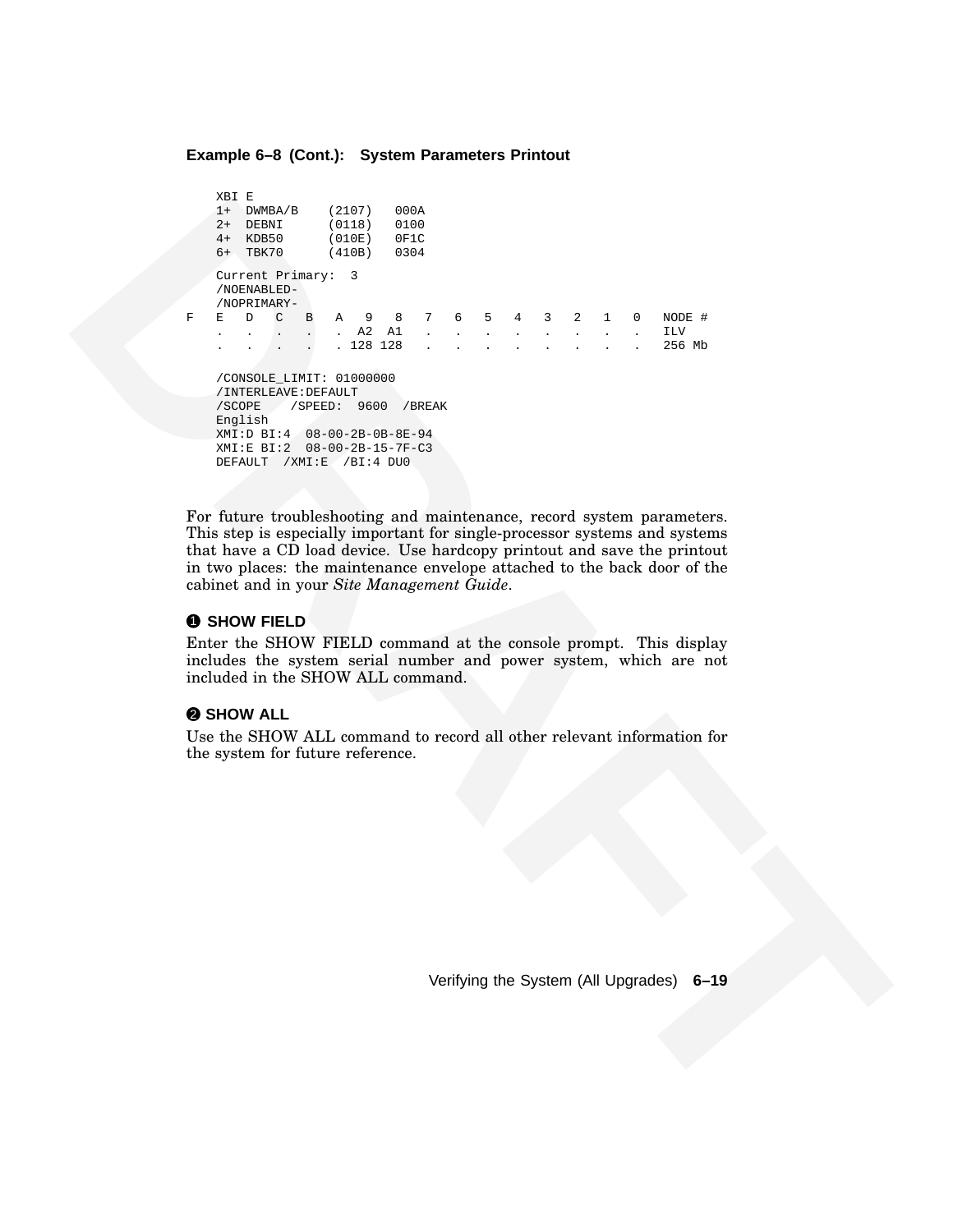**Example 6–8 (Cont.): System Parameters Printout**

```
    XBI E
    1+  DWMBA/B    (2107)   000A
    2+  DEBNI      (0118)   0100
    4+  KDB50      (010E)   0F1C
    6+  TBK70      (410B)   0304

    Current Primary:  3
    /NOENABLED-
    /NOPRIMARY-
F   E   D   C   B   A   9   8   7   6   5   4   3   2   1   0   NODE #
    .   .   .   .   .  A2  A1   .   .   .   .   .   .   .   .   ILV
    .   .   .   .   . 128 128   .   .   .   .   .   .   .   .   256 Mb

    /CONSOLE_LIMIT: 01000000
    /INTERLEAVE:DEFAULT
    /SCOPE    /SPEED:  9600  /BREAK
    English
    XMI:D BI:4  08-00-2B-0B-8E-94
    XMI:E BI:2  08-00-2B-15-7F-C3
    DEFAULT  /XMI:E  /BI:4 DU0
```

For future troubleshooting and maintenance, record system parameters. This step is especially important for single-processor systems and systems that have a CD load device. Use hardcopy printout and save the printout in two places: the maintenance envelope attached to the back door of the cabinet and in your *Site Management Guide*.

**❶ SHOW FIELD**

Enter the SHOW FIELD command at the console prompt. This display includes the system serial number and power system, which are not included in the SHOW ALL command.

**❷ SHOW ALL**

Use the SHOW ALL command to record all other relevant information for the system for future reference.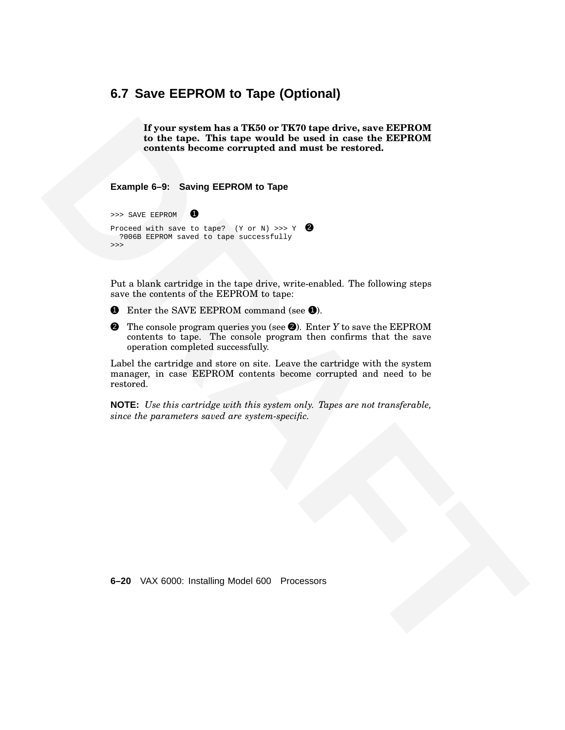## 6.7 Save EEPROM to Tape (Optional)

**If your system has a TK50 or TK70 tape drive, save EEPROM to the tape. This tape would be used in case the EEPROM contents become corrupted and must be restored.**

**Example 6–9: Saving EEPROM to Tape**

```
>>> SAVE EEPROM    ❶

Proceed with save to tape?  (Y or N) >>> Y   ❷
  ?006B EEPROM saved to tape successfully
>>>
```

Put a blank cartridge in the tape drive, write-enabled. The following steps save the contents of the EEPROM to tape:

❶ Enter the SAVE EEPROM command (see ❶).

❷ The console program queries you (see ❷). Enter *Y* to save the EEPROM contents to tape. The console program then confirms that the save operation completed successfully.

Label the cartridge and store on site. Leave the cartridge with the system manager, in case EEPROM contents become corrupted and need to be restored.

**NOTE:** *Use this cartridge with this system only. Tapes are not transferable, since the parameters saved are system-specific.*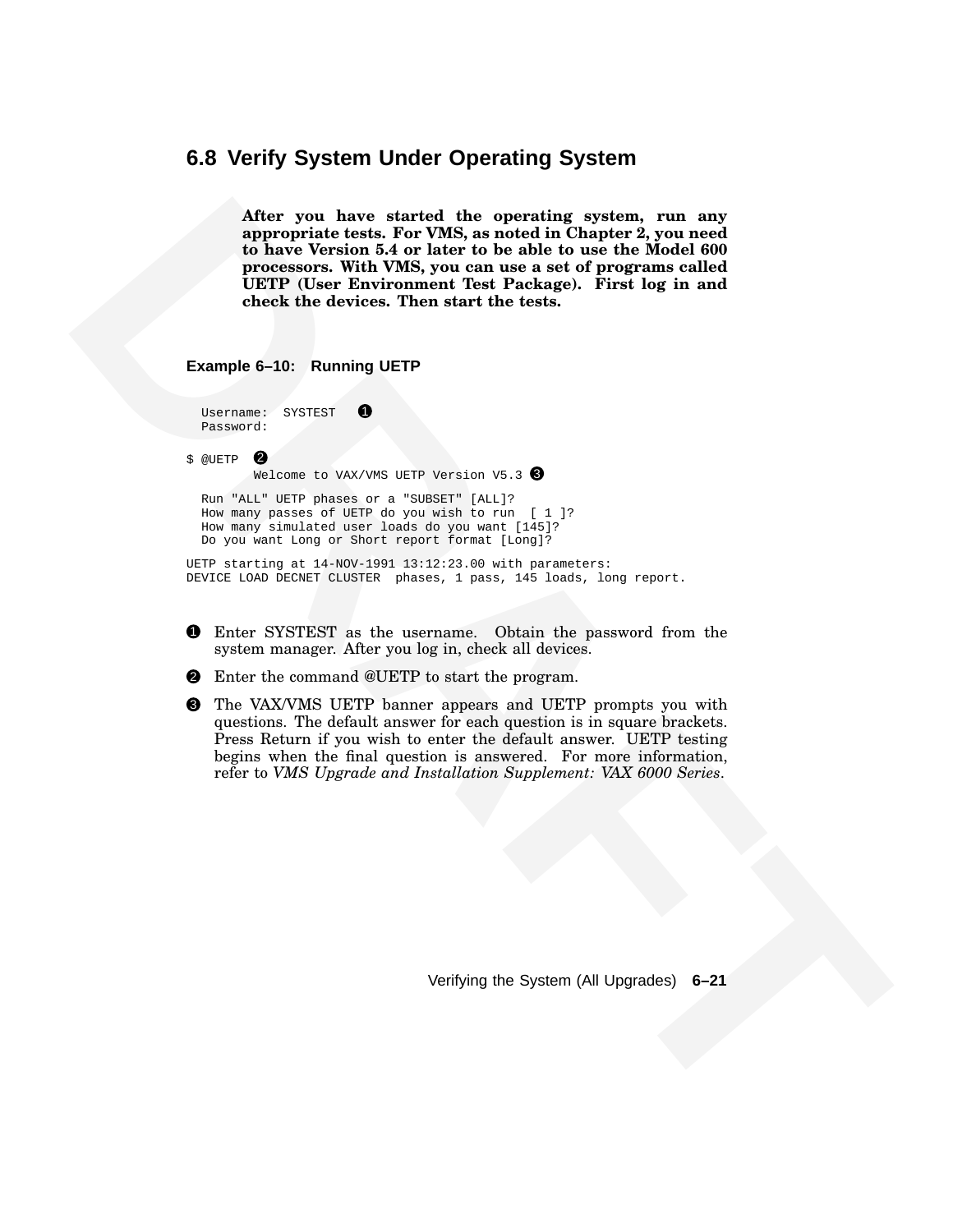## 6.8 Verify System Under Operating System

**After you have started the operating system, run any appropriate tests. For VMS, as noted in Chapter 2, you need to have Version 5.4 or later to be able to use the Model 600 processors. With VMS, you can use a set of programs called UETP (User Environment Test Package). First log in and check the devices. Then start the tests.**

**Example 6–10: Running UETP**

```
  Username:  SYSTEST   ❶
  Password:

$ @UETP  ❷
        Welcome to VAX/VMS UETP Version V5.3 ❸

  Run "ALL" UETP phases or a "SUBSET" [ALL]?
  How many passes of UETP do you wish to run  [ 1 ]?
  How many simulated user loads do you want [145]?
  Do you want Long or Short report format [Long]?

UETP starting at 14-NOV-1991 13:12:23.00 with parameters:
DEVICE LOAD DECNET CLUSTER  phases, 1 pass, 145 loads, long report.
```

❶ Enter SYSTEST as the username. Obtain the password from the system manager. After you log in, check all devices.

❷ Enter the command @UETP to start the program.

❸ The VAX/VMS UETP banner appears and UETP prompts you with questions. The default answer for each question is in square brackets. Press Return if you wish to enter the default answer. UETP testing begins when the final question is answered. For more information, refer to *VMS Upgrade and Installation Supplement: VAX 6000 Series*.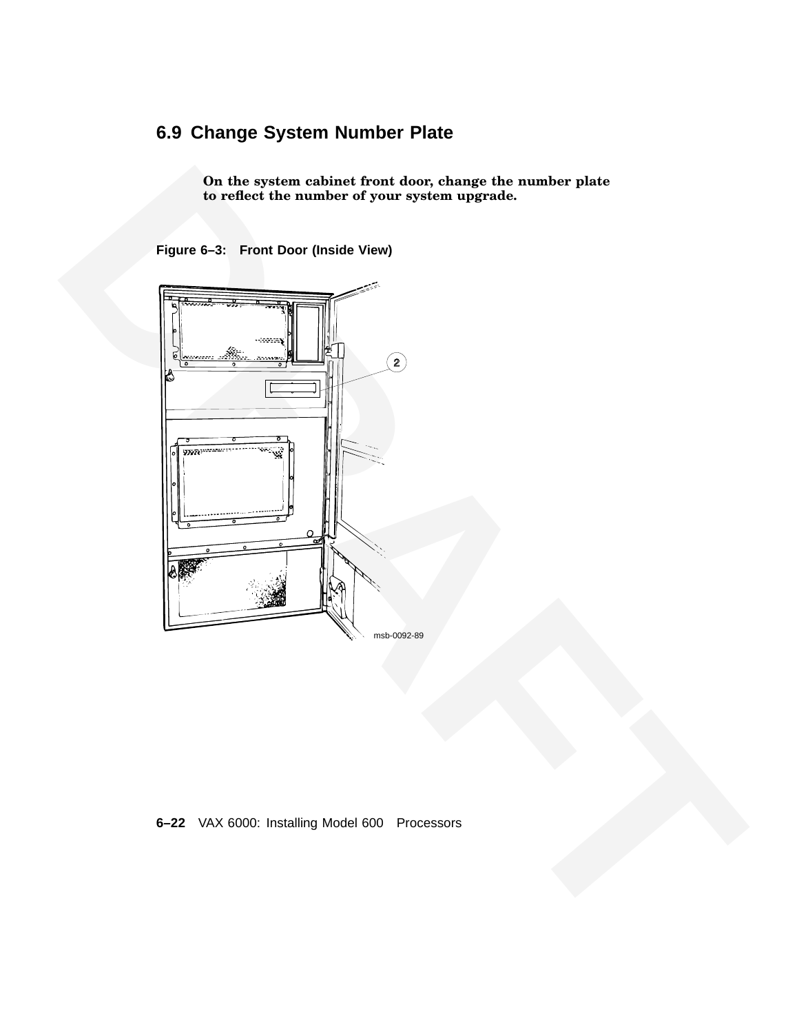## 6.9 Change System Number Plate

**On the system cabinet front door, change the number plate to reflect the number of your system upgrade.**

**Figure 6–3: Front Door (Inside View)**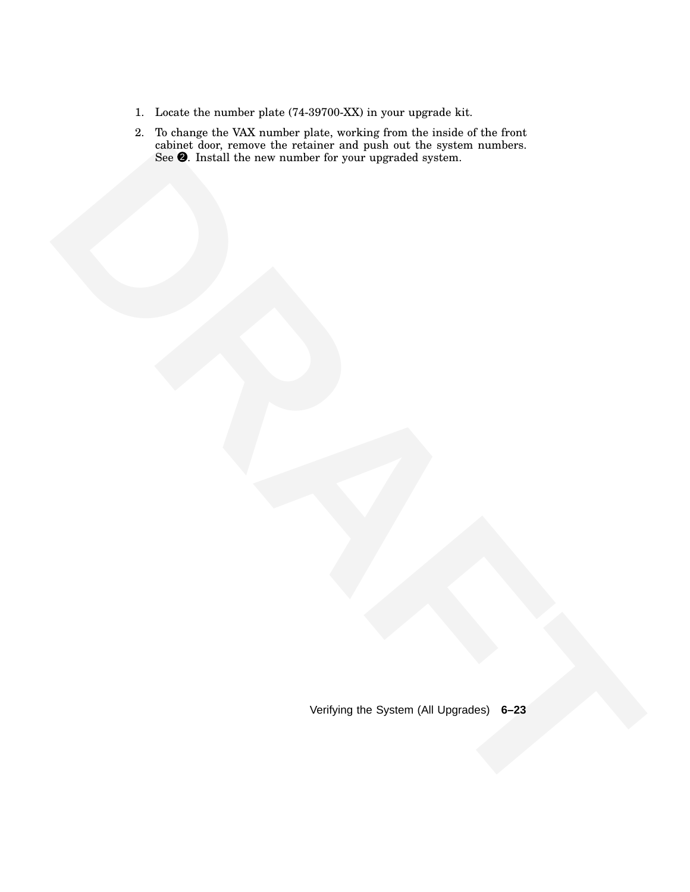1. Locate the number plate (74-39700-XX) in your upgrade kit.
2. To change the VAX number plate, working from the inside of the front cabinet door, remove the retainer and push out the system numbers. See ❷. Install the new number for your upgraded system.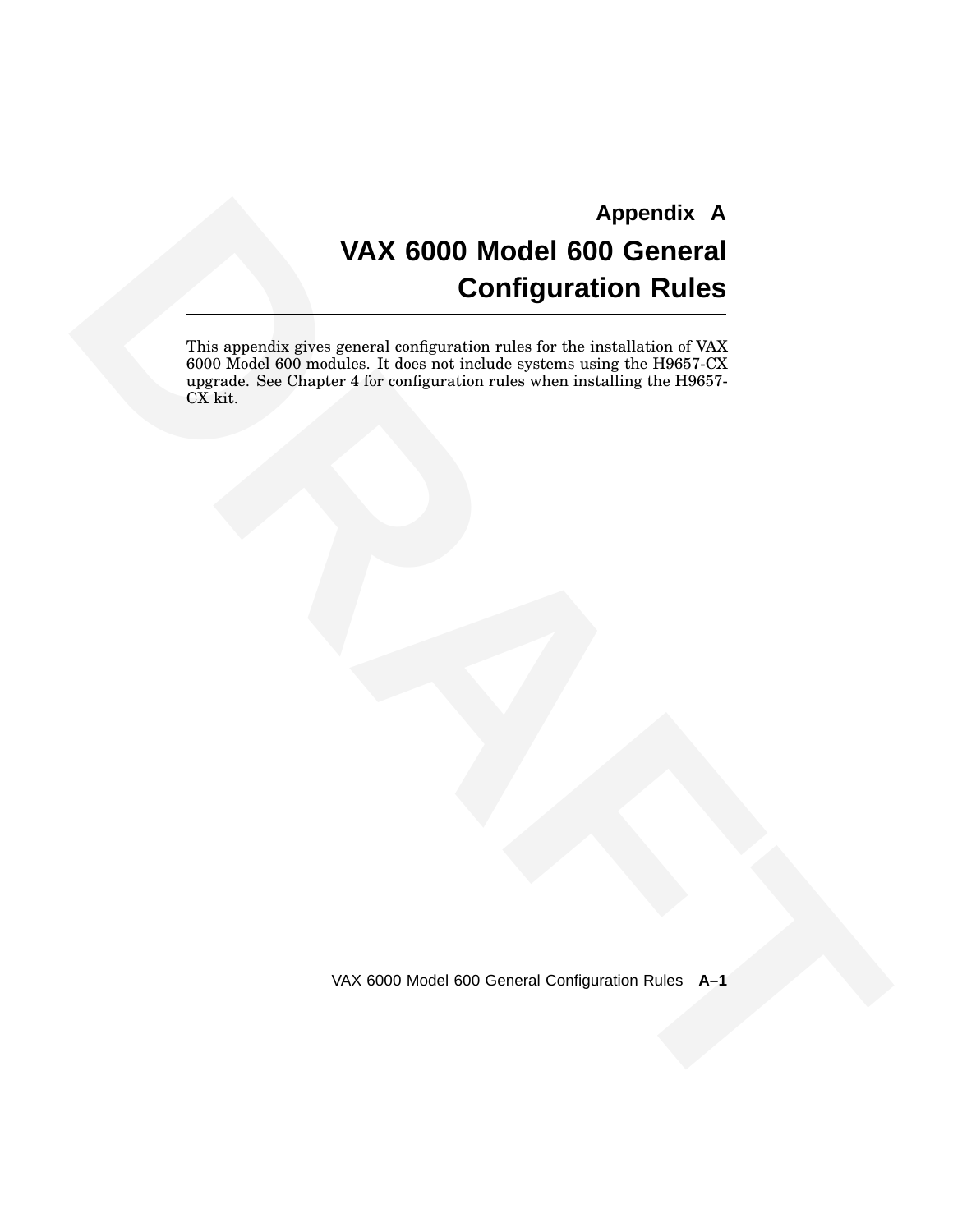# Appendix A

# VAX 6000 Model 600 General Configuration Rules

This appendix gives general configuration rules for the installation of VAX 6000 Model 600 modules. It does not include systems using the H9657-CX upgrade. See Chapter 4 for configuration rules when installing the H9657-CX kit.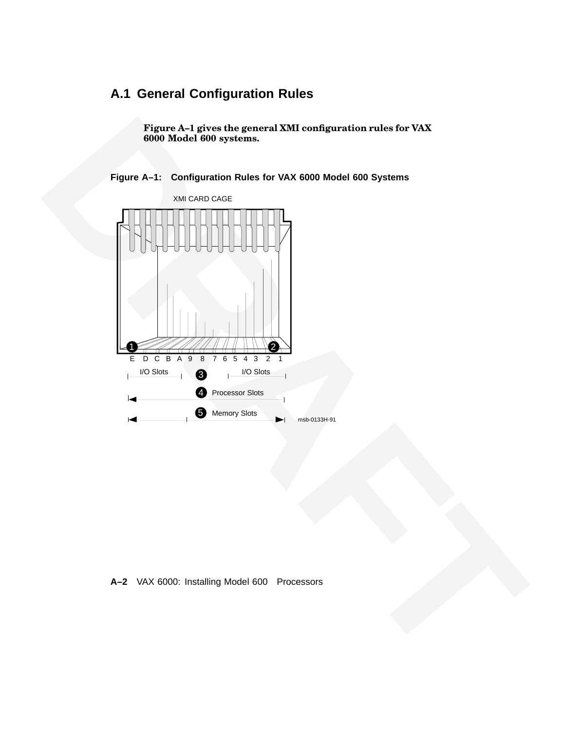## A.1 General Configuration Rules

**Figure A–1 gives the general XMI configuration rules for VAX 6000 Model 600 systems.**

**Figure A–1: Configuration Rules for VAX 6000 Model 600 Systems**

XMI CARD CAGE

E D C B A 9 8 7 6 5 4 3 2 1

I/O Slots ❸ I/O Slots

❹ Processor Slots

❺ Memory Slots

msb-0133H-91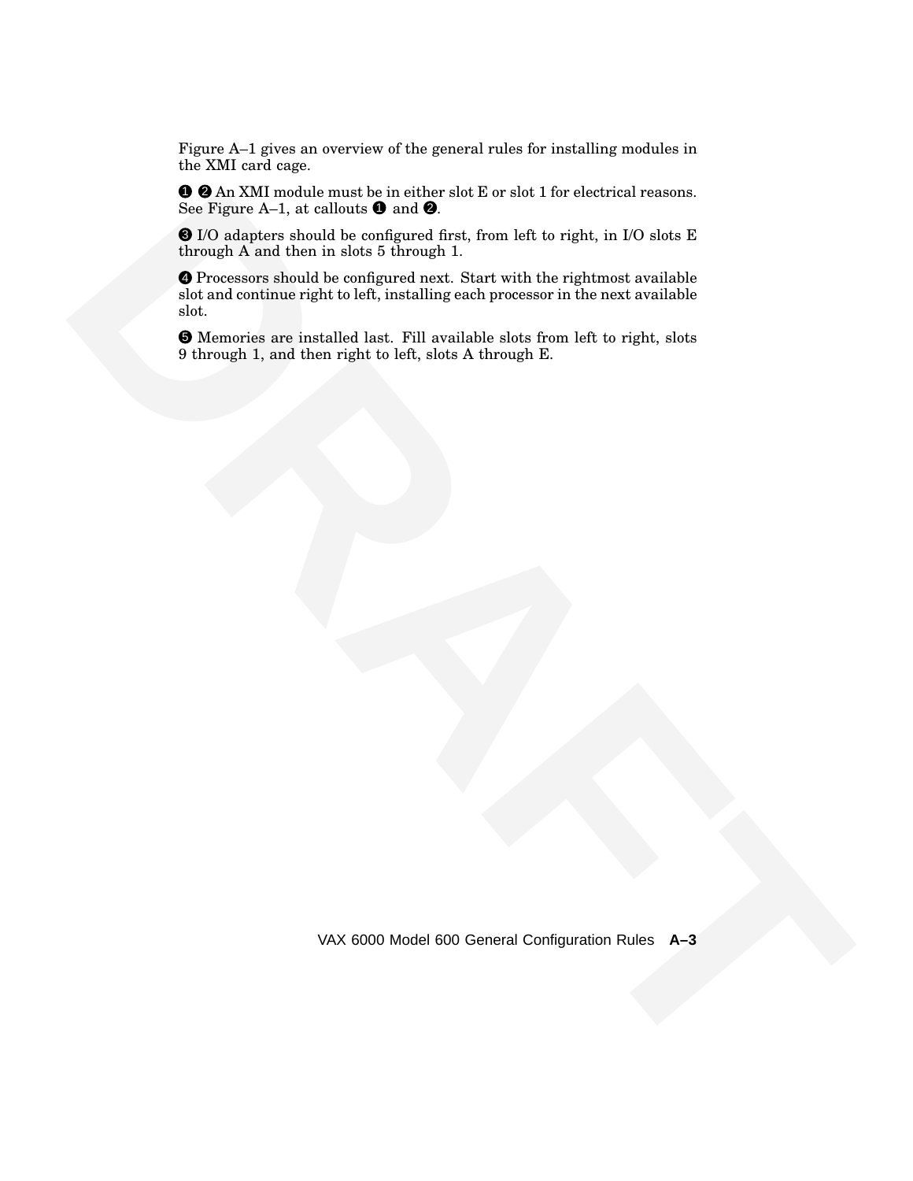Figure A–1 gives an overview of the general rules for installing modules in the XMI card cage.

➊ ➋ An XMI module must be in either slot E or slot 1 for electrical reasons. See Figure A–1, at callouts ➊ and ➋.

➌ I/O adapters should be configured first, from left to right, in I/O slots E through A and then in slots 5 through 1.

➍ Processors should be configured next. Start with the rightmost available slot and continue right to left, installing each processor in the next available slot.

➎ Memories are installed last. Fill available slots from left to right, slots 9 through 1, and then right to left, slots A through E.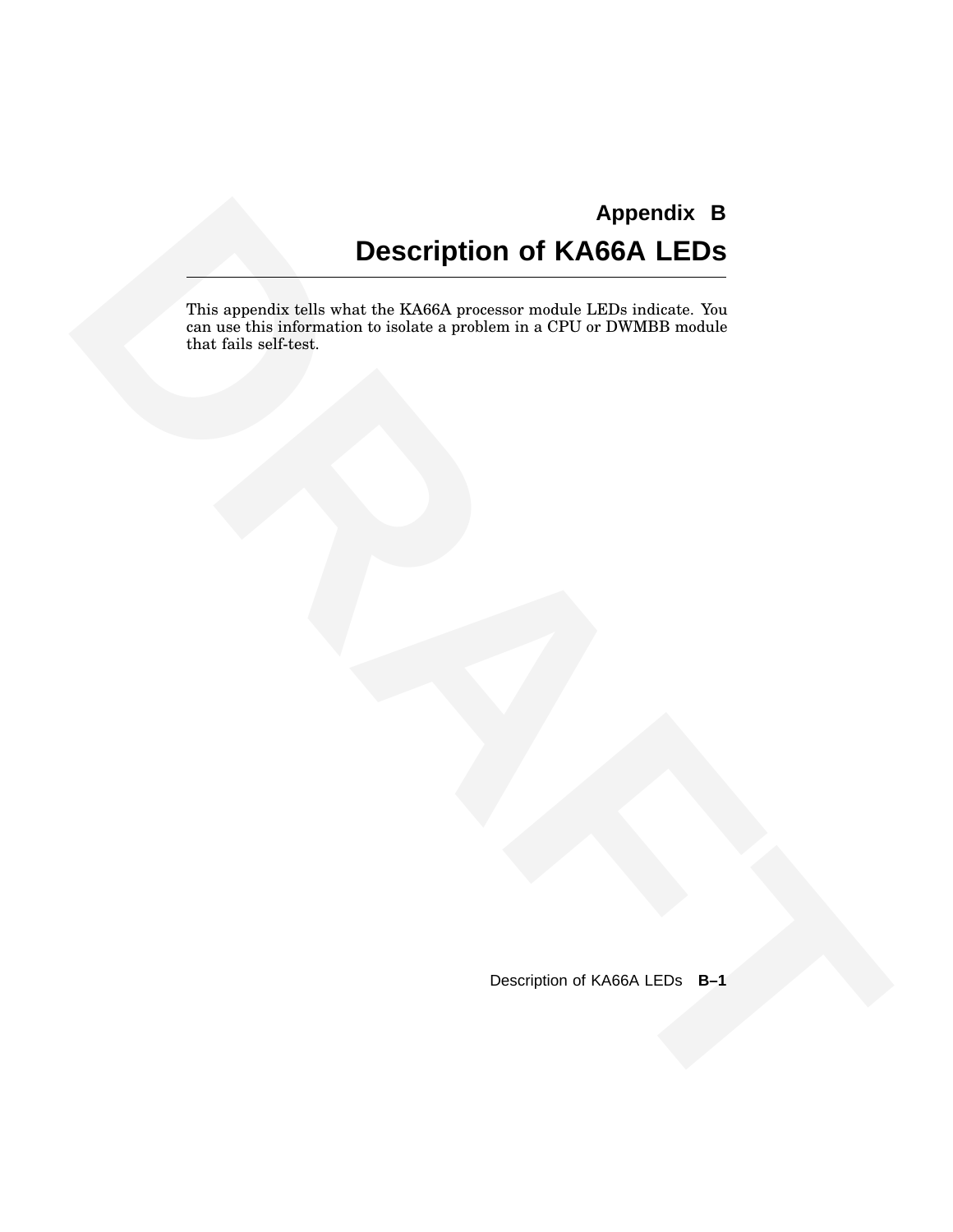# Appendix B

# Description of KA66A LEDs

This appendix tells what the KA66A processor module LEDs indicate. You can use this information to isolate a problem in a CPU or DWMBB module that fails self-test.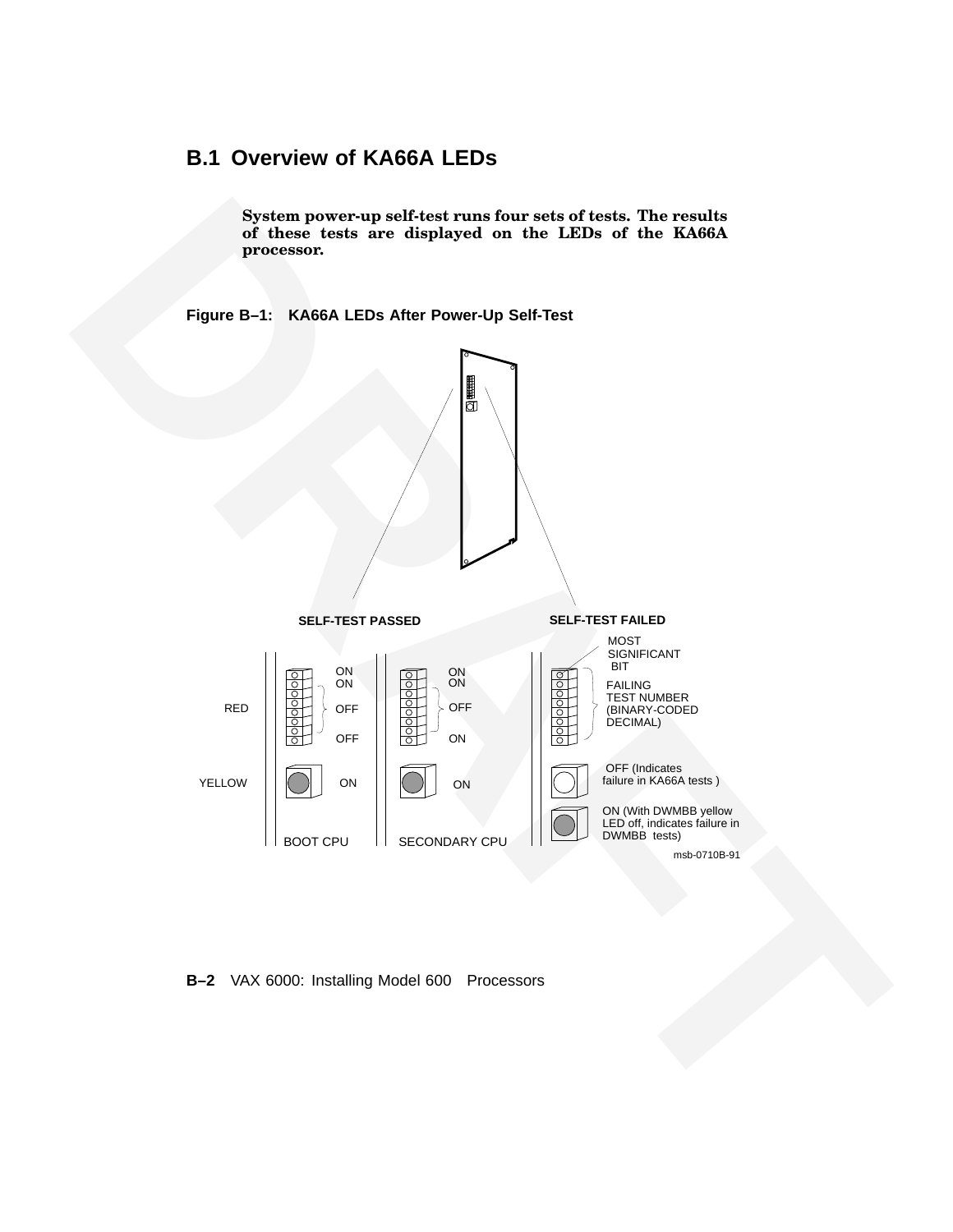## B.1 Overview of KA66A LEDs

**System power-up self-test runs four sets of tests. The results of these tests are displayed on the LEDs of the KA66A processor.**

**Figure B–1: KA66A LEDs After Power-Up Self-Test**

SELF-TEST PASSED

| | BOOT CPU | SECONDARY CPU |
|---|---|---|
| RED | ON, ON, OFF, OFF | ON, ON, OFF, ON |
| YELLOW | ON | ON |

SELF-TEST FAILED

- RED: MOST SIGNIFICANT BIT; FAILING TEST NUMBER (BINARY-CODED DECIMAL)
- YELLOW: OFF (Indicates failure in KA66A tests )
- ON (With DWMBB yellow LED off, indicates failure in DWMBB tests)

msb-0710B-91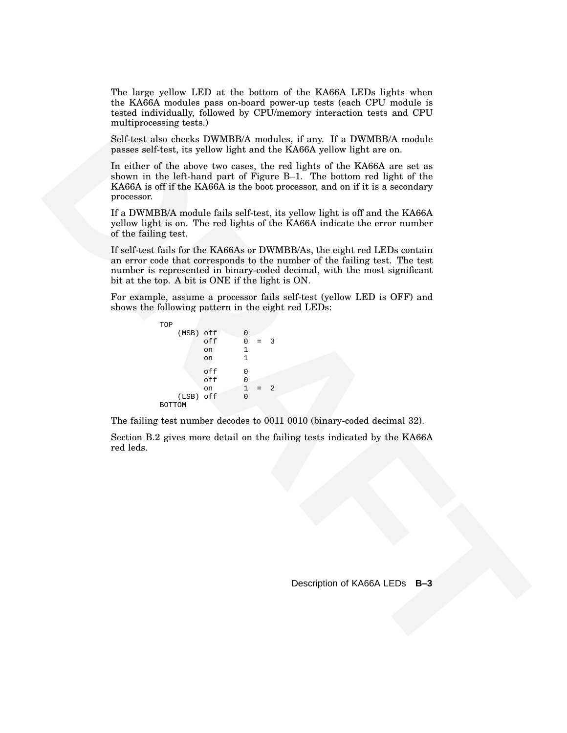The large yellow LED at the bottom of the KA66A LEDs lights when the KA66A modules pass on-board power-up tests (each CPU module is tested individually, followed by CPU/memory interaction tests and CPU multiprocessing tests.)

Self-test also checks DWMBB/A modules, if any. If a DWMBB/A module passes self-test, its yellow light and the KA66A yellow light are on.

In either of the above two cases, the red lights of the KA66A are set as shown in the left-hand part of Figure B–1. The bottom red light of the KA66A is off if the KA66A is the boot processor, and on if it is a secondary processor.

If a DWMBB/A module fails self-test, its yellow light is off and the KA66A yellow light is on. The red lights of the KA66A indicate the error number of the failing test.

If self-test fails for the KA66As or DWMBB/As, the eight red LEDs contain an error code that corresponds to the number of the failing test. The test number is represented in binary-coded decimal, with the most significant bit at the top. A bit is ONE if the light is ON.

For example, assume a processor fails self-test (yellow LED is OFF) and shows the following pattern in the eight red LEDs:

```
TOP
    (MSB) off      0
          off      0  =  3
          on       1
          on       1

          off      0
          off      0
          on       1  =  2
    (LSB) off      0
BOTTOM
```

The failing test number decodes to 0011 0010 (binary-coded decimal 32).

Section B.2 gives more detail on the failing tests indicated by the KA66A red leds.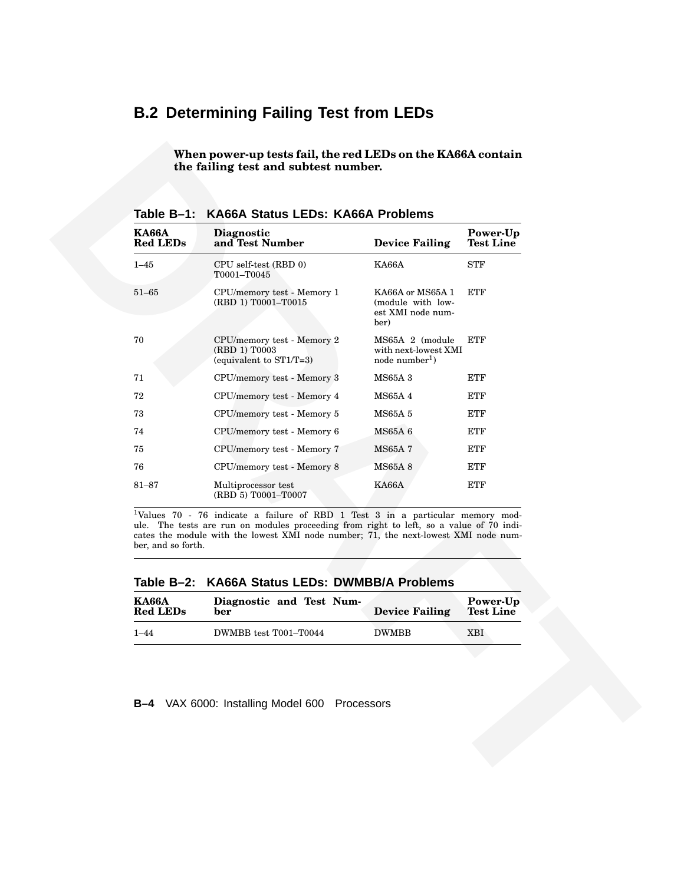## B.2 Determining Failing Test from LEDs

**When power-up tests fail, the red LEDs on the KA66A contain the failing test and subtest number.**

**Table B–1: KA66A Status LEDs: KA66A Problems**

| KA66A Red LEDs | Diagnostic and Test Number | Device Failing | Power-Up Test Line |
|---|---|---|---|
| 1–45 | CPU self-test (RBD 0) T0001–T0045 | KA66A | STF |
| 51–65 | CPU/memory test - Memory 1 (RBD 1) T0001–T0015 | KA66A or MS65A 1 (module with lowest XMI node number) | ETF |
| 70 | CPU/memory test - Memory 2 (RBD 1) T0003 (equivalent to ST1/T=3) | MS65A 2 (module with next-lowest XMI node number[1]) | ETF |
| 71 | CPU/memory test - Memory 3 | MS65A 3 | ETF |
| 72 | CPU/memory test - Memory 4 | MS65A 4 | ETF |
| 73 | CPU/memory test - Memory 5 | MS65A 5 | ETF |
| 74 | CPU/memory test - Memory 6 | MS65A 6 | ETF |
| 75 | CPU/memory test - Memory 7 | MS65A 7 | ETF |
| 76 | CPU/memory test - Memory 8 | MS65A 8 | ETF |
| 81–87 | Multiprocessor test (RBD 5) T0001–T0007 | KA66A | ETF |

[1]Values 70 - 76 indicate a failure of RBD 1 Test 3 in a particular memory module. The tests are run on modules proceeding from right to left, so a value of 70 indicates the module with the lowest XMI node number; 71, the next-lowest XMI node number, and so forth.

**Table B–2: KA66A Status LEDs: DWMBB/A Problems**

| KA66A Red LEDs | Diagnostic and Test Number | Device Failing | Power-Up Test Line |
|---|---|---|---|
| 1–44 | DWMBB test T001–T0044 | DWMBB | XBI |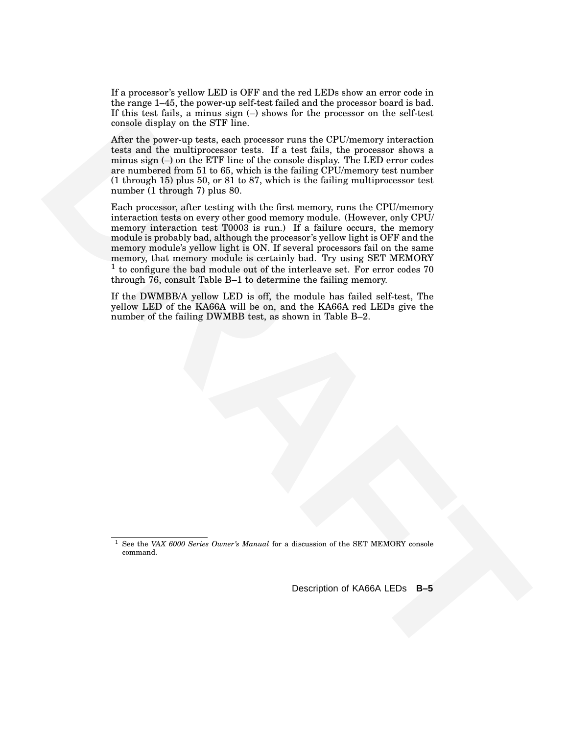If a processor's yellow LED is OFF and the red LEDs show an error code in the range 1–45, the power-up self-test failed and the processor board is bad. If this test fails, a minus sign (–) shows for the processor on the self-test console display on the STF line.

After the power-up tests, each processor runs the CPU/memory interaction tests and the multiprocessor tests. If a test fails, the processor shows a minus sign (–) on the ETF line of the console display. The LED error codes are numbered from 51 to 65, which is the failing CPU/memory test number (1 through 15) plus 50, or 81 to 87, which is the failing multiprocessor test number (1 through 7) plus 80.

Each processor, after testing with the first memory, runs the CPU/memory interaction tests on every other good memory module. (However, only CPU/memory interaction test T0003 is run.) If a failure occurs, the memory module is probably bad, although the processor's yellow light is OFF and the memory module's yellow light is ON. If several processors fail on the same memory, that memory module is certainly bad. Try using SET MEMORY [1] to configure the bad module out of the interleave set. For error codes 70 through 76, consult Table B–1 to determine the failing memory.

If the DWMBB/A yellow LED is off, the module has failed self-test, The yellow LED of the KA66A will be on, and the KA66A red LEDs give the number of the failing DWMBB test, as shown in Table B–2.

[1] See the *VAX 6000 Series Owner's Manual* for a discussion of the SET MEMORY console command.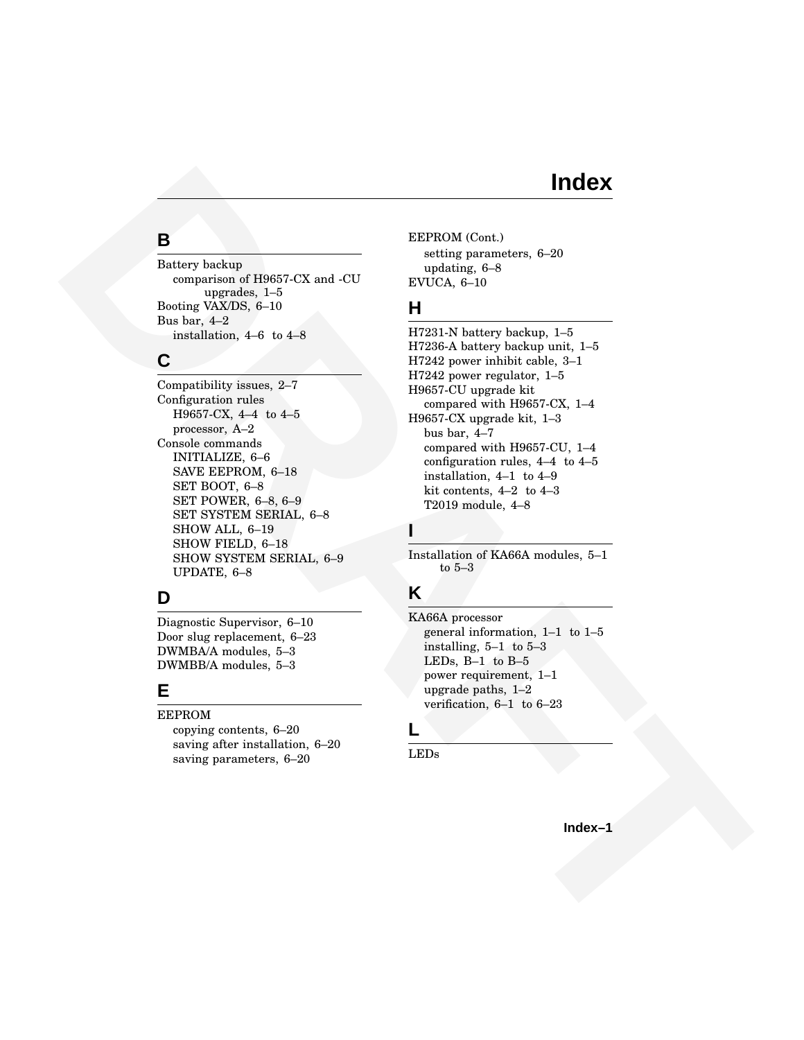# Index

## B

Battery backup
- comparison of H9657-CX and -CU upgrades, 1–5

Booting VAX/DS, 6–10

Bus bar, 4–2
- installation, 4–6 to 4–8

## C

Compatibility issues, 2–7

Configuration rules
- H9657-CX, 4–4 to 4–5
- processor, A–2

Console commands
- INITIALIZE, 6–6
- SAVE EEPROM, 6–18
- SET BOOT, 6–8
- SET POWER, 6–8, 6–9
- SET SYSTEM SERIAL, 6–8
- SHOW ALL, 6–19
- SHOW FIELD, 6–18
- SHOW SYSTEM SERIAL, 6–9
- UPDATE, 6–8

## D

Diagnostic Supervisor, 6–10

Door slug replacement, 6–23

DWMBA/A modules, 5–3

DWMBB/A modules, 5–3

## E

EEPROM
- copying contents, 6–20
- saving after installation, 6–20
- saving parameters, 6–20

EEPROM (Cont.)
- setting parameters, 6–20
- updating, 6–8

EVUCA, 6–10

## H

H7231-N battery backup, 1–5

H7236-A battery backup unit, 1–5

H7242 power inhibit cable, 3–1

H7242 power regulator, 1–5

H9657-CU upgrade kit
- compared with H9657-CX, 1–4

H9657-CX upgrade kit, 1–3
- bus bar, 4–7
- compared with H9657-CU, 1–4
- configuration rules, 4–4 to 4–5
- installation, 4–1 to 4–9
- kit contents, 4–2 to 4–3
- T2019 module, 4–8

## I

Installation of KA66A modules, 5–1 to 5–3

## K

KA66A processor
- general information, 1–1 to 1–5
- installing, 5–1 to 5–3
- LEDs, B–1 to B–5
- power requirement, 1–1
- upgrade paths, 1–2
- verification, 6–1 to 6–23

## L

LEDs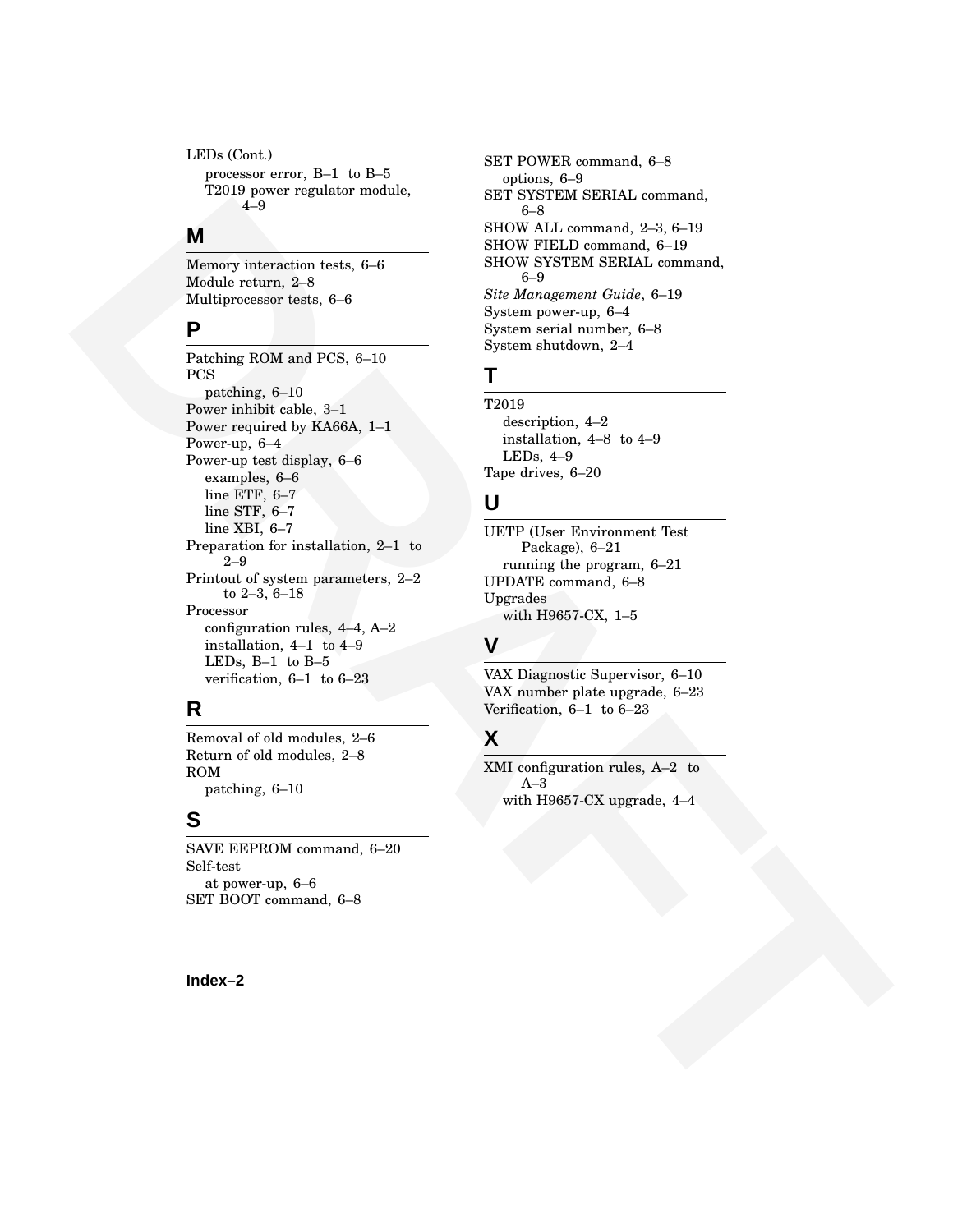LEDs (Cont.)
- processor error, B–1 to B–5
- T2019 power regulator module, 4–9

## M

Memory interaction tests, 6–6
Module return, 2–8
Multiprocessor tests, 6–6

## P

Patching ROM and PCS, 6–10
PCS
- patching, 6–10

Power inhibit cable, 3–1
Power required by KA66A, 1–1
Power-up, 6–4
Power-up test display, 6–6
- examples, 6–6
- line ETF, 6–7
- line STF, 6–7
- line XBI, 6–7

Preparation for installation, 2–1 to 2–9
Printout of system parameters, 2–2 to 2–3, 6–18
Processor
- configuration rules, 4–4, A–2
- installation, 4–1 to 4–9
- LEDs, B–1 to B–5
- verification, 6–1 to 6–23

## R

Removal of old modules, 2–6
Return of old modules, 2–8
ROM
- patching, 6–10

## S

SAVE EEPROM command, 6–20
Self-test
- at power-up, 6–6

SET BOOT command, 6–8
SET POWER command, 6–8
- options, 6–9

SET SYSTEM SERIAL command, 6–8
SHOW ALL command, 2–3, 6–19
SHOW FIELD command, 6–19
SHOW SYSTEM SERIAL command, 6–9
*Site Management Guide*, 6–19
System power-up, 6–4
System serial number, 6–8
System shutdown, 2–4

## T

T2019
- description, 4–2
- installation, 4–8 to 4–9
- LEDs, 4–9

Tape drives, 6–20

## U

UETP (User Environment Test Package), 6–21
- running the program, 6–21

UPDATE command, 6–8
Upgrades
- with H9657-CX, 1–5

## V

VAX Diagnostic Supervisor, 6–10
VAX number plate upgrade, 6–23
Verification, 6–1 to 6–23

## X

XMI configuration rules, A–2 to A–3
- with H9657-CX upgrade, 4–4